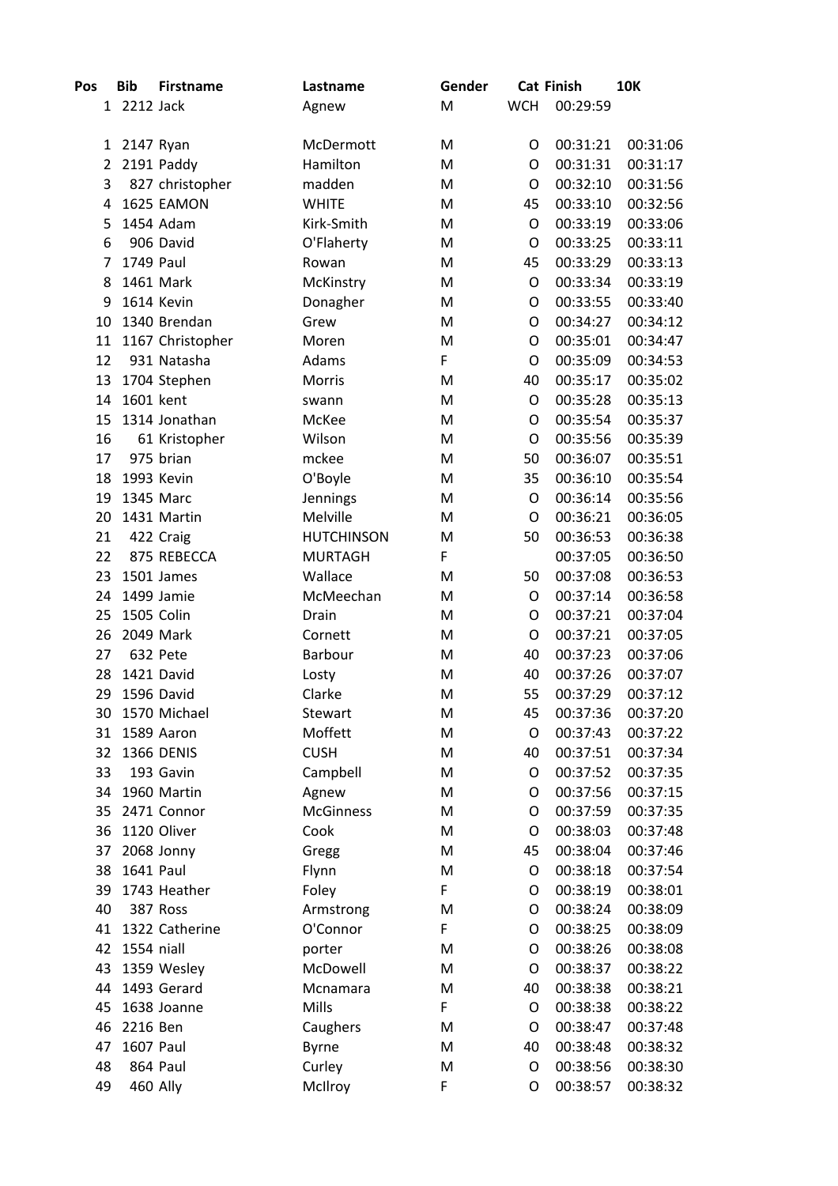| Pos | Bib | Firstname | Lastname | Gender | Cat | Finish | 10K |
|---|---|---|---|---|---|---|---|
| 1 | 2212 | Jack | Agnew | M | WCH | 00:29:59 | |
| | | | | | | | |
| 1 | 2147 | Ryan | McDermott | M | O | 00:31:21 | 00:31:06 |
| 2 | 2191 | Paddy | Hamilton | M | O | 00:31:31 | 00:31:17 |
| 3 | 827 | christopher | madden | M | O | 00:32:10 | 00:31:56 |
| 4 | 1625 | EAMON | WHITE | M | 45 | 00:33:10 | 00:32:56 |
| 5 | 1454 | Adam | Kirk-Smith | M | O | 00:33:19 | 00:33:06 |
| 6 | 906 | David | O'Flaherty | M | O | 00:33:25 | 00:33:11 |
| 7 | 1749 | Paul | Rowan | M | 45 | 00:33:29 | 00:33:13 |
| 8 | 1461 | Mark | McKinstry | M | O | 00:33:34 | 00:33:19 |
| 9 | 1614 | Kevin | Donagher | M | O | 00:33:55 | 00:33:40 |
| 10 | 1340 | Brendan | Grew | M | O | 00:34:27 | 00:34:12 |
| 11 | 1167 | Christopher | Moren | M | O | 00:35:01 | 00:34:47 |
| 12 | 931 | Natasha | Adams | F | O | 00:35:09 | 00:34:53 |
| 13 | 1704 | Stephen | Morris | M | 40 | 00:35:17 | 00:35:02 |
| 14 | 1601 | kent | swann | M | O | 00:35:28 | 00:35:13 |
| 15 | 1314 | Jonathan | McKee | M | O | 00:35:54 | 00:35:37 |
| 16 | 61 | Kristopher | Wilson | M | O | 00:35:56 | 00:35:39 |
| 17 | 975 | brian | mckee | M | 50 | 00:36:07 | 00:35:51 |
| 18 | 1993 | Kevin | O'Boyle | M | 35 | 00:36:10 | 00:35:54 |
| 19 | 1345 | Marc | Jennings | M | O | 00:36:14 | 00:35:56 |
| 20 | 1431 | Martin | Melville | M | O | 00:36:21 | 00:36:05 |
| 21 | 422 | Craig | HUTCHINSON | M | 50 | 00:36:53 | 00:36:38 |
| 22 | 875 | REBECCA | MURTAGH | F | | 00:37:05 | 00:36:50 |
| 23 | 1501 | James | Wallace | M | 50 | 00:37:08 | 00:36:53 |
| 24 | 1499 | Jamie | McMeechan | M | O | 00:37:14 | 00:36:58 |
| 25 | 1505 | Colin | Drain | M | O | 00:37:21 | 00:37:04 |
| 26 | 2049 | Mark | Cornett | M | O | 00:37:21 | 00:37:05 |
| 27 | 632 | Pete | Barbour | M | 40 | 00:37:23 | 00:37:06 |
| 28 | 1421 | David | Losty | M | 40 | 00:37:26 | 00:37:07 |
| 29 | 1596 | David | Clarke | M | 55 | 00:37:29 | 00:37:12 |
| 30 | 1570 | Michael | Stewart | M | 45 | 00:37:36 | 00:37:20 |
| 31 | 1589 | Aaron | Moffett | M | O | 00:37:43 | 00:37:22 |
| 32 | 1366 | DENIS | CUSH | M | 40 | 00:37:51 | 00:37:34 |
| 33 | 193 | Gavin | Campbell | M | O | 00:37:52 | 00:37:35 |
| 34 | 1960 | Martin | Agnew | M | O | 00:37:56 | 00:37:15 |
| 35 | 2471 | Connor | McGinness | M | O | 00:37:59 | 00:37:35 |
| 36 | 1120 | Oliver | Cook | M | O | 00:38:03 | 00:37:48 |
| 37 | 2068 | Jonny | Gregg | M | 45 | 00:38:04 | 00:37:46 |
| 38 | 1641 | Paul | Flynn | M | O | 00:38:18 | 00:37:54 |
| 39 | 1743 | Heather | Foley | F | O | 00:38:19 | 00:38:01 |
| 40 | 387 | Ross | Armstrong | M | O | 00:38:24 | 00:38:09 |
| 41 | 1322 | Catherine | O'Connor | F | O | 00:38:25 | 00:38:09 |
| 42 | 1554 | niall | porter | M | O | 00:38:26 | 00:38:08 |
| 43 | 1359 | Wesley | McDowell | M | O | 00:38:37 | 00:38:22 |
| 44 | 1493 | Gerard | Mcnamara | M | 40 | 00:38:38 | 00:38:21 |
| 45 | 1638 | Joanne | Mills | F | O | 00:38:38 | 00:38:22 |
| 46 | 2216 | Ben | Caughers | M | O | 00:38:47 | 00:37:48 |
| 47 | 1607 | Paul | Byrne | M | 40 | 00:38:48 | 00:38:32 |
| 48 | 864 | Paul | Curley | M | O | 00:38:56 | 00:38:30 |
| 49 | 460 | Ally | McIlroy | F | O | 00:38:57 | 00:38:32 |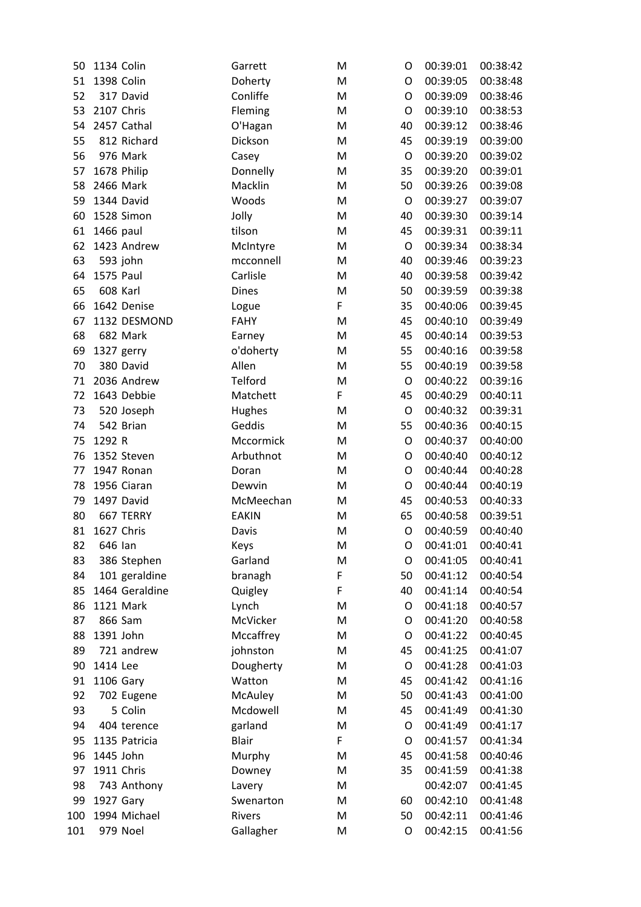| 50 | 1134 | Colin | Garrett | M | O | 00:39:01 | 00:38:42 |
|---|---|---|---|---|---|---|---|
| 51 | 1398 | Colin | Doherty | M | O | 00:39:05 | 00:38:48 |
| 52 | 317 | David | Conliffe | M | O | 00:39:09 | 00:38:46 |
| 53 | 2107 | Chris | Fleming | M | O | 00:39:10 | 00:38:53 |
| 54 | 2457 | Cathal | O'Hagan | M | 40 | 00:39:12 | 00:38:46 |
| 55 | 812 | Richard | Dickson | M | 45 | 00:39:19 | 00:39:00 |
| 56 | 976 | Mark | Casey | M | O | 00:39:20 | 00:39:02 |
| 57 | 1678 | Philip | Donnelly | M | 35 | 00:39:20 | 00:39:01 |
| 58 | 2466 | Mark | Macklin | M | 50 | 00:39:26 | 00:39:08 |
| 59 | 1344 | David | Woods | M | O | 00:39:27 | 00:39:07 |
| 60 | 1528 | Simon | Jolly | M | 40 | 00:39:30 | 00:39:14 |
| 61 | 1466 | paul | tilson | M | 45 | 00:39:31 | 00:39:11 |
| 62 | 1423 | Andrew | McIntyre | M | O | 00:39:34 | 00:38:34 |
| 63 | 593 | john | mcconnell | M | 40 | 00:39:46 | 00:39:23 |
| 64 | 1575 | Paul | Carlisle | M | 40 | 00:39:58 | 00:39:42 |
| 65 | 608 | Karl | Dines | M | 50 | 00:39:59 | 00:39:38 |
| 66 | 1642 | Denise | Logue | F | 35 | 00:40:06 | 00:39:45 |
| 67 | 1132 | DESMOND | FAHY | M | 45 | 00:40:10 | 00:39:49 |
| 68 | 682 | Mark | Earney | M | 45 | 00:40:14 | 00:39:53 |
| 69 | 1327 | gerry | o'doherty | M | 55 | 00:40:16 | 00:39:58 |
| 70 | 380 | David | Allen | M | 55 | 00:40:19 | 00:39:58 |
| 71 | 2036 | Andrew | Telford | M | O | 00:40:22 | 00:39:16 |
| 72 | 1643 | Debbie | Matchett | F | 45 | 00:40:29 | 00:40:11 |
| 73 | 520 | Joseph | Hughes | M | O | 00:40:32 | 00:39:31 |
| 74 | 542 | Brian | Geddis | M | 55 | 00:40:36 | 00:40:15 |
| 75 | 1292 | R | Mccormick | M | O | 00:40:37 | 00:40:00 |
| 76 | 1352 | Steven | Arbuthnot | M | O | 00:40:40 | 00:40:12 |
| 77 | 1947 | Ronan | Doran | M | O | 00:40:44 | 00:40:28 |
| 78 | 1956 | Ciaran | Dewvin | M | O | 00:40:44 | 00:40:19 |
| 79 | 1497 | David | McMeechan | M | 45 | 00:40:53 | 00:40:33 |
| 80 | 667 | TERRY | EAKIN | M | 65 | 00:40:58 | 00:39:51 |
| 81 | 1627 | Chris | Davis | M | O | 00:40:59 | 00:40:40 |
| 82 | 646 | Ian | Keys | M | O | 00:41:01 | 00:40:41 |
| 83 | 386 | Stephen | Garland | M | O | 00:41:05 | 00:40:41 |
| 84 | 101 | geraldine | branagh | F | 50 | 00:41:12 | 00:40:54 |
| 85 | 1464 | Geraldine | Quigley | F | 40 | 00:41:14 | 00:40:54 |
| 86 | 1121 | Mark | Lynch | M | O | 00:41:18 | 00:40:57 |
| 87 | 866 | Sam | McVicker | M | O | 00:41:20 | 00:40:58 |
| 88 | 1391 | John | Mccaffrey | M | O | 00:41:22 | 00:40:45 |
| 89 | 721 | andrew | johnston | M | 45 | 00:41:25 | 00:41:07 |
| 90 | 1414 | Lee | Dougherty | M | O | 00:41:28 | 00:41:03 |
| 91 | 1106 | Gary | Watton | M | 45 | 00:41:42 | 00:41:16 |
| 92 | 702 | Eugene | McAuley | M | 50 | 00:41:43 | 00:41:00 |
| 93 | 5 | Colin | Mcdowell | M | 45 | 00:41:49 | 00:41:30 |
| 94 | 404 | terence | garland | M | O | 00:41:49 | 00:41:17 |
| 95 | 1135 | Patricia | Blair | F | O | 00:41:57 | 00:41:34 |
| 96 | 1445 | John | Murphy | M | 45 | 00:41:58 | 00:40:46 |
| 97 | 1911 | Chris | Downey | M | 35 | 00:41:59 | 00:41:38 |
| 98 | 743 | Anthony | Lavery | M | | 00:42:07 | 00:41:45 |
| 99 | 1927 | Gary | Swenarton | M | 60 | 00:42:10 | 00:41:48 |
| 100 | 1994 | Michael | Rivers | M | 50 | 00:42:11 | 00:41:46 |
| 101 | 979 | Noel | Gallagher | M | O | 00:42:15 | 00:41:56 |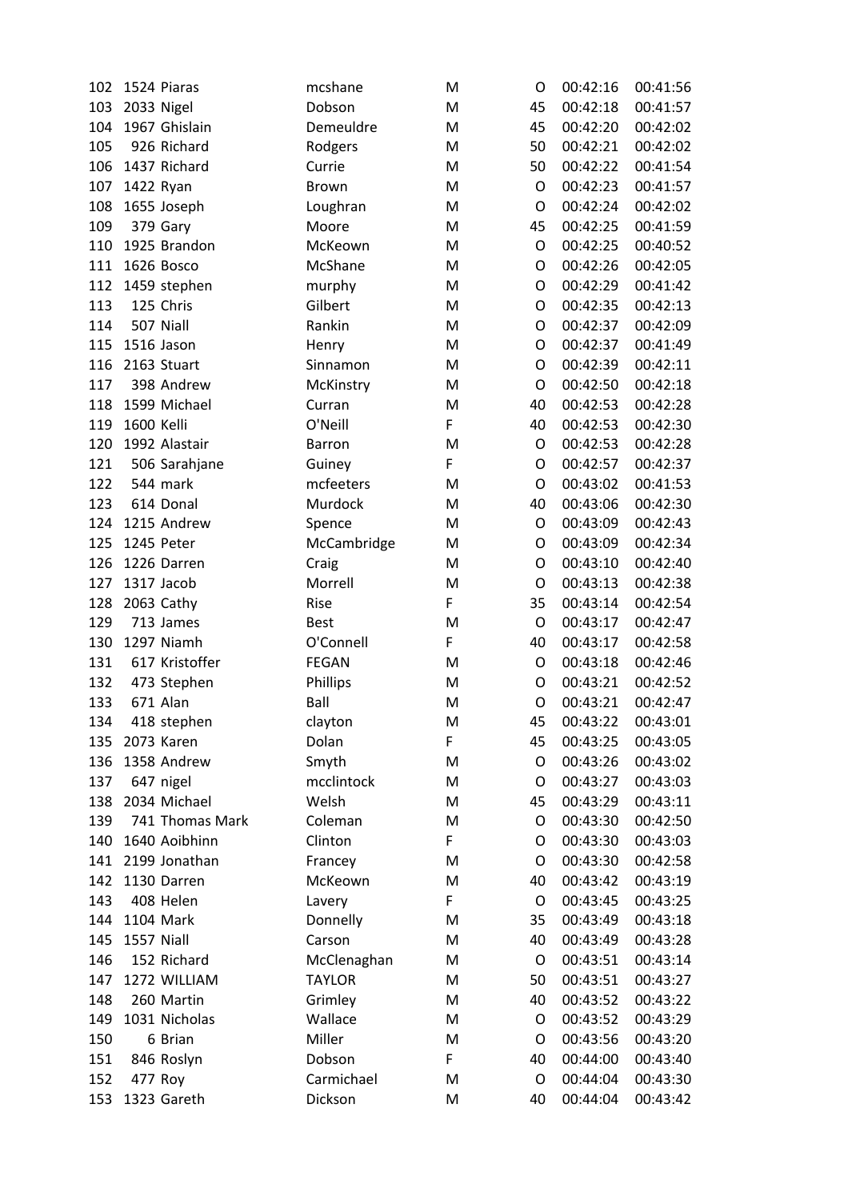| | | | | | | | |
|---|---|---|---|---|---|---|---|
| 102 | 1524 | Piaras | mcshane | M | O | 00:42:16 | 00:41:56 |
| 103 | 2033 | Nigel | Dobson | M | 45 | 00:42:18 | 00:41:57 |
| 104 | 1967 | Ghislain | Demeuldre | M | 45 | 00:42:20 | 00:42:02 |
| 105 | 926 | Richard | Rodgers | M | 50 | 00:42:21 | 00:42:02 |
| 106 | 1437 | Richard | Currie | M | 50 | 00:42:22 | 00:41:54 |
| 107 | 1422 | Ryan | Brown | M | O | 00:42:23 | 00:41:57 |
| 108 | 1655 | Joseph | Loughran | M | O | 00:42:24 | 00:42:02 |
| 109 | 379 | Gary | Moore | M | 45 | 00:42:25 | 00:41:59 |
| 110 | 1925 | Brandon | McKeown | M | O | 00:42:25 | 00:40:52 |
| 111 | 1626 | Bosco | McShane | M | O | 00:42:26 | 00:42:05 |
| 112 | 1459 | stephen | murphy | M | O | 00:42:29 | 00:41:42 |
| 113 | 125 | Chris | Gilbert | M | O | 00:42:35 | 00:42:13 |
| 114 | 507 | Niall | Rankin | M | O | 00:42:37 | 00:42:09 |
| 115 | 1516 | Jason | Henry | M | O | 00:42:37 | 00:41:49 |
| 116 | 2163 | Stuart | Sinnamon | M | O | 00:42:39 | 00:42:11 |
| 117 | 398 | Andrew | McKinstry | M | O | 00:42:50 | 00:42:18 |
| 118 | 1599 | Michael | Curran | M | 40 | 00:42:53 | 00:42:28 |
| 119 | 1600 | Kelli | O'Neill | F | 40 | 00:42:53 | 00:42:30 |
| 120 | 1992 | Alastair | Barron | M | O | 00:42:53 | 00:42:28 |
| 121 | 506 | Sarahjane | Guiney | F | O | 00:42:57 | 00:42:37 |
| 122 | 544 | mark | mcfeeters | M | O | 00:43:02 | 00:41:53 |
| 123 | 614 | Donal | Murdock | M | 40 | 00:43:06 | 00:42:30 |
| 124 | 1215 | Andrew | Spence | M | O | 00:43:09 | 00:42:43 |
| 125 | 1245 | Peter | McCambridge | M | O | 00:43:09 | 00:42:34 |
| 126 | 1226 | Darren | Craig | M | O | 00:43:10 | 00:42:40 |
| 127 | 1317 | Jacob | Morrell | M | O | 00:43:13 | 00:42:38 |
| 128 | 2063 | Cathy | Rise | F | 35 | 00:43:14 | 00:42:54 |
| 129 | 713 | James | Best | M | O | 00:43:17 | 00:42:47 |
| 130 | 1297 | Niamh | O'Connell | F | 40 | 00:43:17 | 00:42:58 |
| 131 | 617 | Kristoffer | FEGAN | M | O | 00:43:18 | 00:42:46 |
| 132 | 473 | Stephen | Phillips | M | O | 00:43:21 | 00:42:52 |
| 133 | 671 | Alan | Ball | M | O | 00:43:21 | 00:42:47 |
| 134 | 418 | stephen | clayton | M | 45 | 00:43:22 | 00:43:01 |
| 135 | 2073 | Karen | Dolan | F | 45 | 00:43:25 | 00:43:05 |
| 136 | 1358 | Andrew | Smyth | M | O | 00:43:26 | 00:43:02 |
| 137 | 647 | nigel | mcclintock | M | O | 00:43:27 | 00:43:03 |
| 138 | 2034 | Michael | Welsh | M | 45 | 00:43:29 | 00:43:11 |
| 139 | 741 | Thomas Mark | Coleman | M | O | 00:43:30 | 00:42:50 |
| 140 | 1640 | Aoibhinn | Clinton | F | O | 00:43:30 | 00:43:03 |
| 141 | 2199 | Jonathan | Francey | M | O | 00:43:30 | 00:42:58 |
| 142 | 1130 | Darren | McKeown | M | 40 | 00:43:42 | 00:43:19 |
| 143 | 408 | Helen | Lavery | F | O | 00:43:45 | 00:43:25 |
| 144 | 1104 | Mark | Donnelly | M | 35 | 00:43:49 | 00:43:18 |
| 145 | 1557 | Niall | Carson | M | 40 | 00:43:49 | 00:43:28 |
| 146 | 152 | Richard | McClenaghan | M | O | 00:43:51 | 00:43:14 |
| 147 | 1272 | WILLIAM | TAYLOR | M | 50 | 00:43:51 | 00:43:27 |
| 148 | 260 | Martin | Grimley | M | 40 | 00:43:52 | 00:43:22 |
| 149 | 1031 | Nicholas | Wallace | M | O | 00:43:52 | 00:43:29 |
| 150 | 6 | Brian | Miller | M | O | 00:43:56 | 00:43:20 |
| 151 | 846 | Roslyn | Dobson | F | 40 | 00:44:00 | 00:43:40 |
| 152 | 477 | Roy | Carmichael | M | O | 00:44:04 | 00:43:30 |
| 153 | 1323 | Gareth | Dickson | M | 40 | 00:44:04 | 00:43:42 |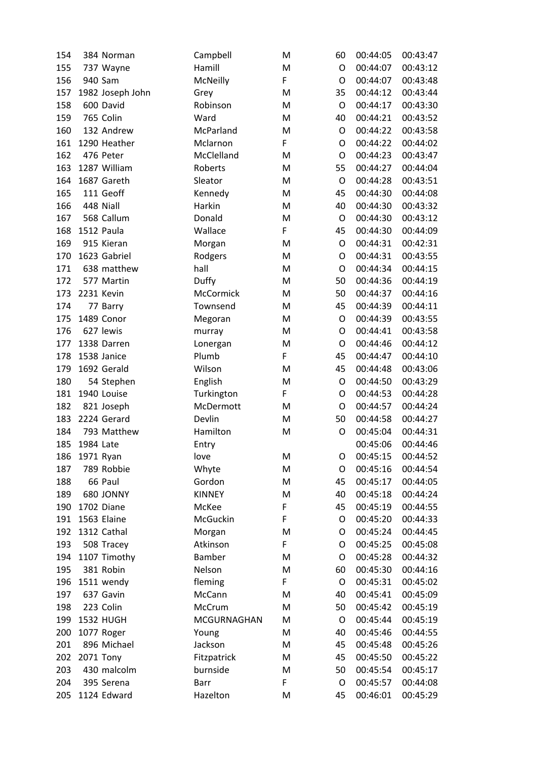| | | | | | | | |
|---|---|---|---|---|---|---|---|
| 154 | 384 | Norman | Campbell | M | 60 | 00:44:05 | 00:43:47 |
| 155 | 737 | Wayne | Hamill | M | O | 00:44:07 | 00:43:12 |
| 156 | 940 | Sam | McNeilly | F | O | 00:44:07 | 00:43:48 |
| 157 | 1982 | Joseph John | Grey | M | 35 | 00:44:12 | 00:43:44 |
| 158 | 600 | David | Robinson | M | O | 00:44:17 | 00:43:30 |
| 159 | 765 | Colin | Ward | M | 40 | 00:44:21 | 00:43:52 |
| 160 | 132 | Andrew | McParland | M | O | 00:44:22 | 00:43:58 |
| 161 | 1290 | Heather | Mclarnon | F | O | 00:44:22 | 00:44:02 |
| 162 | 476 | Peter | McClelland | M | O | 00:44:23 | 00:43:47 |
| 163 | 1287 | William | Roberts | M | 55 | 00:44:27 | 00:44:04 |
| 164 | 1687 | Gareth | Sleator | M | O | 00:44:28 | 00:43:51 |
| 165 | 111 | Geoff | Kennedy | M | 45 | 00:44:30 | 00:44:08 |
| 166 | 448 | Niall | Harkin | M | 40 | 00:44:30 | 00:43:32 |
| 167 | 568 | Callum | Donald | M | O | 00:44:30 | 00:43:12 |
| 168 | 1512 | Paula | Wallace | F | 45 | 00:44:30 | 00:44:09 |
| 169 | 915 | Kieran | Morgan | M | O | 00:44:31 | 00:42:31 |
| 170 | 1623 | Gabriel | Rodgers | M | O | 00:44:31 | 00:43:55 |
| 171 | 638 | matthew | hall | M | O | 00:44:34 | 00:44:15 |
| 172 | 577 | Martin | Duffy | M | 50 | 00:44:36 | 00:44:19 |
| 173 | 2231 | Kevin | McCormick | M | 50 | 00:44:37 | 00:44:16 |
| 174 | 77 | Barry | Townsend | M | 45 | 00:44:39 | 00:44:11 |
| 175 | 1489 | Conor | Megoran | M | O | 00:44:39 | 00:43:55 |
| 176 | 627 | lewis | murray | M | O | 00:44:41 | 00:43:58 |
| 177 | 1338 | Darren | Lonergan | M | O | 00:44:46 | 00:44:12 |
| 178 | 1538 | Janice | Plumb | F | 45 | 00:44:47 | 00:44:10 |
| 179 | 1692 | Gerald | Wilson | M | 45 | 00:44:48 | 00:43:06 |
| 180 | 54 | Stephen | English | M | O | 00:44:50 | 00:43:29 |
| 181 | 1940 | Louise | Turkington | F | O | 00:44:53 | 00:44:28 |
| 182 | 821 | Joseph | McDermott | M | O | 00:44:57 | 00:44:24 |
| 183 | 2224 | Gerard | Devlin | M | 50 | 00:44:58 | 00:44:27 |
| 184 | 793 | Matthew | Hamilton | M | O | 00:45:04 | 00:44:31 |
| 185 | 1984 | Late | Entry | | | 00:45:06 | 00:44:46 |
| 186 | 1971 | Ryan | love | M | O | 00:45:15 | 00:44:52 |
| 187 | 789 | Robbie | Whyte | M | O | 00:45:16 | 00:44:54 |
| 188 | 66 | Paul | Gordon | M | 45 | 00:45:17 | 00:44:05 |
| 189 | 680 | JONNY | KINNEY | M | 40 | 00:45:18 | 00:44:24 |
| 190 | 1702 | Diane | McKee | F | 45 | 00:45:19 | 00:44:55 |
| 191 | 1563 | Elaine | McGuckin | F | O | 00:45:20 | 00:44:33 |
| 192 | 1312 | Cathal | Morgan | M | O | 00:45:24 | 00:44:45 |
| 193 | 508 | Tracey | Atkinson | F | O | 00:45:25 | 00:45:08 |
| 194 | 1107 | Timothy | Bamber | M | O | 00:45:28 | 00:44:32 |
| 195 | 381 | Robin | Nelson | M | 60 | 00:45:30 | 00:44:16 |
| 196 | 1511 | wendy | fleming | F | O | 00:45:31 | 00:45:02 |
| 197 | 637 | Gavin | McCann | M | 40 | 00:45:41 | 00:45:09 |
| 198 | 223 | Colin | McCrum | M | 50 | 00:45:42 | 00:45:19 |
| 199 | 1532 | HUGH | MCGURNAGHAN | M | O | 00:45:44 | 00:45:19 |
| 200 | 1077 | Roger | Young | M | 40 | 00:45:46 | 00:44:55 |
| 201 | 896 | Michael | Jackson | M | 45 | 00:45:48 | 00:45:26 |
| 202 | 2071 | Tony | Fitzpatrick | M | 45 | 00:45:50 | 00:45:22 |
| 203 | 430 | malcolm | burnside | M | 50 | 00:45:54 | 00:45:17 |
| 204 | 395 | Serena | Barr | F | O | 00:45:57 | 00:44:08 |
| 205 | 1124 | Edward | Hazelton | M | 45 | 00:46:01 | 00:45:29 |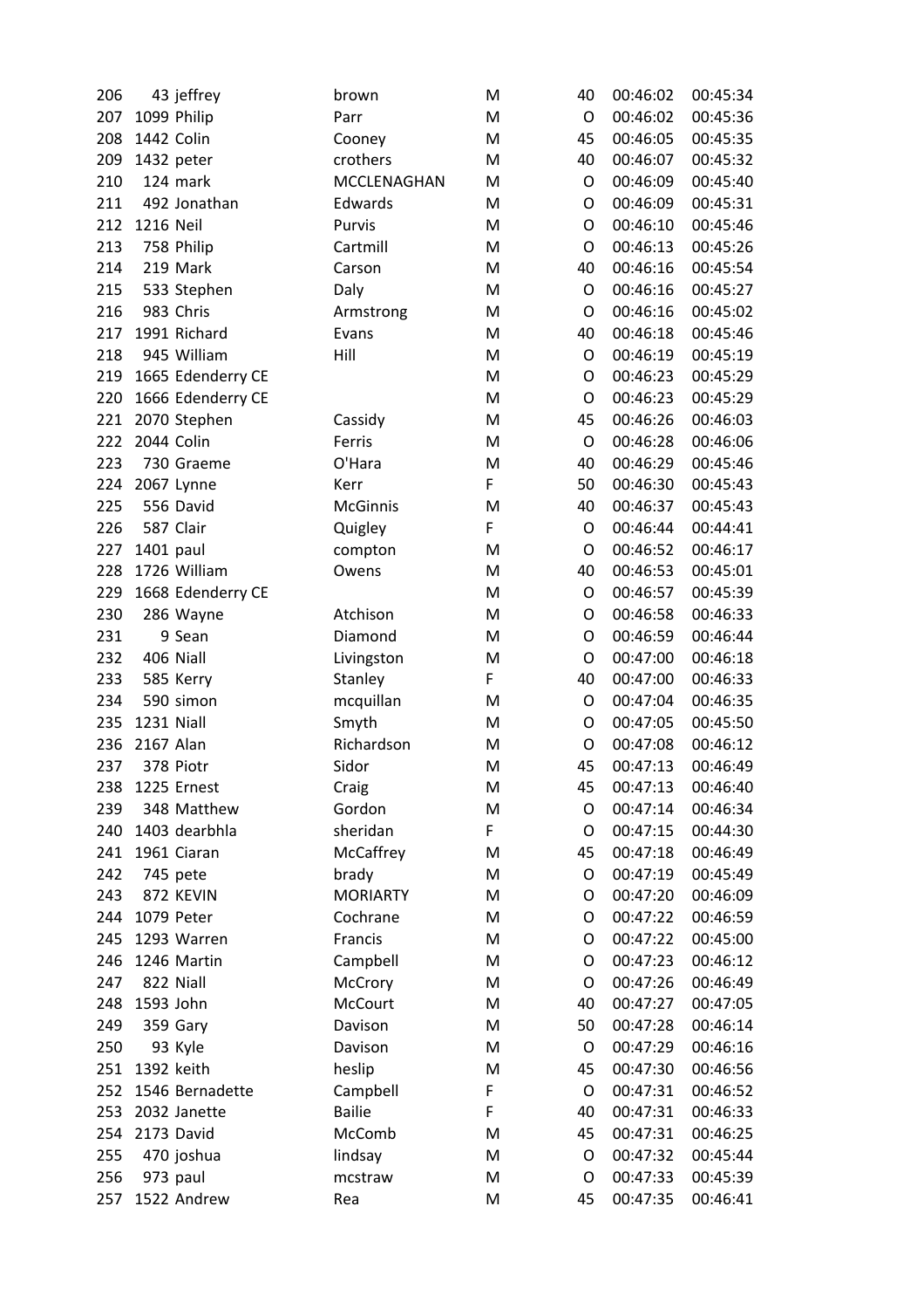| | | | | | | | |
|---|---|---|---|---|---|---|---|
| 206 | 43 | jeffrey | brown | M | 40 | 00:46:02 | 00:45:34 |
| 207 | 1099 | Philip | Parr | M | O | 00:46:02 | 00:45:36 |
| 208 | 1442 | Colin | Cooney | M | 45 | 00:46:05 | 00:45:35 |
| 209 | 1432 | peter | crothers | M | 40 | 00:46:07 | 00:45:32 |
| 210 | 124 | mark | MCCLENAGHAN | M | O | 00:46:09 | 00:45:40 |
| 211 | 492 | Jonathan | Edwards | M | O | 00:46:09 | 00:45:31 |
| 212 | 1216 | Neil | Purvis | M | O | 00:46:10 | 00:45:46 |
| 213 | 758 | Philip | Cartmill | M | O | 00:46:13 | 00:45:26 |
| 214 | 219 | Mark | Carson | M | 40 | 00:46:16 | 00:45:54 |
| 215 | 533 | Stephen | Daly | M | O | 00:46:16 | 00:45:27 |
| 216 | 983 | Chris | Armstrong | M | O | 00:46:16 | 00:45:02 |
| 217 | 1991 | Richard | Evans | M | 40 | 00:46:18 | 00:45:46 |
| 218 | 945 | William | Hill | M | O | 00:46:19 | 00:45:19 |
| 219 | 1665 | Edenderry CE | | M | O | 00:46:23 | 00:45:29 |
| 220 | 1666 | Edenderry CE | | M | O | 00:46:23 | 00:45:29 |
| 221 | 2070 | Stephen | Cassidy | M | 45 | 00:46:26 | 00:46:03 |
| 222 | 2044 | Colin | Ferris | M | O | 00:46:28 | 00:46:06 |
| 223 | 730 | Graeme | O'Hara | M | 40 | 00:46:29 | 00:45:46 |
| 224 | 2067 | Lynne | Kerr | F | 50 | 00:46:30 | 00:45:43 |
| 225 | 556 | David | McGinnis | M | 40 | 00:46:37 | 00:45:43 |
| 226 | 587 | Clair | Quigley | F | O | 00:46:44 | 00:44:41 |
| 227 | 1401 | paul | compton | M | O | 00:46:52 | 00:46:17 |
| 228 | 1726 | William | Owens | M | 40 | 00:46:53 | 00:45:01 |
| 229 | 1668 | Edenderry CE | | M | O | 00:46:57 | 00:45:39 |
| 230 | 286 | Wayne | Atchison | M | O | 00:46:58 | 00:46:33 |
| 231 | 9 | Sean | Diamond | M | O | 00:46:59 | 00:46:44 |
| 232 | 406 | Niall | Livingston | M | O | 00:47:00 | 00:46:18 |
| 233 | 585 | Kerry | Stanley | F | 40 | 00:47:00 | 00:46:33 |
| 234 | 590 | simon | mcquillan | M | O | 00:47:04 | 00:46:35 |
| 235 | 1231 | Niall | Smyth | M | O | 00:47:05 | 00:45:50 |
| 236 | 2167 | Alan | Richardson | M | O | 00:47:08 | 00:46:12 |
| 237 | 378 | Piotr | Sidor | M | 45 | 00:47:13 | 00:46:49 |
| 238 | 1225 | Ernest | Craig | M | 45 | 00:47:13 | 00:46:40 |
| 239 | 348 | Matthew | Gordon | M | O | 00:47:14 | 00:46:34 |
| 240 | 1403 | dearbhla | sheridan | F | O | 00:47:15 | 00:44:30 |
| 241 | 1961 | Ciaran | McCaffrey | M | 45 | 00:47:18 | 00:46:49 |
| 242 | 745 | pete | brady | M | O | 00:47:19 | 00:45:49 |
| 243 | 872 | KEVIN | MORIARTY | M | O | 00:47:20 | 00:46:09 |
| 244 | 1079 | Peter | Cochrane | M | O | 00:47:22 | 00:46:59 |
| 245 | 1293 | Warren | Francis | M | O | 00:47:22 | 00:45:00 |
| 246 | 1246 | Martin | Campbell | M | O | 00:47:23 | 00:46:12 |
| 247 | 822 | Niall | McCrory | M | O | 00:47:26 | 00:46:49 |
| 248 | 1593 | John | McCourt | M | 40 | 00:47:27 | 00:47:05 |
| 249 | 359 | Gary | Davison | M | 50 | 00:47:28 | 00:46:14 |
| 250 | 93 | Kyle | Davison | M | O | 00:47:29 | 00:46:16 |
| 251 | 1392 | keith | heslip | M | 45 | 00:47:30 | 00:46:56 |
| 252 | 1546 | Bernadette | Campbell | F | O | 00:47:31 | 00:46:52 |
| 253 | 2032 | Janette | Bailie | F | 40 | 00:47:31 | 00:46:33 |
| 254 | 2173 | David | McComb | M | 45 | 00:47:31 | 00:46:25 |
| 255 | 470 | joshua | lindsay | M | O | 00:47:32 | 00:45:44 |
| 256 | 973 | paul | mcstraw | M | O | 00:47:33 | 00:45:39 |
| 257 | 1522 | Andrew | Rea | M | 45 | 00:47:35 | 00:46:41 |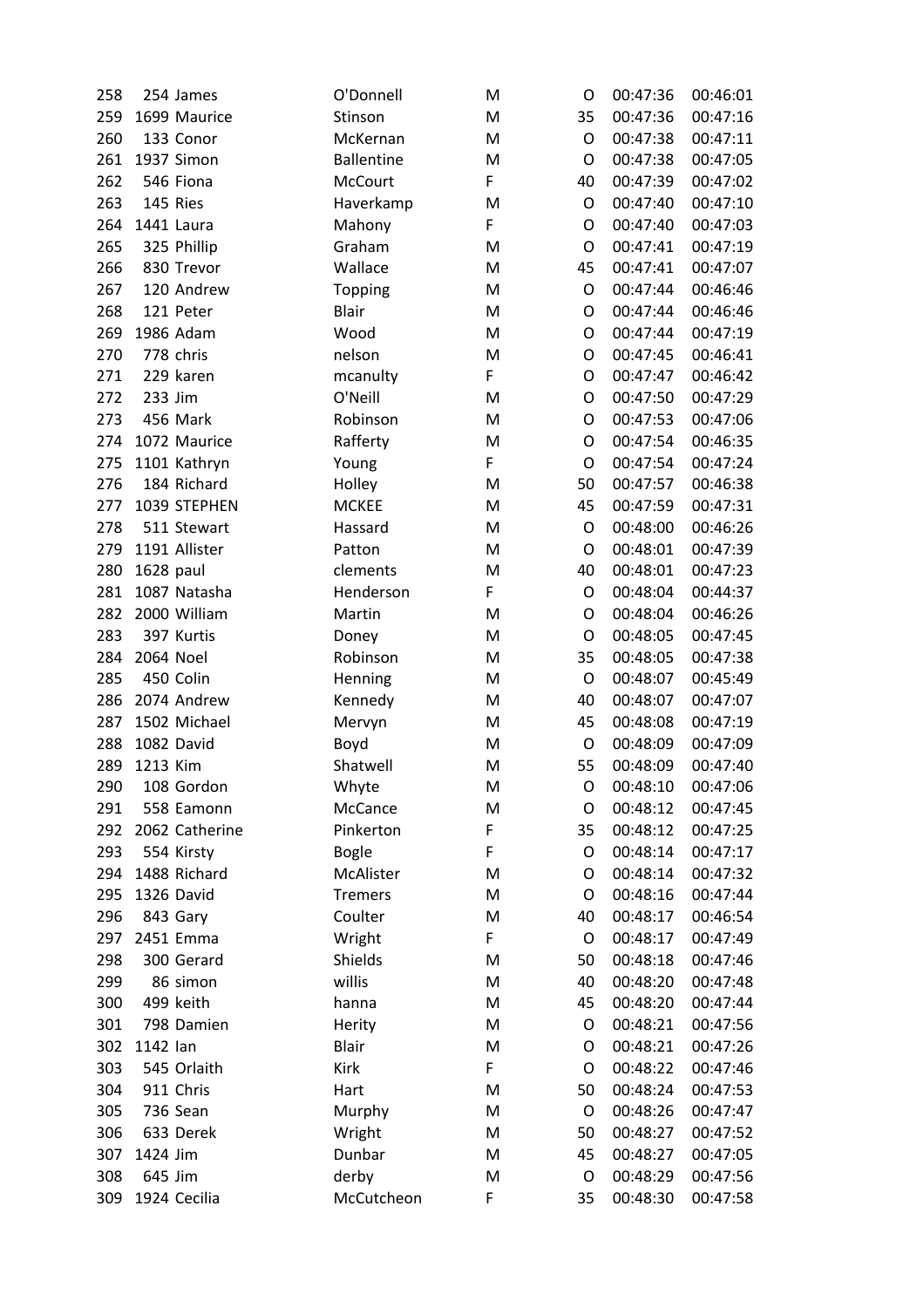| | | | | | | | |
|---|---|---|---|---|---|---|---|
| 258 | 254 | James | O'Donnell | M | O | 00:47:36 | 00:46:01 |
| 259 | 1699 | Maurice | Stinson | M | 35 | 00:47:36 | 00:47:16 |
| 260 | 133 | Conor | McKernan | M | O | 00:47:38 | 00:47:11 |
| 261 | 1937 | Simon | Ballentine | M | O | 00:47:38 | 00:47:05 |
| 262 | 546 | Fiona | McCourt | F | 40 | 00:47:39 | 00:47:02 |
| 263 | 145 | Ries | Haverkamp | M | O | 00:47:40 | 00:47:10 |
| 264 | 1441 | Laura | Mahony | F | O | 00:47:40 | 00:47:03 |
| 265 | 325 | Phillip | Graham | M | O | 00:47:41 | 00:47:19 |
| 266 | 830 | Trevor | Wallace | M | 45 | 00:47:41 | 00:47:07 |
| 267 | 120 | Andrew | Topping | M | O | 00:47:44 | 00:46:46 |
| 268 | 121 | Peter | Blair | M | O | 00:47:44 | 00:46:46 |
| 269 | 1986 | Adam | Wood | M | O | 00:47:44 | 00:47:19 |
| 270 | 778 | chris | nelson | M | O | 00:47:45 | 00:46:41 |
| 271 | 229 | karen | mcanulty | F | O | 00:47:47 | 00:46:42 |
| 272 | 233 | Jim | O'Neill | M | O | 00:47:50 | 00:47:29 |
| 273 | 456 | Mark | Robinson | M | O | 00:47:53 | 00:47:06 |
| 274 | 1072 | Maurice | Rafferty | M | O | 00:47:54 | 00:46:35 |
| 275 | 1101 | Kathryn | Young | F | O | 00:47:54 | 00:47:24 |
| 276 | 184 | Richard | Holley | M | 50 | 00:47:57 | 00:46:38 |
| 277 | 1039 | STEPHEN | MCKEE | M | 45 | 00:47:59 | 00:47:31 |
| 278 | 511 | Stewart | Hassard | M | O | 00:48:00 | 00:46:26 |
| 279 | 1191 | Allister | Patton | M | O | 00:48:01 | 00:47:39 |
| 280 | 1628 | paul | clements | M | 40 | 00:48:01 | 00:47:23 |
| 281 | 1087 | Natasha | Henderson | F | O | 00:48:04 | 00:44:37 |
| 282 | 2000 | William | Martin | M | O | 00:48:04 | 00:46:26 |
| 283 | 397 | Kurtis | Doney | M | O | 00:48:05 | 00:47:45 |
| 284 | 2064 | Noel | Robinson | M | 35 | 00:48:05 | 00:47:38 |
| 285 | 450 | Colin | Henning | M | O | 00:48:07 | 00:45:49 |
| 286 | 2074 | Andrew | Kennedy | M | 40 | 00:48:07 | 00:47:07 |
| 287 | 1502 | Michael | Mervyn | M | 45 | 00:48:08 | 00:47:19 |
| 288 | 1082 | David | Boyd | M | O | 00:48:09 | 00:47:09 |
| 289 | 1213 | Kim | Shatwell | M | 55 | 00:48:09 | 00:47:40 |
| 290 | 108 | Gordon | Whyte | M | O | 00:48:10 | 00:47:06 |
| 291 | 558 | Eamonn | McCance | M | O | 00:48:12 | 00:47:45 |
| 292 | 2062 | Catherine | Pinkerton | F | 35 | 00:48:12 | 00:47:25 |
| 293 | 554 | Kirsty | Bogle | F | O | 00:48:14 | 00:47:17 |
| 294 | 1488 | Richard | McAlister | M | O | 00:48:14 | 00:47:32 |
| 295 | 1326 | David | Tremers | M | O | 00:48:16 | 00:47:44 |
| 296 | 843 | Gary | Coulter | M | 40 | 00:48:17 | 00:46:54 |
| 297 | 2451 | Emma | Wright | F | O | 00:48:17 | 00:47:49 |
| 298 | 300 | Gerard | Shields | M | 50 | 00:48:18 | 00:47:46 |
| 299 | 86 | simon | willis | M | 40 | 00:48:20 | 00:47:48 |
| 300 | 499 | keith | hanna | M | 45 | 00:48:20 | 00:47:44 |
| 301 | 798 | Damien | Herity | M | O | 00:48:21 | 00:47:56 |
| 302 | 1142 | Ian | Blair | M | O | 00:48:21 | 00:47:26 |
| 303 | 545 | Orlaith | Kirk | F | O | 00:48:22 | 00:47:46 |
| 304 | 911 | Chris | Hart | M | 50 | 00:48:24 | 00:47:53 |
| 305 | 736 | Sean | Murphy | M | O | 00:48:26 | 00:47:47 |
| 306 | 633 | Derek | Wright | M | 50 | 00:48:27 | 00:47:52 |
| 307 | 1424 | Jim | Dunbar | M | 45 | 00:48:27 | 00:47:05 |
| 308 | 645 | Jim | derby | M | O | 00:48:29 | 00:47:56 |
| 309 | 1924 | Cecilia | McCutcheon | F | 35 | 00:48:30 | 00:47:58 |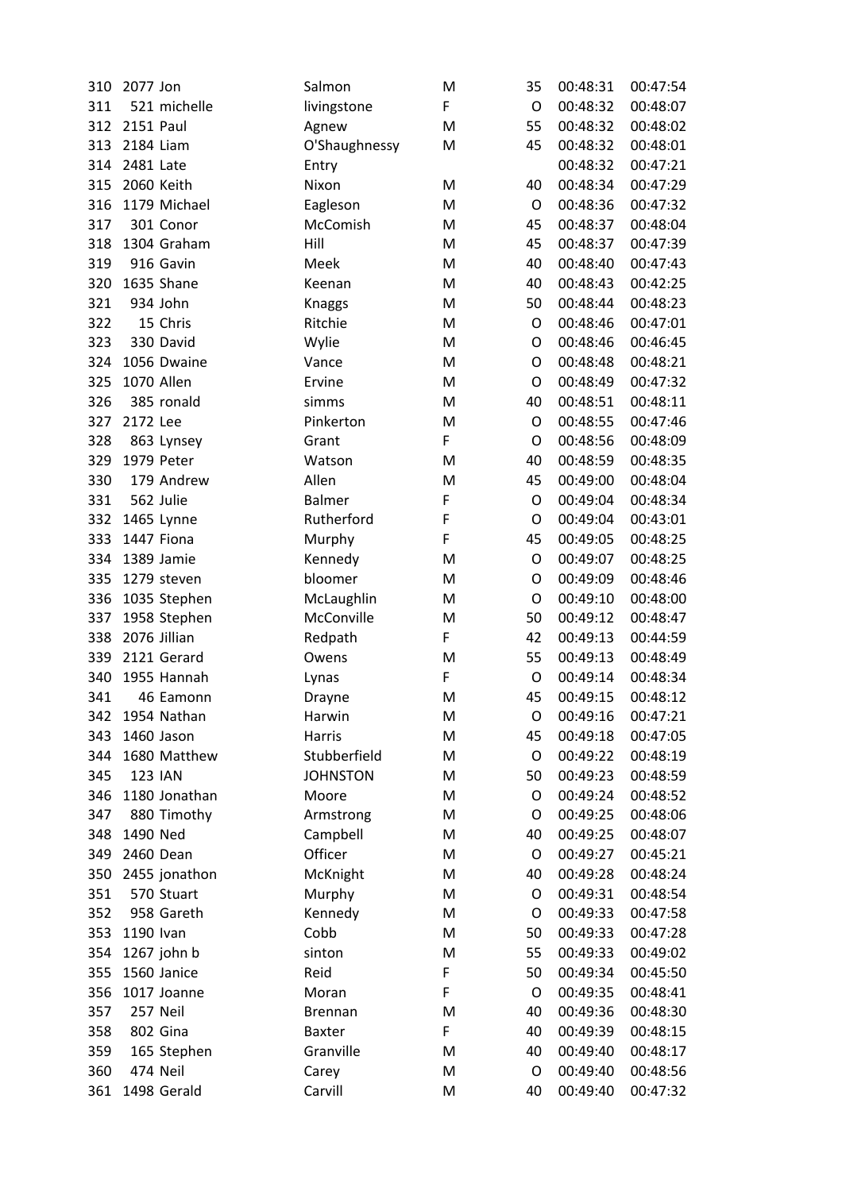| | | | | | | | |
|---|---|---|---|---|---|---|---|
| 310 | 2077 | Jon | Salmon | M | 35 | 00:48:31 | 00:47:54 |
| 311 | 521 | michelle | livingstone | F | O | 00:48:32 | 00:48:07 |
| 312 | 2151 | Paul | Agnew | M | 55 | 00:48:32 | 00:48:02 |
| 313 | 2184 | Liam | O'Shaughnessy | M | 45 | 00:48:32 | 00:48:01 |
| 314 | 2481 | Late | Entry | | | 00:48:32 | 00:47:21 |
| 315 | 2060 | Keith | Nixon | M | 40 | 00:48:34 | 00:47:29 |
| 316 | 1179 | Michael | Eagleson | M | O | 00:48:36 | 00:47:32 |
| 317 | 301 | Conor | McComish | M | 45 | 00:48:37 | 00:48:04 |
| 318 | 1304 | Graham | Hill | M | 45 | 00:48:37 | 00:47:39 |
| 319 | 916 | Gavin | Meek | M | 40 | 00:48:40 | 00:47:43 |
| 320 | 1635 | Shane | Keenan | M | 40 | 00:48:43 | 00:42:25 |
| 321 | 934 | John | Knaggs | M | 50 | 00:48:44 | 00:48:23 |
| 322 | 15 | Chris | Ritchie | M | O | 00:48:46 | 00:47:01 |
| 323 | 330 | David | Wylie | M | O | 00:48:46 | 00:46:45 |
| 324 | 1056 | Dwaine | Vance | M | O | 00:48:48 | 00:48:21 |
| 325 | 1070 | Allen | Ervine | M | O | 00:48:49 | 00:47:32 |
| 326 | 385 | ronald | simms | M | 40 | 00:48:51 | 00:48:11 |
| 327 | 2172 | Lee | Pinkerton | M | O | 00:48:55 | 00:47:46 |
| 328 | 863 | Lynsey | Grant | F | O | 00:48:56 | 00:48:09 |
| 329 | 1979 | Peter | Watson | M | 40 | 00:48:59 | 00:48:35 |
| 330 | 179 | Andrew | Allen | M | 45 | 00:49:00 | 00:48:04 |
| 331 | 562 | Julie | Balmer | F | O | 00:49:04 | 00:48:34 |
| 332 | 1465 | Lynne | Rutherford | F | O | 00:49:04 | 00:43:01 |
| 333 | 1447 | Fiona | Murphy | F | 45 | 00:49:05 | 00:48:25 |
| 334 | 1389 | Jamie | Kennedy | M | O | 00:49:07 | 00:48:25 |
| 335 | 1279 | steven | bloomer | M | O | 00:49:09 | 00:48:46 |
| 336 | 1035 | Stephen | McLaughlin | M | O | 00:49:10 | 00:48:00 |
| 337 | 1958 | Stephen | McConville | M | 50 | 00:49:12 | 00:48:47 |
| 338 | 2076 | Jillian | Redpath | F | 42 | 00:49:13 | 00:44:59 |
| 339 | 2121 | Gerard | Owens | M | 55 | 00:49:13 | 00:48:49 |
| 340 | 1955 | Hannah | Lynas | F | O | 00:49:14 | 00:48:34 |
| 341 | 46 | Eamonn | Drayne | M | 45 | 00:49:15 | 00:48:12 |
| 342 | 1954 | Nathan | Harwin | M | O | 00:49:16 | 00:47:21 |
| 343 | 1460 | Jason | Harris | M | 45 | 00:49:18 | 00:47:05 |
| 344 | 1680 | Matthew | Stubberfield | M | O | 00:49:22 | 00:48:19 |
| 345 | 123 | IAN | JOHNSTON | M | 50 | 00:49:23 | 00:48:59 |
| 346 | 1180 | Jonathan | Moore | M | O | 00:49:24 | 00:48:52 |
| 347 | 880 | Timothy | Armstrong | M | O | 00:49:25 | 00:48:06 |
| 348 | 1490 | Ned | Campbell | M | 40 | 00:49:25 | 00:48:07 |
| 349 | 2460 | Dean | Officer | M | O | 00:49:27 | 00:45:21 |
| 350 | 2455 | jonathon | McKnight | M | 40 | 00:49:28 | 00:48:24 |
| 351 | 570 | Stuart | Murphy | M | O | 00:49:31 | 00:48:54 |
| 352 | 958 | Gareth | Kennedy | M | O | 00:49:33 | 00:47:58 |
| 353 | 1190 | Ivan | Cobb | M | 50 | 00:49:33 | 00:47:28 |
| 354 | 1267 | john b | sinton | M | 55 | 00:49:33 | 00:49:02 |
| 355 | 1560 | Janice | Reid | F | 50 | 00:49:34 | 00:45:50 |
| 356 | 1017 | Joanne | Moran | F | O | 00:49:35 | 00:48:41 |
| 357 | 257 | Neil | Brennan | M | 40 | 00:49:36 | 00:48:30 |
| 358 | 802 | Gina | Baxter | F | 40 | 00:49:39 | 00:48:15 |
| 359 | 165 | Stephen | Granville | M | 40 | 00:49:40 | 00:48:17 |
| 360 | 474 | Neil | Carey | M | O | 00:49:40 | 00:48:56 |
| 361 | 1498 | Gerald | Carvill | M | 40 | 00:49:40 | 00:47:32 |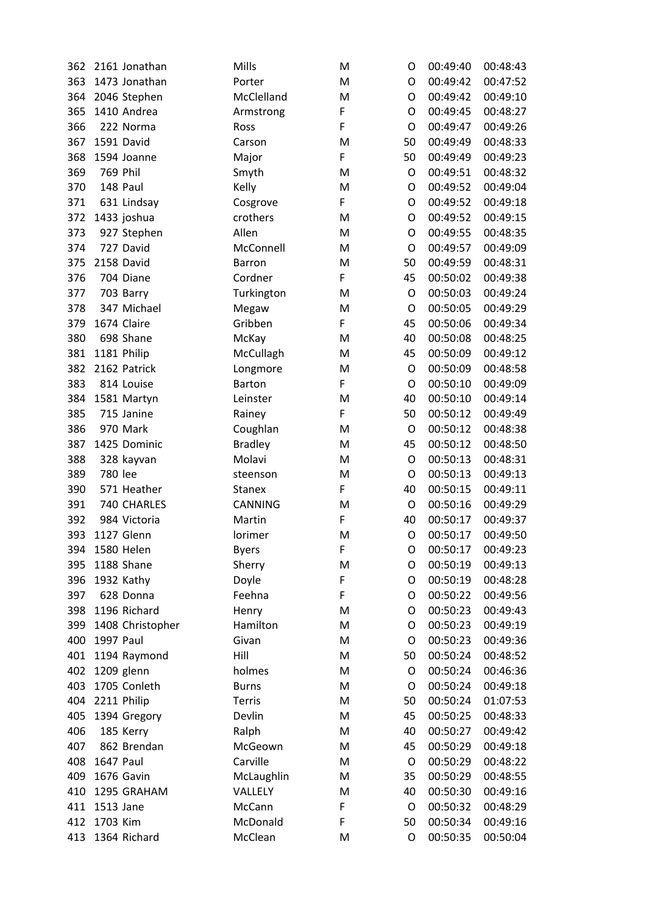| | | | | | | | |
|---|---|---|---|---|---|---|---|
| 362 | 2161 | Jonathan | Mills | M | O | 00:49:40 | 00:48:43 |
| 363 | 1473 | Jonathan | Porter | M | O | 00:49:42 | 00:47:52 |
| 364 | 2046 | Stephen | McClelland | M | O | 00:49:42 | 00:49:10 |
| 365 | 1410 | Andrea | Armstrong | F | O | 00:49:45 | 00:48:27 |
| 366 | 222 | Norma | Ross | F | O | 00:49:47 | 00:49:26 |
| 367 | 1591 | David | Carson | M | 50 | 00:49:49 | 00:48:33 |
| 368 | 1594 | Joanne | Major | F | 50 | 00:49:49 | 00:49:23 |
| 369 | 769 | Phil | Smyth | M | O | 00:49:51 | 00:48:32 |
| 370 | 148 | Paul | Kelly | M | O | 00:49:52 | 00:49:04 |
| 371 | 631 | Lindsay | Cosgrove | F | O | 00:49:52 | 00:49:18 |
| 372 | 1433 | joshua | crothers | M | O | 00:49:52 | 00:49:15 |
| 373 | 927 | Stephen | Allen | M | O | 00:49:55 | 00:48:35 |
| 374 | 727 | David | McConnell | M | O | 00:49:57 | 00:49:09 |
| 375 | 2158 | David | Barron | M | 50 | 00:49:59 | 00:48:31 |
| 376 | 704 | Diane | Cordner | F | 45 | 00:50:02 | 00:49:38 |
| 377 | 703 | Barry | Turkington | M | O | 00:50:03 | 00:49:24 |
| 378 | 347 | Michael | Megaw | M | O | 00:50:05 | 00:49:29 |
| 379 | 1674 | Claire | Gribben | F | 45 | 00:50:06 | 00:49:34 |
| 380 | 698 | Shane | McKay | M | 40 | 00:50:08 | 00:48:25 |
| 381 | 1181 | Philip | McCullagh | M | 45 | 00:50:09 | 00:49:12 |
| 382 | 2162 | Patrick | Longmore | M | O | 00:50:09 | 00:48:58 |
| 383 | 814 | Louise | Barton | F | O | 00:50:10 | 00:49:09 |
| 384 | 1581 | Martyn | Leinster | M | 40 | 00:50:10 | 00:49:14 |
| 385 | 715 | Janine | Rainey | F | 50 | 00:50:12 | 00:49:49 |
| 386 | 970 | Mark | Coughlan | M | O | 00:50:12 | 00:48:38 |
| 387 | 1425 | Dominic | Bradley | M | 45 | 00:50:12 | 00:48:50 |
| 388 | 328 | kayvan | Molavi | M | O | 00:50:13 | 00:48:31 |
| 389 | 780 | lee | steenson | M | O | 00:50:13 | 00:49:13 |
| 390 | 571 | Heather | Stanex | F | 40 | 00:50:15 | 00:49:11 |
| 391 | 740 | CHARLES | CANNING | M | O | 00:50:16 | 00:49:29 |
| 392 | 984 | Victoria | Martin | F | 40 | 00:50:17 | 00:49:37 |
| 393 | 1127 | Glenn | lorimer | M | O | 00:50:17 | 00:49:50 |
| 394 | 1580 | Helen | Byers | F | O | 00:50:17 | 00:49:23 |
| 395 | 1188 | Shane | Sherry | M | O | 00:50:19 | 00:49:13 |
| 396 | 1932 | Kathy | Doyle | F | O | 00:50:19 | 00:48:28 |
| 397 | 628 | Donna | Feehna | F | O | 00:50:22 | 00:49:56 |
| 398 | 1196 | Richard | Henry | M | O | 00:50:23 | 00:49:43 |
| 399 | 1408 | Christopher | Hamilton | M | O | 00:50:23 | 00:49:19 |
| 400 | 1997 | Paul | Givan | M | O | 00:50:23 | 00:49:36 |
| 401 | 1194 | Raymond | Hill | M | 50 | 00:50:24 | 00:48:52 |
| 402 | 1209 | glenn | holmes | M | O | 00:50:24 | 00:46:36 |
| 403 | 1705 | Conleth | Burns | M | O | 00:50:24 | 00:49:18 |
| 404 | 2211 | Philip | Terris | M | 50 | 00:50:24 | 01:07:53 |
| 405 | 1394 | Gregory | Devlin | M | 45 | 00:50:25 | 00:48:33 |
| 406 | 185 | Kerry | Ralph | M | 40 | 00:50:27 | 00:49:42 |
| 407 | 862 | Brendan | McGeown | M | 45 | 00:50:29 | 00:49:18 |
| 408 | 1647 | Paul | Carville | M | O | 00:50:29 | 00:48:22 |
| 409 | 1676 | Gavin | McLaughlin | M | 35 | 00:50:29 | 00:48:55 |
| 410 | 1295 | GRAHAM | VALLELY | M | 40 | 00:50:30 | 00:49:16 |
| 411 | 1513 | Jane | McCann | F | O | 00:50:32 | 00:48:29 |
| 412 | 1703 | Kim | McDonald | F | 50 | 00:50:34 | 00:49:16 |
| 413 | 1364 | Richard | McClean | M | O | 00:50:35 | 00:50:04 |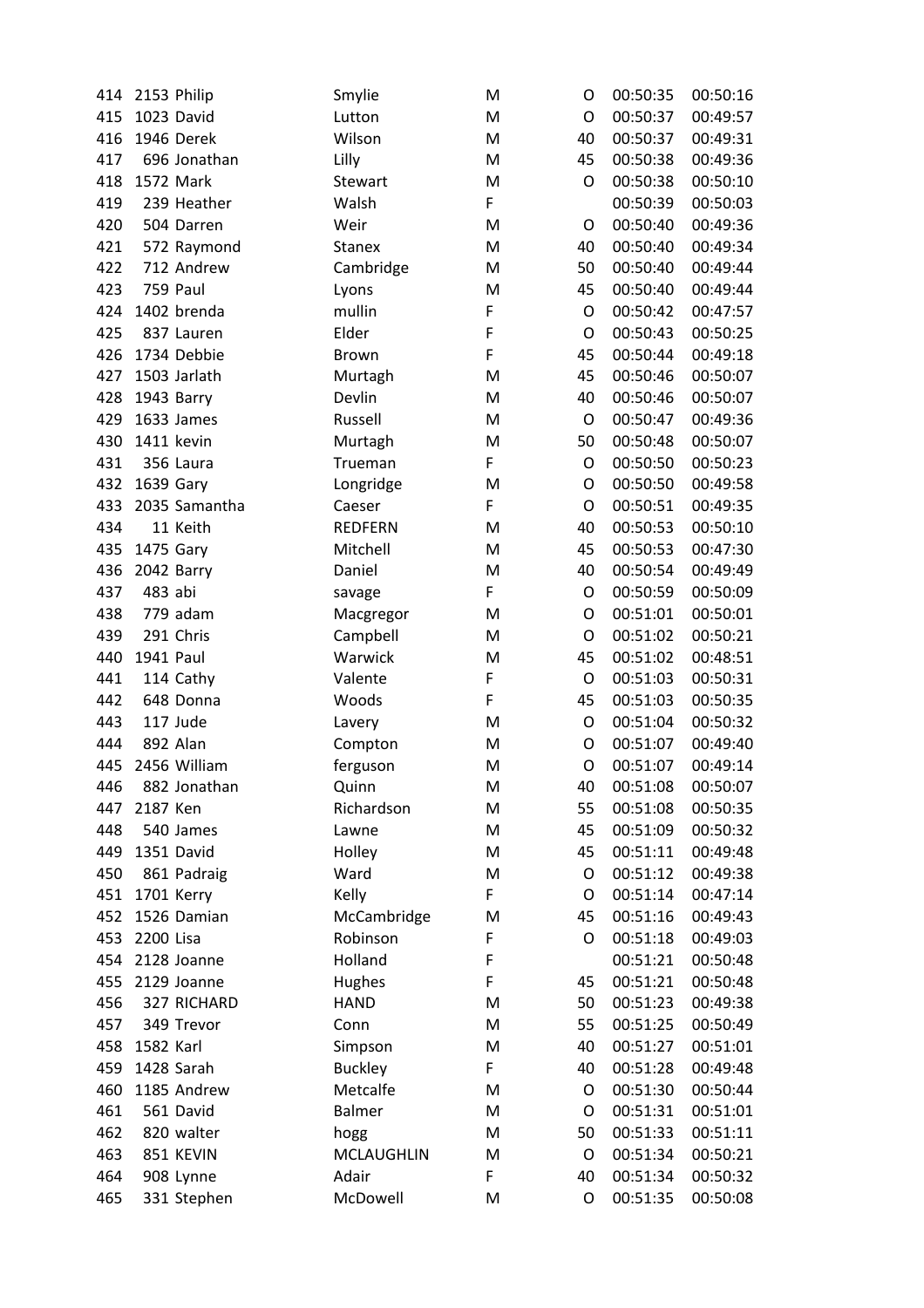| | | | | | | | |
|---|---|---|---|---|---|---|---|
| 414 | 2153 | Philip | Smylie | M | O | 00:50:35 | 00:50:16 |
| 415 | 1023 | David | Lutton | M | O | 00:50:37 | 00:49:57 |
| 416 | 1946 | Derek | Wilson | M | 40 | 00:50:37 | 00:49:31 |
| 417 | 696 | Jonathan | Lilly | M | 45 | 00:50:38 | 00:49:36 |
| 418 | 1572 | Mark | Stewart | M | O | 00:50:38 | 00:50:10 |
| 419 | 239 | Heather | Walsh | F | | 00:50:39 | 00:50:03 |
| 420 | 504 | Darren | Weir | M | O | 00:50:40 | 00:49:36 |
| 421 | 572 | Raymond | Stanex | M | 40 | 00:50:40 | 00:49:34 |
| 422 | 712 | Andrew | Cambridge | M | 50 | 00:50:40 | 00:49:44 |
| 423 | 759 | Paul | Lyons | M | 45 | 00:50:40 | 00:49:44 |
| 424 | 1402 | brenda | mullin | F | O | 00:50:42 | 00:47:57 |
| 425 | 837 | Lauren | Elder | F | O | 00:50:43 | 00:50:25 |
| 426 | 1734 | Debbie | Brown | F | 45 | 00:50:44 | 00:49:18 |
| 427 | 1503 | Jarlath | Murtagh | M | 45 | 00:50:46 | 00:50:07 |
| 428 | 1943 | Barry | Devlin | M | 40 | 00:50:46 | 00:50:07 |
| 429 | 1633 | James | Russell | M | O | 00:50:47 | 00:49:36 |
| 430 | 1411 | kevin | Murtagh | M | 50 | 00:50:48 | 00:50:07 |
| 431 | 356 | Laura | Trueman | F | O | 00:50:50 | 00:50:23 |
| 432 | 1639 | Gary | Longridge | M | O | 00:50:50 | 00:49:58 |
| 433 | 2035 | Samantha | Caeser | F | O | 00:50:51 | 00:49:35 |
| 434 | 11 | Keith | REDFERN | M | 40 | 00:50:53 | 00:50:10 |
| 435 | 1475 | Gary | Mitchell | M | 45 | 00:50:53 | 00:47:30 |
| 436 | 2042 | Barry | Daniel | M | 40 | 00:50:54 | 00:49:49 |
| 437 | 483 | abi | savage | F | O | 00:50:59 | 00:50:09 |
| 438 | 779 | adam | Macgregor | M | O | 00:51:01 | 00:50:01 |
| 439 | 291 | Chris | Campbell | M | O | 00:51:02 | 00:50:21 |
| 440 | 1941 | Paul | Warwick | M | 45 | 00:51:02 | 00:48:51 |
| 441 | 114 | Cathy | Valente | F | O | 00:51:03 | 00:50:31 |
| 442 | 648 | Donna | Woods | F | 45 | 00:51:03 | 00:50:35 |
| 443 | 117 | Jude | Lavery | M | O | 00:51:04 | 00:50:32 |
| 444 | 892 | Alan | Compton | M | O | 00:51:07 | 00:49:40 |
| 445 | 2456 | William | ferguson | M | O | 00:51:07 | 00:49:14 |
| 446 | 882 | Jonathan | Quinn | M | 40 | 00:51:08 | 00:50:07 |
| 447 | 2187 | Ken | Richardson | M | 55 | 00:51:08 | 00:50:35 |
| 448 | 540 | James | Lawne | M | 45 | 00:51:09 | 00:50:32 |
| 449 | 1351 | David | Holley | M | 45 | 00:51:11 | 00:49:48 |
| 450 | 861 | Padraig | Ward | M | O | 00:51:12 | 00:49:38 |
| 451 | 1701 | Kerry | Kelly | F | O | 00:51:14 | 00:47:14 |
| 452 | 1526 | Damian | McCambridge | M | 45 | 00:51:16 | 00:49:43 |
| 453 | 2200 | Lisa | Robinson | F | O | 00:51:18 | 00:49:03 |
| 454 | 2128 | Joanne | Holland | F | | 00:51:21 | 00:50:48 |
| 455 | 2129 | Joanne | Hughes | F | 45 | 00:51:21 | 00:50:48 |
| 456 | 327 | RICHARD | HAND | M | 50 | 00:51:23 | 00:49:38 |
| 457 | 349 | Trevor | Conn | M | 55 | 00:51:25 | 00:50:49 |
| 458 | 1582 | Karl | Simpson | M | 40 | 00:51:27 | 00:51:01 |
| 459 | 1428 | Sarah | Buckley | F | 40 | 00:51:28 | 00:49:48 |
| 460 | 1185 | Andrew | Metcalfe | M | O | 00:51:30 | 00:50:44 |
| 461 | 561 | David | Balmer | M | O | 00:51:31 | 00:51:01 |
| 462 | 820 | walter | hogg | M | 50 | 00:51:33 | 00:51:11 |
| 463 | 851 | KEVIN | MCLAUGHLIN | M | O | 00:51:34 | 00:50:21 |
| 464 | 908 | Lynne | Adair | F | 40 | 00:51:34 | 00:50:32 |
| 465 | 331 | Stephen | McDowell | M | O | 00:51:35 | 00:50:08 |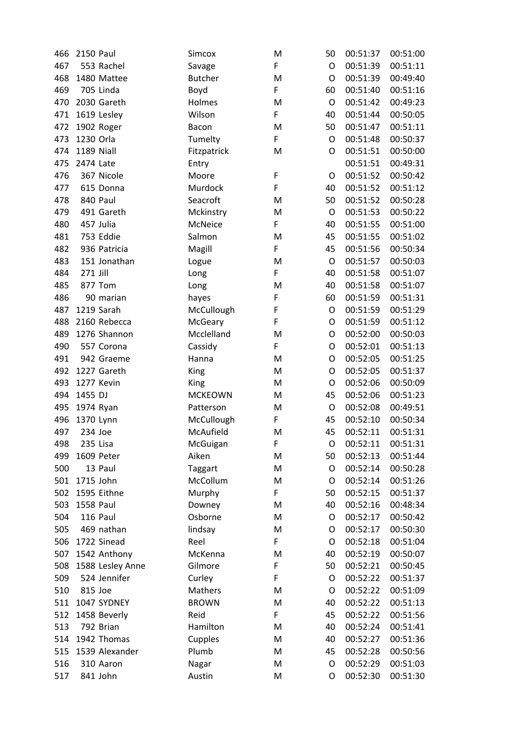| | | | | | | | |
|---|---|---|---|---|---|---|---|
| 466 | 2150 | Paul | Simcox | M | 50 | 00:51:37 | 00:51:00 |
| 467 | 553 | Rachel | Savage | F | O | 00:51:39 | 00:51:11 |
| 468 | 1480 | Mattee | Butcher | M | O | 00:51:39 | 00:49:40 |
| 469 | 705 | Linda | Boyd | F | 60 | 00:51:40 | 00:51:16 |
| 470 | 2030 | Gareth | Holmes | M | O | 00:51:42 | 00:49:23 |
| 471 | 1619 | Lesley | Wilson | F | 40 | 00:51:44 | 00:50:05 |
| 472 | 1902 | Roger | Bacon | M | 50 | 00:51:47 | 00:51:11 |
| 473 | 1230 | Orla | Tumelty | F | O | 00:51:48 | 00:50:37 |
| 474 | 1189 | Niall | Fitzpatrick | M | O | 00:51:51 | 00:50:00 |
| 475 | 2474 | Late | Entry | | | 00:51:51 | 00:49:31 |
| 476 | 367 | Nicole | Moore | F | O | 00:51:52 | 00:50:42 |
| 477 | 615 | Donna | Murdock | F | 40 | 00:51:52 | 00:51:12 |
| 478 | 840 | Paul | Seacroft | M | 50 | 00:51:52 | 00:50:28 |
| 479 | 491 | Gareth | Mckinstry | M | O | 00:51:53 | 00:50:22 |
| 480 | 457 | Julia | McNeice | F | 40 | 00:51:55 | 00:51:00 |
| 481 | 753 | Eddie | Salmon | M | 45 | 00:51:55 | 00:51:02 |
| 482 | 936 | Patricia | Magill | F | 45 | 00:51:56 | 00:50:34 |
| 483 | 151 | Jonathan | Logue | M | O | 00:51:57 | 00:50:03 |
| 484 | 271 | Jill | Long | F | 40 | 00:51:58 | 00:51:07 |
| 485 | 877 | Tom | Long | M | 40 | 00:51:58 | 00:51:07 |
| 486 | 90 | marian | hayes | F | 60 | 00:51:59 | 00:51:31 |
| 487 | 1219 | Sarah | McCullough | F | O | 00:51:59 | 00:51:29 |
| 488 | 2160 | Rebecca | McGeary | F | O | 00:51:59 | 00:51:12 |
| 489 | 1276 | Shannon | Mcclelland | M | O | 00:52:00 | 00:50:03 |
| 490 | 557 | Corona | Cassidy | F | O | 00:52:01 | 00:51:13 |
| 491 | 942 | Graeme | Hanna | M | O | 00:52:05 | 00:51:25 |
| 492 | 1227 | Gareth | King | M | O | 00:52:05 | 00:51:37 |
| 493 | 1277 | Kevin | King | M | O | 00:52:06 | 00:50:09 |
| 494 | 1455 | DJ | MCKEOWN | M | 45 | 00:52:06 | 00:51:23 |
| 495 | 1974 | Ryan | Patterson | M | O | 00:52:08 | 00:49:51 |
| 496 | 1370 | Lynn | McCullough | F | 45 | 00:52:10 | 00:50:34 |
| 497 | 234 | Joe | McAufield | M | 45 | 00:52:11 | 00:51:31 |
| 498 | 235 | Lisa | McGuigan | F | O | 00:52:11 | 00:51:31 |
| 499 | 1609 | Peter | Aiken | M | 50 | 00:52:13 | 00:51:44 |
| 500 | 13 | Paul | Taggart | M | O | 00:52:14 | 00:50:28 |
| 501 | 1715 | John | McCollum | M | O | 00:52:14 | 00:51:26 |
| 502 | 1595 | Eithne | Murphy | F | 50 | 00:52:15 | 00:51:37 |
| 503 | 1558 | Paul | Downey | M | 40 | 00:52:16 | 00:48:34 |
| 504 | 116 | Paul | Osborne | M | O | 00:52:17 | 00:50:42 |
| 505 | 469 | nathan | lindsay | M | O | 00:52:17 | 00:50:30 |
| 506 | 1722 | Sinead | Reel | F | O | 00:52:18 | 00:51:04 |
| 507 | 1542 | Anthony | McKenna | M | 40 | 00:52:19 | 00:50:07 |
| 508 | 1588 | Lesley Anne | Gilmore | F | 50 | 00:52:21 | 00:50:45 |
| 509 | 524 | Jennifer | Curley | F | O | 00:52:22 | 00:51:37 |
| 510 | 815 | Joe | Mathers | M | O | 00:52:22 | 00:51:09 |
| 511 | 1047 | SYDNEY | BROWN | M | 40 | 00:52:22 | 00:51:13 |
| 512 | 1458 | Beverly | Reid | F | 45 | 00:52:22 | 00:51:56 |
| 513 | 792 | Brian | Hamilton | M | 40 | 00:52:24 | 00:51:41 |
| 514 | 1942 | Thomas | Cupples | M | 40 | 00:52:27 | 00:51:36 |
| 515 | 1539 | Alexander | Plumb | M | 45 | 00:52:28 | 00:50:56 |
| 516 | 310 | Aaron | Nagar | M | O | 00:52:29 | 00:51:03 |
| 517 | 841 | John | Austin | M | O | 00:52:30 | 00:51:30 |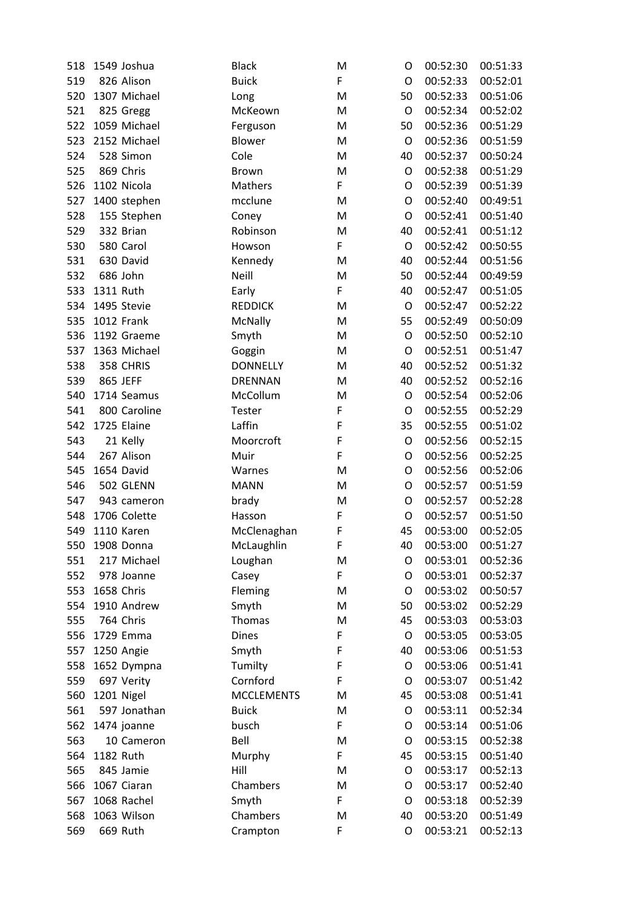| 518 | 1549 | Joshua | Black | M | O | 00:52:30 | 00:51:33 |
|---|---|---|---|---|---|---|---|
| 519 | 826 | Alison | Buick | F | O | 00:52:33 | 00:52:01 |
| 520 | 1307 | Michael | Long | M | 50 | 00:52:33 | 00:51:06 |
| 521 | 825 | Gregg | McKeown | M | O | 00:52:34 | 00:52:02 |
| 522 | 1059 | Michael | Ferguson | M | 50 | 00:52:36 | 00:51:29 |
| 523 | 2152 | Michael | Blower | M | O | 00:52:36 | 00:51:59 |
| 524 | 528 | Simon | Cole | M | 40 | 00:52:37 | 00:50:24 |
| 525 | 869 | Chris | Brown | M | O | 00:52:38 | 00:51:29 |
| 526 | 1102 | Nicola | Mathers | F | O | 00:52:39 | 00:51:39 |
| 527 | 1400 | stephen | mcclune | M | O | 00:52:40 | 00:49:51 |
| 528 | 155 | Stephen | Coney | M | O | 00:52:41 | 00:51:40 |
| 529 | 332 | Brian | Robinson | M | 40 | 00:52:41 | 00:51:12 |
| 530 | 580 | Carol | Howson | F | O | 00:52:42 | 00:50:55 |
| 531 | 630 | David | Kennedy | M | 40 | 00:52:44 | 00:51:56 |
| 532 | 686 | John | Neill | M | 50 | 00:52:44 | 00:49:59 |
| 533 | 1311 | Ruth | Early | F | 40 | 00:52:47 | 00:51:05 |
| 534 | 1495 | Stevie | REDDICK | M | O | 00:52:47 | 00:52:22 |
| 535 | 1012 | Frank | McNally | M | 55 | 00:52:49 | 00:50:09 |
| 536 | 1192 | Graeme | Smyth | M | O | 00:52:50 | 00:52:10 |
| 537 | 1363 | Michael | Goggin | M | O | 00:52:51 | 00:51:47 |
| 538 | 358 | CHRIS | DONNELLY | M | 40 | 00:52:52 | 00:51:32 |
| 539 | 865 | JEFF | DRENNAN | M | 40 | 00:52:52 | 00:52:16 |
| 540 | 1714 | Seamus | McCollum | M | O | 00:52:54 | 00:52:06 |
| 541 | 800 | Caroline | Tester | F | O | 00:52:55 | 00:52:29 |
| 542 | 1725 | Elaine | Laffin | F | 35 | 00:52:55 | 00:51:02 |
| 543 | 21 | Kelly | Moorcroft | F | O | 00:52:56 | 00:52:15 |
| 544 | 267 | Alison | Muir | F | O | 00:52:56 | 00:52:25 |
| 545 | 1654 | David | Warnes | M | O | 00:52:56 | 00:52:06 |
| 546 | 502 | GLENN | MANN | M | O | 00:52:57 | 00:51:59 |
| 547 | 943 | cameron | brady | M | O | 00:52:57 | 00:52:28 |
| 548 | 1706 | Colette | Hasson | F | O | 00:52:57 | 00:51:50 |
| 549 | 1110 | Karen | McClenaghan | F | 45 | 00:53:00 | 00:52:05 |
| 550 | 1908 | Donna | McLaughlin | F | 40 | 00:53:00 | 00:51:27 |
| 551 | 217 | Michael | Loughan | M | O | 00:53:01 | 00:52:36 |
| 552 | 978 | Joanne | Casey | F | O | 00:53:01 | 00:52:37 |
| 553 | 1658 | Chris | Fleming | M | O | 00:53:02 | 00:50:57 |
| 554 | 1910 | Andrew | Smyth | M | 50 | 00:53:02 | 00:52:29 |
| 555 | 764 | Chris | Thomas | M | 45 | 00:53:03 | 00:53:03 |
| 556 | 1729 | Emma | Dines | F | O | 00:53:05 | 00:53:05 |
| 557 | 1250 | Angie | Smyth | F | 40 | 00:53:06 | 00:51:53 |
| 558 | 1652 | Dympna | Tumilty | F | O | 00:53:06 | 00:51:41 |
| 559 | 697 | Verity | Cornford | F | O | 00:53:07 | 00:51:42 |
| 560 | 1201 | Nigel | MCCLEMENTS | M | 45 | 00:53:08 | 00:51:41 |
| 561 | 597 | Jonathan | Buick | M | O | 00:53:11 | 00:52:34 |
| 562 | 1474 | joanne | busch | F | O | 00:53:14 | 00:51:06 |
| 563 | 10 | Cameron | Bell | M | O | 00:53:15 | 00:52:38 |
| 564 | 1182 | Ruth | Murphy | F | 45 | 00:53:15 | 00:51:40 |
| 565 | 845 | Jamie | Hill | M | O | 00:53:17 | 00:52:13 |
| 566 | 1067 | Ciaran | Chambers | M | O | 00:53:17 | 00:52:40 |
| 567 | 1068 | Rachel | Smyth | F | O | 00:53:18 | 00:52:39 |
| 568 | 1063 | Wilson | Chambers | M | 40 | 00:53:20 | 00:51:49 |
| 569 | 669 | Ruth | Crampton | F | O | 00:53:21 | 00:52:13 |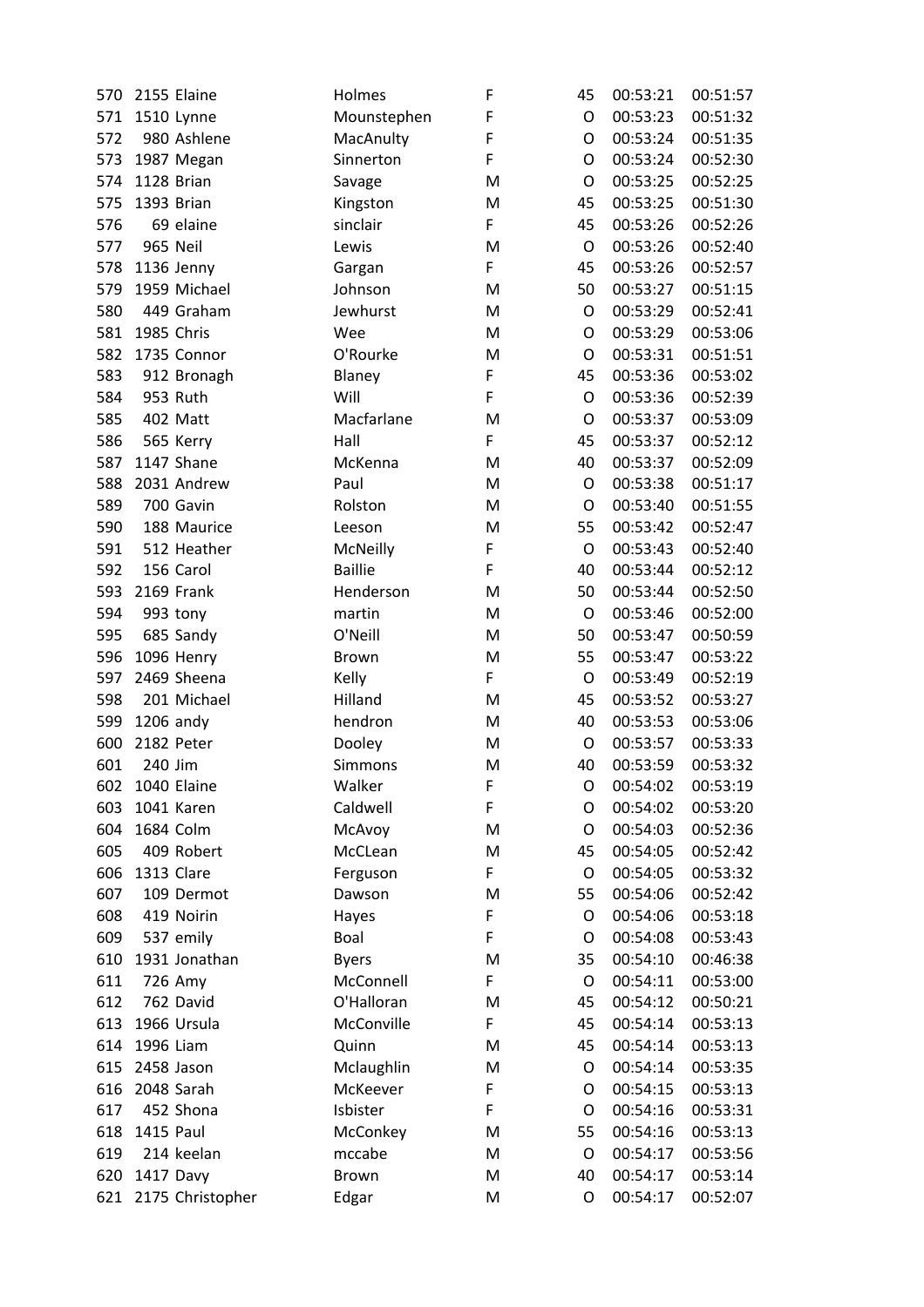| | | | | | | | |
|---|---|---|---|---|---|---|---|
| 570 | 2155 | Elaine | Holmes | F | 45 | 00:53:21 | 00:51:57 |
| 571 | 1510 | Lynne | Mounstephen | F | O | 00:53:23 | 00:51:32 |
| 572 | 980 | Ashlene | MacAnulty | F | O | 00:53:24 | 00:51:35 |
| 573 | 1987 | Megan | Sinnerton | F | O | 00:53:24 | 00:52:30 |
| 574 | 1128 | Brian | Savage | M | O | 00:53:25 | 00:52:25 |
| 575 | 1393 | Brian | Kingston | M | 45 | 00:53:25 | 00:51:30 |
| 576 | 69 | elaine | sinclair | F | 45 | 00:53:26 | 00:52:26 |
| 577 | 965 | Neil | Lewis | M | O | 00:53:26 | 00:52:40 |
| 578 | 1136 | Jenny | Gargan | F | 45 | 00:53:26 | 00:52:57 |
| 579 | 1959 | Michael | Johnson | M | 50 | 00:53:27 | 00:51:15 |
| 580 | 449 | Graham | Jewhurst | M | O | 00:53:29 | 00:52:41 |
| 581 | 1985 | Chris | Wee | M | O | 00:53:29 | 00:53:06 |
| 582 | 1735 | Connor | O'Rourke | M | O | 00:53:31 | 00:51:51 |
| 583 | 912 | Bronagh | Blaney | F | 45 | 00:53:36 | 00:53:02 |
| 584 | 953 | Ruth | Will | F | O | 00:53:36 | 00:52:39 |
| 585 | 402 | Matt | Macfarlane | M | O | 00:53:37 | 00:53:09 |
| 586 | 565 | Kerry | Hall | F | 45 | 00:53:37 | 00:52:12 |
| 587 | 1147 | Shane | McKenna | M | 40 | 00:53:37 | 00:52:09 |
| 588 | 2031 | Andrew | Paul | M | O | 00:53:38 | 00:51:17 |
| 589 | 700 | Gavin | Rolston | M | O | 00:53:40 | 00:51:55 |
| 590 | 188 | Maurice | Leeson | M | 55 | 00:53:42 | 00:52:47 |
| 591 | 512 | Heather | McNeilly | F | O | 00:53:43 | 00:52:40 |
| 592 | 156 | Carol | Baillie | F | 40 | 00:53:44 | 00:52:12 |
| 593 | 2169 | Frank | Henderson | M | 50 | 00:53:44 | 00:52:50 |
| 594 | 993 | tony | martin | M | O | 00:53:46 | 00:52:00 |
| 595 | 685 | Sandy | O'Neill | M | 50 | 00:53:47 | 00:50:59 |
| 596 | 1096 | Henry | Brown | M | 55 | 00:53:47 | 00:53:22 |
| 597 | 2469 | Sheena | Kelly | F | O | 00:53:49 | 00:52:19 |
| 598 | 201 | Michael | Hilland | M | 45 | 00:53:52 | 00:53:27 |
| 599 | 1206 | andy | hendron | M | 40 | 00:53:53 | 00:53:06 |
| 600 | 2182 | Peter | Dooley | M | O | 00:53:57 | 00:53:33 |
| 601 | 240 | Jim | Simmons | M | 40 | 00:53:59 | 00:53:32 |
| 602 | 1040 | Elaine | Walker | F | O | 00:54:02 | 00:53:19 |
| 603 | 1041 | Karen | Caldwell | F | O | 00:54:02 | 00:53:20 |
| 604 | 1684 | Colm | McAvoy | M | O | 00:54:03 | 00:52:36 |
| 605 | 409 | Robert | McCLean | M | 45 | 00:54:05 | 00:52:42 |
| 606 | 1313 | Clare | Ferguson | F | O | 00:54:05 | 00:53:32 |
| 607 | 109 | Dermot | Dawson | M | 55 | 00:54:06 | 00:52:42 |
| 608 | 419 | Noirin | Hayes | F | O | 00:54:06 | 00:53:18 |
| 609 | 537 | emily | Boal | F | O | 00:54:08 | 00:53:43 |
| 610 | 1931 | Jonathan | Byers | M | 35 | 00:54:10 | 00:46:38 |
| 611 | 726 | Amy | McConnell | F | O | 00:54:11 | 00:53:00 |
| 612 | 762 | David | O'Halloran | M | 45 | 00:54:12 | 00:50:21 |
| 613 | 1966 | Ursula | McConville | F | 45 | 00:54:14 | 00:53:13 |
| 614 | 1996 | Liam | Quinn | M | 45 | 00:54:14 | 00:53:13 |
| 615 | 2458 | Jason | Mclaughlin | M | O | 00:54:14 | 00:53:35 |
| 616 | 2048 | Sarah | McKeever | F | O | 00:54:15 | 00:53:13 |
| 617 | 452 | Shona | Isbister | F | O | 00:54:16 | 00:53:31 |
| 618 | 1415 | Paul | McConkey | M | 55 | 00:54:16 | 00:53:13 |
| 619 | 214 | keelan | mccabe | M | O | 00:54:17 | 00:53:56 |
| 620 | 1417 | Davy | Brown | M | 40 | 00:54:17 | 00:53:14 |
| 621 | 2175 | Christopher | Edgar | M | O | 00:54:17 | 00:52:07 |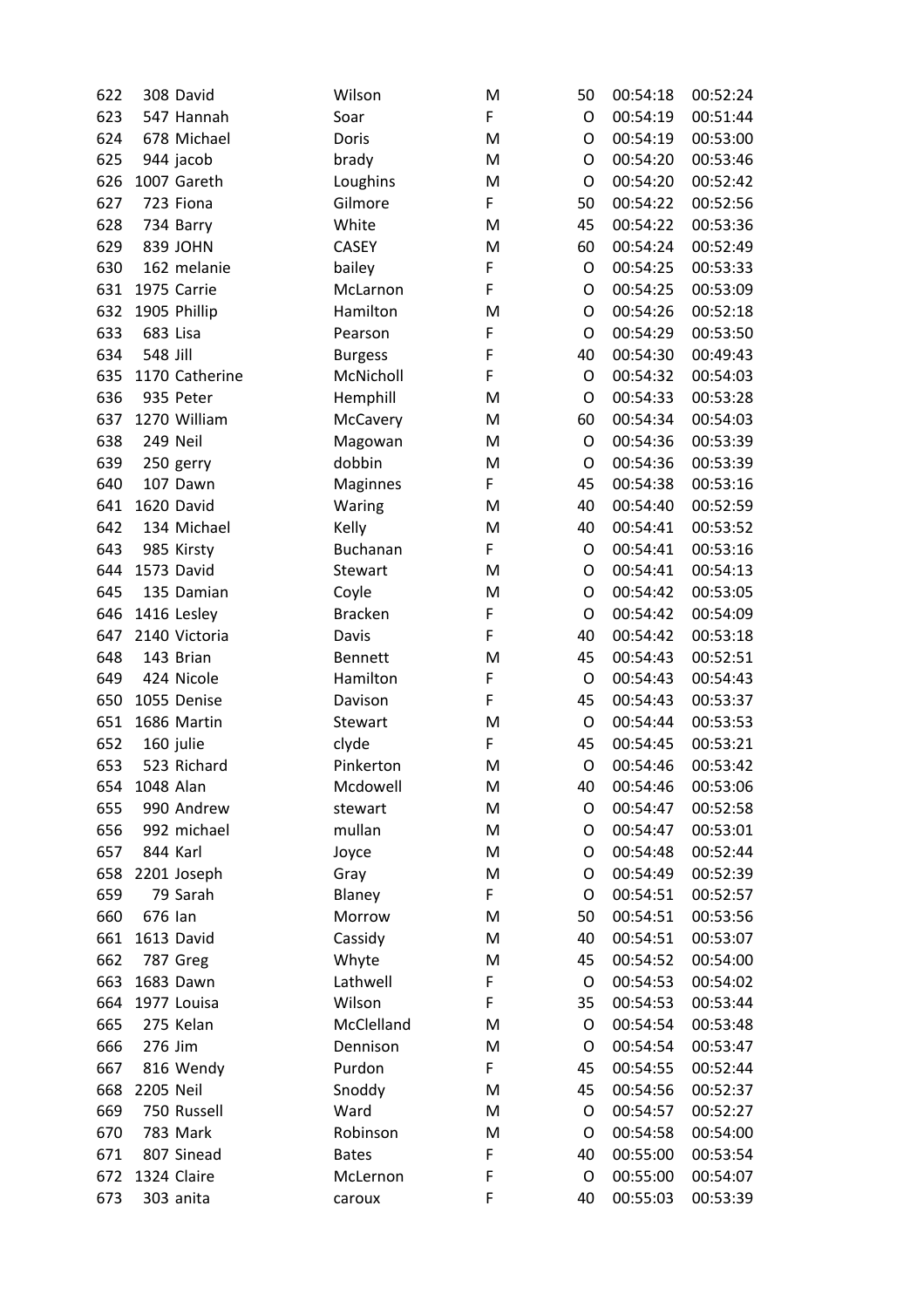| | | | | | | | |
|---|---|---|---|---|---|---|---|
| 622 | 308 | David | Wilson | M | 50 | 00:54:18 | 00:52:24 |
| 623 | 547 | Hannah | Soar | F | O | 00:54:19 | 00:51:44 |
| 624 | 678 | Michael | Doris | M | O | 00:54:19 | 00:53:00 |
| 625 | 944 | jacob | brady | M | O | 00:54:20 | 00:53:46 |
| 626 | 1007 | Gareth | Loughins | M | O | 00:54:20 | 00:52:42 |
| 627 | 723 | Fiona | Gilmore | F | 50 | 00:54:22 | 00:52:56 |
| 628 | 734 | Barry | White | M | 45 | 00:54:22 | 00:53:36 |
| 629 | 839 | JOHN | CASEY | M | 60 | 00:54:24 | 00:52:49 |
| 630 | 162 | melanie | bailey | F | O | 00:54:25 | 00:53:33 |
| 631 | 1975 | Carrie | McLarnon | F | O | 00:54:25 | 00:53:09 |
| 632 | 1905 | Phillip | Hamilton | M | O | 00:54:26 | 00:52:18 |
| 633 | 683 | Lisa | Pearson | F | O | 00:54:29 | 00:53:50 |
| 634 | 548 | Jill | Burgess | F | 40 | 00:54:30 | 00:49:43 |
| 635 | 1170 | Catherine | McNicholl | F | O | 00:54:32 | 00:54:03 |
| 636 | 935 | Peter | Hemphill | M | O | 00:54:33 | 00:53:28 |
| 637 | 1270 | William | McCavery | M | 60 | 00:54:34 | 00:54:03 |
| 638 | 249 | Neil | Magowan | M | O | 00:54:36 | 00:53:39 |
| 639 | 250 | gerry | dobbin | M | O | 00:54:36 | 00:53:39 |
| 640 | 107 | Dawn | Maginnes | F | 45 | 00:54:38 | 00:53:16 |
| 641 | 1620 | David | Waring | M | 40 | 00:54:40 | 00:52:59 |
| 642 | 134 | Michael | Kelly | M | 40 | 00:54:41 | 00:53:52 |
| 643 | 985 | Kirsty | Buchanan | F | O | 00:54:41 | 00:53:16 |
| 644 | 1573 | David | Stewart | M | O | 00:54:41 | 00:54:13 |
| 645 | 135 | Damian | Coyle | M | O | 00:54:42 | 00:53:05 |
| 646 | 1416 | Lesley | Bracken | F | O | 00:54:42 | 00:54:09 |
| 647 | 2140 | Victoria | Davis | F | 40 | 00:54:42 | 00:53:18 |
| 648 | 143 | Brian | Bennett | M | 45 | 00:54:43 | 00:52:51 |
| 649 | 424 | Nicole | Hamilton | F | O | 00:54:43 | 00:54:43 |
| 650 | 1055 | Denise | Davison | F | 45 | 00:54:43 | 00:53:37 |
| 651 | 1686 | Martin | Stewart | M | O | 00:54:44 | 00:53:53 |
| 652 | 160 | julie | clyde | F | 45 | 00:54:45 | 00:53:21 |
| 653 | 523 | Richard | Pinkerton | M | O | 00:54:46 | 00:53:42 |
| 654 | 1048 | Alan | Mcdowell | M | 40 | 00:54:46 | 00:53:06 |
| 655 | 990 | Andrew | stewart | M | O | 00:54:47 | 00:52:58 |
| 656 | 992 | michael | mullan | M | O | 00:54:47 | 00:53:01 |
| 657 | 844 | Karl | Joyce | M | O | 00:54:48 | 00:52:44 |
| 658 | 2201 | Joseph | Gray | M | O | 00:54:49 | 00:52:39 |
| 659 | 79 | Sarah | Blaney | F | O | 00:54:51 | 00:52:57 |
| 660 | 676 | Ian | Morrow | M | 50 | 00:54:51 | 00:53:56 |
| 661 | 1613 | David | Cassidy | M | 40 | 00:54:51 | 00:53:07 |
| 662 | 787 | Greg | Whyte | M | 45 | 00:54:52 | 00:54:00 |
| 663 | 1683 | Dawn | Lathwell | F | O | 00:54:53 | 00:54:02 |
| 664 | 1977 | Louisa | Wilson | F | 35 | 00:54:53 | 00:53:44 |
| 665 | 275 | Kelan | McClelland | M | O | 00:54:54 | 00:53:48 |
| 666 | 276 | Jim | Dennison | M | O | 00:54:54 | 00:53:47 |
| 667 | 816 | Wendy | Purdon | F | 45 | 00:54:55 | 00:52:44 |
| 668 | 2205 | Neil | Snoddy | M | 45 | 00:54:56 | 00:52:37 |
| 669 | 750 | Russell | Ward | M | O | 00:54:57 | 00:52:27 |
| 670 | 783 | Mark | Robinson | M | O | 00:54:58 | 00:54:00 |
| 671 | 807 | Sinead | Bates | F | 40 | 00:55:00 | 00:53:54 |
| 672 | 1324 | Claire | McLernon | F | O | 00:55:00 | 00:54:07 |
| 673 | 303 | anita | caroux | F | 40 | 00:55:03 | 00:53:39 |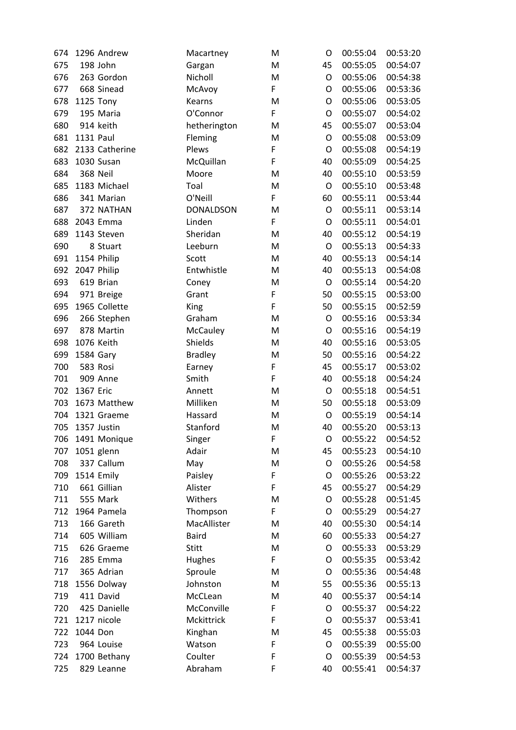| | | | | | | | |
|---|---|---|---|---|---|---|---|
| 674 | 1296 | Andrew | Macartney | M | O | 00:55:04 | 00:53:20 |
| 675 | 198 | John | Gargan | M | 45 | 00:55:05 | 00:54:07 |
| 676 | 263 | Gordon | Nicholl | M | O | 00:55:06 | 00:54:38 |
| 677 | 668 | Sinead | McAvoy | F | O | 00:55:06 | 00:53:36 |
| 678 | 1125 | Tony | Kearns | M | O | 00:55:06 | 00:53:05 |
| 679 | 195 | Maria | O'Connor | F | O | 00:55:07 | 00:54:02 |
| 680 | 914 | keith | hetherington | M | 45 | 00:55:07 | 00:53:04 |
| 681 | 1131 | Paul | Fleming | M | O | 00:55:08 | 00:53:09 |
| 682 | 2133 | Catherine | Plews | F | O | 00:55:08 | 00:54:19 |
| 683 | 1030 | Susan | McQuillan | F | 40 | 00:55:09 | 00:54:25 |
| 684 | 368 | Neil | Moore | M | 40 | 00:55:10 | 00:53:59 |
| 685 | 1183 | Michael | Toal | M | O | 00:55:10 | 00:53:48 |
| 686 | 341 | Marian | O'Neill | F | 60 | 00:55:11 | 00:53:44 |
| 687 | 372 | NATHAN | DONALDSON | M | O | 00:55:11 | 00:53:14 |
| 688 | 2043 | Emma | Linden | F | O | 00:55:11 | 00:54:01 |
| 689 | 1143 | Steven | Sheridan | M | 40 | 00:55:12 | 00:54:19 |
| 690 | 8 | Stuart | Leeburn | M | O | 00:55:13 | 00:54:33 |
| 691 | 1154 | Philip | Scott | M | 40 | 00:55:13 | 00:54:14 |
| 692 | 2047 | Philip | Entwhistle | M | 40 | 00:55:13 | 00:54:08 |
| 693 | 619 | Brian | Coney | M | O | 00:55:14 | 00:54:20 |
| 694 | 971 | Breige | Grant | F | 50 | 00:55:15 | 00:53:00 |
| 695 | 1965 | Collette | King | F | 50 | 00:55:15 | 00:52:59 |
| 696 | 266 | Stephen | Graham | M | O | 00:55:16 | 00:53:34 |
| 697 | 878 | Martin | McCauley | M | O | 00:55:16 | 00:54:19 |
| 698 | 1076 | Keith | Shields | M | 40 | 00:55:16 | 00:53:05 |
| 699 | 1584 | Gary | Bradley | M | 50 | 00:55:16 | 00:54:22 |
| 700 | 583 | Rosi | Earney | F | 45 | 00:55:17 | 00:53:02 |
| 701 | 909 | Anne | Smith | F | 40 | 00:55:18 | 00:54:24 |
| 702 | 1367 | Eric | Annett | M | O | 00:55:18 | 00:54:51 |
| 703 | 1673 | Matthew | Milliken | M | 50 | 00:55:18 | 00:53:09 |
| 704 | 1321 | Graeme | Hassard | M | O | 00:55:19 | 00:54:14 |
| 705 | 1357 | Justin | Stanford | M | 40 | 00:55:20 | 00:53:13 |
| 706 | 1491 | Monique | Singer | F | O | 00:55:22 | 00:54:52 |
| 707 | 1051 | glenn | Adair | M | 45 | 00:55:23 | 00:54:10 |
| 708 | 337 | Callum | May | M | O | 00:55:26 | 00:54:58 |
| 709 | 1514 | Emily | Paisley | F | O | 00:55:26 | 00:53:22 |
| 710 | 661 | Gillian | Alister | F | 45 | 00:55:27 | 00:54:29 |
| 711 | 555 | Mark | Withers | M | O | 00:55:28 | 00:51:45 |
| 712 | 1964 | Pamela | Thompson | F | O | 00:55:29 | 00:54:27 |
| 713 | 166 | Gareth | MacAllister | M | 40 | 00:55:30 | 00:54:14 |
| 714 | 605 | William | Baird | M | 60 | 00:55:33 | 00:54:27 |
| 715 | 626 | Graeme | Stitt | M | O | 00:55:33 | 00:53:29 |
| 716 | 285 | Emma | Hughes | F | O | 00:55:35 | 00:53:42 |
| 717 | 365 | Adrian | Sproule | M | O | 00:55:36 | 00:54:48 |
| 718 | 1556 | Dolway | Johnston | M | 55 | 00:55:36 | 00:55:13 |
| 719 | 411 | David | McClean | M | 40 | 00:55:37 | 00:54:14 |
| 720 | 425 | Danielle | McConville | F | O | 00:55:37 | 00:54:22 |
| 721 | 1217 | nicole | Mckittrick | F | O | 00:55:37 | 00:53:41 |
| 722 | 1044 | Don | Kinghan | M | 45 | 00:55:38 | 00:55:03 |
| 723 | 964 | Louise | Watson | F | O | 00:55:39 | 00:55:00 |
| 724 | 1700 | Bethany | Coulter | F | O | 00:55:39 | 00:54:53 |
| 725 | 829 | Leanne | Abraham | F | 40 | 00:55:41 | 00:54:37 |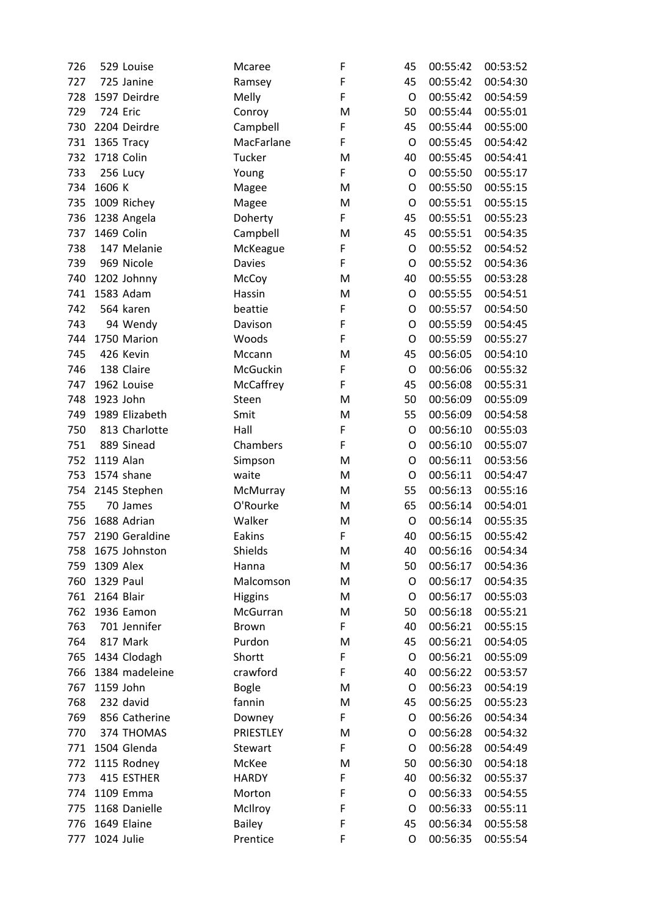| | | | | | | | |
|---|---|---|---|---|---|---|---|
| 726 | 529 | Louise | Mcaree | F | 45 | 00:55:42 | 00:53:52 |
| 727 | 725 | Janine | Ramsey | F | 45 | 00:55:42 | 00:54:30 |
| 728 | 1597 | Deirdre | Melly | F | O | 00:55:42 | 00:54:59 |
| 729 | 724 | Eric | Conroy | M | 50 | 00:55:44 | 00:55:01 |
| 730 | 2204 | Deirdre | Campbell | F | 45 | 00:55:44 | 00:55:00 |
| 731 | 1365 | Tracy | MacFarlane | F | O | 00:55:45 | 00:54:42 |
| 732 | 1718 | Colin | Tucker | M | 40 | 00:55:45 | 00:54:41 |
| 733 | 256 | Lucy | Young | F | O | 00:55:50 | 00:55:17 |
| 734 | 1606 | K | Magee | M | O | 00:55:50 | 00:55:15 |
| 735 | 1009 | Richey | Magee | M | O | 00:55:51 | 00:55:15 |
| 736 | 1238 | Angela | Doherty | F | 45 | 00:55:51 | 00:55:23 |
| 737 | 1469 | Colin | Campbell | M | 45 | 00:55:51 | 00:54:35 |
| 738 | 147 | Melanie | McKeague | F | O | 00:55:52 | 00:54:52 |
| 739 | 969 | Nicole | Davies | F | O | 00:55:52 | 00:54:36 |
| 740 | 1202 | Johnny | McCoy | M | 40 | 00:55:55 | 00:53:28 |
| 741 | 1583 | Adam | Hassin | M | O | 00:55:55 | 00:54:51 |
| 742 | 564 | karen | beattie | F | O | 00:55:57 | 00:54:50 |
| 743 | 94 | Wendy | Davison | F | O | 00:55:59 | 00:54:45 |
| 744 | 1750 | Marion | Woods | F | O | 00:55:59 | 00:55:27 |
| 745 | 426 | Kevin | Mccann | M | 45 | 00:56:05 | 00:54:10 |
| 746 | 138 | Claire | McGuckin | F | O | 00:56:06 | 00:55:32 |
| 747 | 1962 | Louise | McCaffrey | F | 45 | 00:56:08 | 00:55:31 |
| 748 | 1923 | John | Steen | M | 50 | 00:56:09 | 00:55:09 |
| 749 | 1989 | Elizabeth | Smit | M | 55 | 00:56:09 | 00:54:58 |
| 750 | 813 | Charlotte | Hall | F | O | 00:56:10 | 00:55:03 |
| 751 | 889 | Sinead | Chambers | F | O | 00:56:10 | 00:55:07 |
| 752 | 1119 | Alan | Simpson | M | O | 00:56:11 | 00:53:56 |
| 753 | 1574 | shane | waite | M | O | 00:56:11 | 00:54:47 |
| 754 | 2145 | Stephen | McMurray | M | 55 | 00:56:13 | 00:55:16 |
| 755 | 70 | James | O'Rourke | M | 65 | 00:56:14 | 00:54:01 |
| 756 | 1688 | Adrian | Walker | M | O | 00:56:14 | 00:55:35 |
| 757 | 2190 | Geraldine | Eakins | F | 40 | 00:56:15 | 00:55:42 |
| 758 | 1675 | Johnston | Shields | M | 40 | 00:56:16 | 00:54:34 |
| 759 | 1309 | Alex | Hanna | M | 50 | 00:56:17 | 00:54:36 |
| 760 | 1329 | Paul | Malcomson | M | O | 00:56:17 | 00:54:35 |
| 761 | 2164 | Blair | Higgins | M | O | 00:56:17 | 00:55:03 |
| 762 | 1936 | Eamon | McGurran | M | 50 | 00:56:18 | 00:55:21 |
| 763 | 701 | Jennifer | Brown | F | 40 | 00:56:21 | 00:55:15 |
| 764 | 817 | Mark | Purdon | M | 45 | 00:56:21 | 00:54:05 |
| 765 | 1434 | Clodagh | Shortt | F | O | 00:56:21 | 00:55:09 |
| 766 | 1384 | madeleine | crawford | F | 40 | 00:56:22 | 00:53:57 |
| 767 | 1159 | John | Bogle | M | O | 00:56:23 | 00:54:19 |
| 768 | 232 | david | fannin | M | 45 | 00:56:25 | 00:55:23 |
| 769 | 856 | Catherine | Downey | F | O | 00:56:26 | 00:54:34 |
| 770 | 374 | THOMAS | PRIESTLEY | M | O | 00:56:28 | 00:54:32 |
| 771 | 1504 | Glenda | Stewart | F | O | 00:56:28 | 00:54:49 |
| 772 | 1115 | Rodney | McKee | M | 50 | 00:56:30 | 00:54:18 |
| 773 | 415 | ESTHER | HARDY | F | 40 | 00:56:32 | 00:55:37 |
| 774 | 1109 | Emma | Morton | F | O | 00:56:33 | 00:54:55 |
| 775 | 1168 | Danielle | McIlroy | F | O | 00:56:33 | 00:55:11 |
| 776 | 1649 | Elaine | Bailey | F | 45 | 00:56:34 | 00:55:58 |
| 777 | 1024 | Julie | Prentice | F | O | 00:56:35 | 00:55:54 |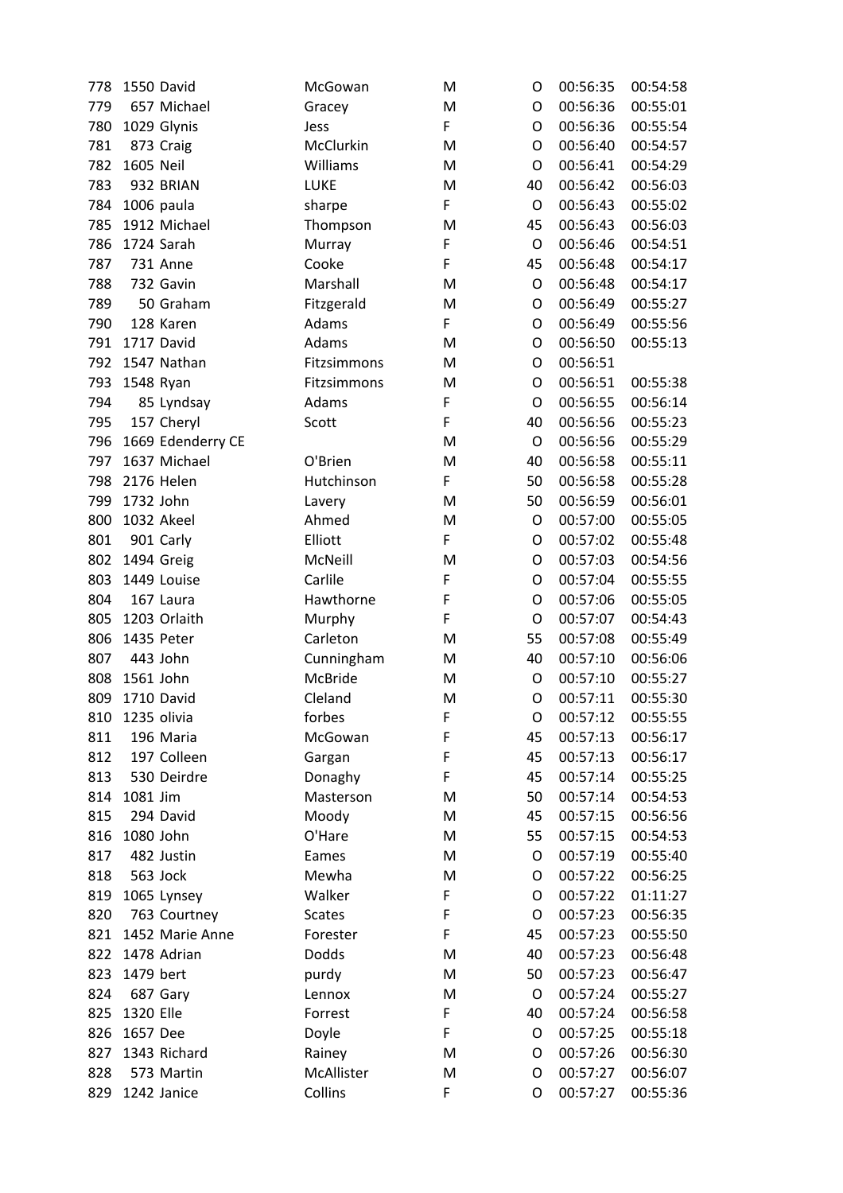| | | | | | | | |
|---|---|---|---|---|---|---|---|
| 778 | 1550 | David | McGowan | M | O | 00:56:35 | 00:54:58 |
| 779 | 657 | Michael | Gracey | M | O | 00:56:36 | 00:55:01 |
| 780 | 1029 | Glynis | Jess | F | O | 00:56:36 | 00:55:54 |
| 781 | 873 | Craig | McClurkin | M | O | 00:56:40 | 00:54:57 |
| 782 | 1605 | Neil | Williams | M | O | 00:56:41 | 00:54:29 |
| 783 | 932 | BRIAN | LUKE | M | 40 | 00:56:42 | 00:56:03 |
| 784 | 1006 | paula | sharpe | F | O | 00:56:43 | 00:55:02 |
| 785 | 1912 | Michael | Thompson | M | 45 | 00:56:43 | 00:56:03 |
| 786 | 1724 | Sarah | Murray | F | O | 00:56:46 | 00:54:51 |
| 787 | 731 | Anne | Cooke | F | 45 | 00:56:48 | 00:54:17 |
| 788 | 732 | Gavin | Marshall | M | O | 00:56:48 | 00:54:17 |
| 789 | 50 | Graham | Fitzgerald | M | O | 00:56:49 | 00:55:27 |
| 790 | 128 | Karen | Adams | F | O | 00:56:49 | 00:55:56 |
| 791 | 1717 | David | Adams | M | O | 00:56:50 | 00:55:13 |
| 792 | 1547 | Nathan | Fitzsimmons | M | O | 00:56:51 | |
| 793 | 1548 | Ryan | Fitzsimmons | M | O | 00:56:51 | 00:55:38 |
| 794 | 85 | Lyndsay | Adams | F | O | 00:56:55 | 00:56:14 |
| 795 | 157 | Cheryl | Scott | F | 40 | 00:56:56 | 00:55:23 |
| 796 | 1669 | Edenderry CE | | M | O | 00:56:56 | 00:55:29 |
| 797 | 1637 | Michael | O'Brien | M | 40 | 00:56:58 | 00:55:11 |
| 798 | 2176 | Helen | Hutchinson | F | 50 | 00:56:58 | 00:55:28 |
| 799 | 1732 | John | Lavery | M | 50 | 00:56:59 | 00:56:01 |
| 800 | 1032 | Akeel | Ahmed | M | O | 00:57:00 | 00:55:05 |
| 801 | 901 | Carly | Elliott | F | O | 00:57:02 | 00:55:48 |
| 802 | 1494 | Greig | McNeill | M | O | 00:57:03 | 00:54:56 |
| 803 | 1449 | Louise | Carlile | F | O | 00:57:04 | 00:55:55 |
| 804 | 167 | Laura | Hawthorne | F | O | 00:57:06 | 00:55:05 |
| 805 | 1203 | Orlaith | Murphy | F | O | 00:57:07 | 00:54:43 |
| 806 | 1435 | Peter | Carleton | M | 55 | 00:57:08 | 00:55:49 |
| 807 | 443 | John | Cunningham | M | 40 | 00:57:10 | 00:56:06 |
| 808 | 1561 | John | McBride | M | O | 00:57:10 | 00:55:27 |
| 809 | 1710 | David | Cleland | M | O | 00:57:11 | 00:55:30 |
| 810 | 1235 | olivia | forbes | F | O | 00:57:12 | 00:55:55 |
| 811 | 196 | Maria | McGowan | F | 45 | 00:57:13 | 00:56:17 |
| 812 | 197 | Colleen | Gargan | F | 45 | 00:57:13 | 00:56:17 |
| 813 | 530 | Deirdre | Donaghy | F | 45 | 00:57:14 | 00:55:25 |
| 814 | 1081 | Jim | Masterson | M | 50 | 00:57:14 | 00:54:53 |
| 815 | 294 | David | Moody | M | 45 | 00:57:15 | 00:56:56 |
| 816 | 1080 | John | O'Hare | M | 55 | 00:57:15 | 00:54:53 |
| 817 | 482 | Justin | Eames | M | O | 00:57:19 | 00:55:40 |
| 818 | 563 | Jock | Mewha | M | O | 00:57:22 | 00:56:25 |
| 819 | 1065 | Lynsey | Walker | F | O | 00:57:22 | 01:11:27 |
| 820 | 763 | Courtney | Scates | F | O | 00:57:23 | 00:56:35 |
| 821 | 1452 | Marie Anne | Forester | F | 45 | 00:57:23 | 00:55:50 |
| 822 | 1478 | Adrian | Dodds | M | 40 | 00:57:23 | 00:56:48 |
| 823 | 1479 | bert | purdy | M | 50 | 00:57:23 | 00:56:47 |
| 824 | 687 | Gary | Lennox | M | O | 00:57:24 | 00:55:27 |
| 825 | 1320 | Elle | Forrest | F | 40 | 00:57:24 | 00:56:58 |
| 826 | 1657 | Dee | Doyle | F | O | 00:57:25 | 00:55:18 |
| 827 | 1343 | Richard | Rainey | M | O | 00:57:26 | 00:56:30 |
| 828 | 573 | Martin | McAllister | M | O | 00:57:27 | 00:56:07 |
| 829 | 1242 | Janice | Collins | F | O | 00:57:27 | 00:55:36 |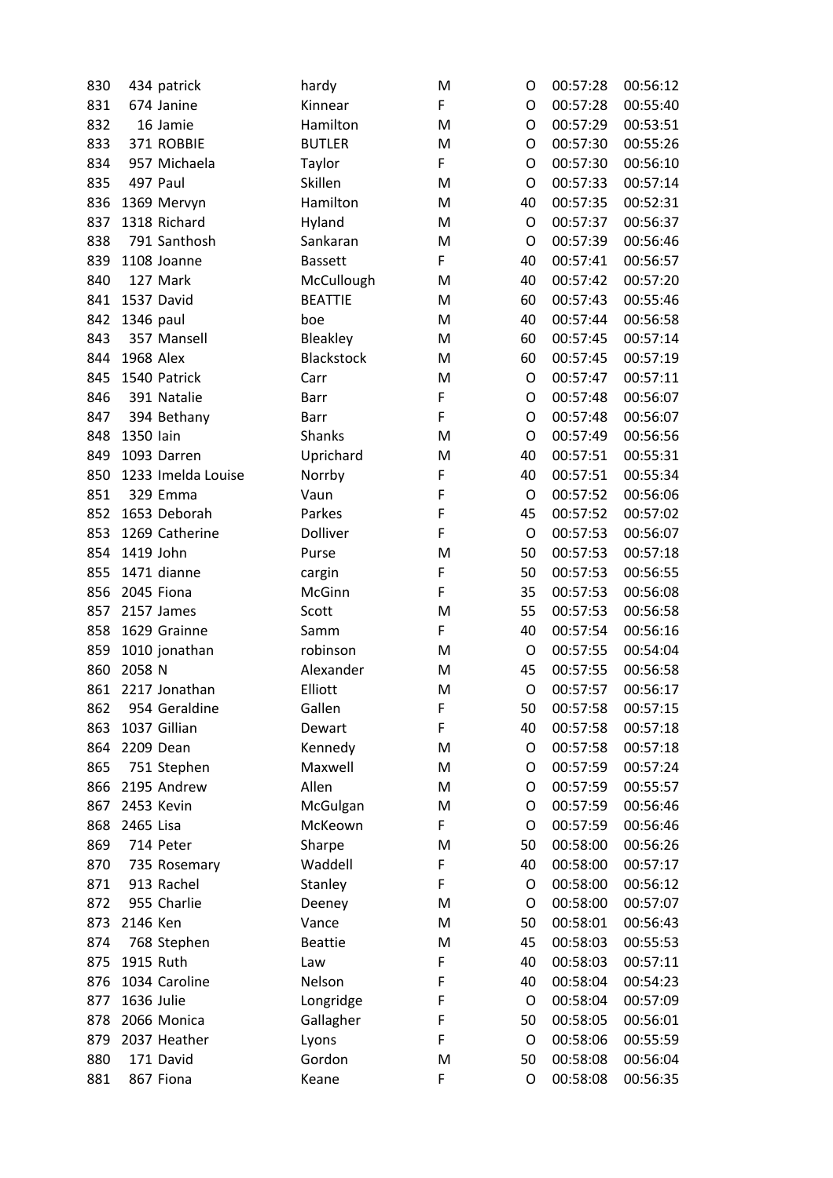| | | | | | | | |
|---|---|---|---|---|---|---|---|
| 830 | 434 | patrick | hardy | M | O | 00:57:28 | 00:56:12 |
| 831 | 674 | Janine | Kinnear | F | O | 00:57:28 | 00:55:40 |
| 832 | 16 | Jamie | Hamilton | M | O | 00:57:29 | 00:53:51 |
| 833 | 371 | ROBBIE | BUTLER | M | O | 00:57:30 | 00:55:26 |
| 834 | 957 | Michaela | Taylor | F | O | 00:57:30 | 00:56:10 |
| 835 | 497 | Paul | Skillen | M | O | 00:57:33 | 00:57:14 |
| 836 | 1369 | Mervyn | Hamilton | M | 40 | 00:57:35 | 00:52:31 |
| 837 | 1318 | Richard | Hyland | M | O | 00:57:37 | 00:56:37 |
| 838 | 791 | Santhosh | Sankaran | M | O | 00:57:39 | 00:56:46 |
| 839 | 1108 | Joanne | Bassett | F | 40 | 00:57:41 | 00:56:57 |
| 840 | 127 | Mark | McCullough | M | 40 | 00:57:42 | 00:57:20 |
| 841 | 1537 | David | BEATTIE | M | 60 | 00:57:43 | 00:55:46 |
| 842 | 1346 | paul | boe | M | 40 | 00:57:44 | 00:56:58 |
| 843 | 357 | Mansell | Bleakley | M | 60 | 00:57:45 | 00:57:14 |
| 844 | 1968 | Alex | Blackstock | M | 60 | 00:57:45 | 00:57:19 |
| 845 | 1540 | Patrick | Carr | M | O | 00:57:47 | 00:57:11 |
| 846 | 391 | Natalie | Barr | F | O | 00:57:48 | 00:56:07 |
| 847 | 394 | Bethany | Barr | F | O | 00:57:48 | 00:56:07 |
| 848 | 1350 | Iain | Shanks | M | O | 00:57:49 | 00:56:56 |
| 849 | 1093 | Darren | Uprichard | M | 40 | 00:57:51 | 00:55:31 |
| 850 | 1233 | Imelda Louise | Norrby | F | 40 | 00:57:51 | 00:55:34 |
| 851 | 329 | Emma | Vaun | F | O | 00:57:52 | 00:56:06 |
| 852 | 1653 | Deborah | Parkes | F | 45 | 00:57:52 | 00:57:02 |
| 853 | 1269 | Catherine | Dolliver | F | O | 00:57:53 | 00:56:07 |
| 854 | 1419 | John | Purse | M | 50 | 00:57:53 | 00:57:18 |
| 855 | 1471 | dianne | cargin | F | 50 | 00:57:53 | 00:56:55 |
| 856 | 2045 | Fiona | McGinn | F | 35 | 00:57:53 | 00:56:08 |
| 857 | 2157 | James | Scott | M | 55 | 00:57:53 | 00:56:58 |
| 858 | 1629 | Grainne | Samm | F | 40 | 00:57:54 | 00:56:16 |
| 859 | 1010 | jonathan | robinson | M | O | 00:57:55 | 00:54:04 |
| 860 | 2058 | N | Alexander | M | 45 | 00:57:55 | 00:56:58 |
| 861 | 2217 | Jonathan | Elliott | M | O | 00:57:57 | 00:56:17 |
| 862 | 954 | Geraldine | Gallen | F | 50 | 00:57:58 | 00:57:15 |
| 863 | 1037 | Gillian | Dewart | F | 40 | 00:57:58 | 00:57:18 |
| 864 | 2209 | Dean | Kennedy | M | O | 00:57:58 | 00:57:18 |
| 865 | 751 | Stephen | Maxwell | M | O | 00:57:59 | 00:57:24 |
| 866 | 2195 | Andrew | Allen | M | O | 00:57:59 | 00:55:57 |
| 867 | 2453 | Kevin | McGulgan | M | O | 00:57:59 | 00:56:46 |
| 868 | 2465 | Lisa | McKeown | F | O | 00:57:59 | 00:56:46 |
| 869 | 714 | Peter | Sharpe | M | 50 | 00:58:00 | 00:56:26 |
| 870 | 735 | Rosemary | Waddell | F | 40 | 00:58:00 | 00:57:17 |
| 871 | 913 | Rachel | Stanley | F | O | 00:58:00 | 00:56:12 |
| 872 | 955 | Charlie | Deeney | M | O | 00:58:00 | 00:57:07 |
| 873 | 2146 | Ken | Vance | M | 50 | 00:58:01 | 00:56:43 |
| 874 | 768 | Stephen | Beattie | M | 45 | 00:58:03 | 00:55:53 |
| 875 | 1915 | Ruth | Law | F | 40 | 00:58:03 | 00:57:11 |
| 876 | 1034 | Caroline | Nelson | F | 40 | 00:58:04 | 00:54:23 |
| 877 | 1636 | Julie | Longridge | F | O | 00:58:04 | 00:57:09 |
| 878 | 2066 | Monica | Gallagher | F | 50 | 00:58:05 | 00:56:01 |
| 879 | 2037 | Heather | Lyons | F | O | 00:58:06 | 00:55:59 |
| 880 | 171 | David | Gordon | M | 50 | 00:58:08 | 00:56:04 |
| 881 | 867 | Fiona | Keane | F | O | 00:58:08 | 00:56:35 |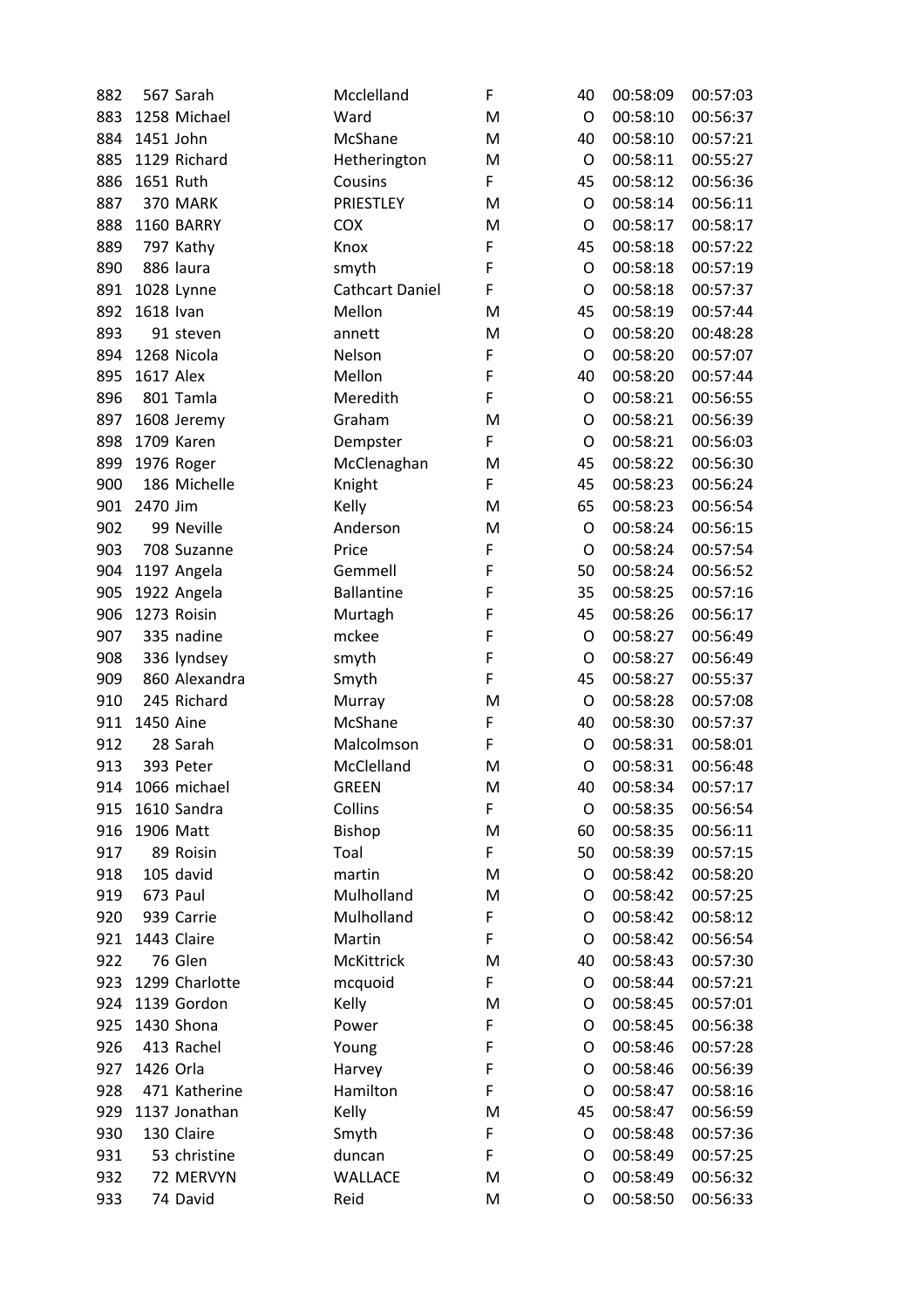| | | | | | | | |
|---|---|---|---|---|---|---|---|
| 882 | 567 | Sarah | Mcclelland | F | 40 | 00:58:09 | 00:57:03 |
| 883 | 1258 | Michael | Ward | M | O | 00:58:10 | 00:56:37 |
| 884 | 1451 | John | McShane | M | 40 | 00:58:10 | 00:57:21 |
| 885 | 1129 | Richard | Hetherington | M | O | 00:58:11 | 00:55:27 |
| 886 | 1651 | Ruth | Cousins | F | 45 | 00:58:12 | 00:56:36 |
| 887 | 370 | MARK | PRIESTLEY | M | O | 00:58:14 | 00:56:11 |
| 888 | 1160 | BARRY | COX | M | O | 00:58:17 | 00:58:17 |
| 889 | 797 | Kathy | Knox | F | 45 | 00:58:18 | 00:57:22 |
| 890 | 886 | laura | smyth | F | O | 00:58:18 | 00:57:19 |
| 891 | 1028 | Lynne | Cathcart Daniel | F | O | 00:58:18 | 00:57:37 |
| 892 | 1618 | Ivan | Mellon | M | 45 | 00:58:19 | 00:57:44 |
| 893 | 91 | steven | annett | M | O | 00:58:20 | 00:48:28 |
| 894 | 1268 | Nicola | Nelson | F | O | 00:58:20 | 00:57:07 |
| 895 | 1617 | Alex | Mellon | F | 40 | 00:58:20 | 00:57:44 |
| 896 | 801 | Tamla | Meredith | F | O | 00:58:21 | 00:56:55 |
| 897 | 1608 | Jeremy | Graham | M | O | 00:58:21 | 00:56:39 |
| 898 | 1709 | Karen | Dempster | F | O | 00:58:21 | 00:56:03 |
| 899 | 1976 | Roger | McClenaghan | M | 45 | 00:58:22 | 00:56:30 |
| 900 | 186 | Michelle | Knight | F | 45 | 00:58:23 | 00:56:24 |
| 901 | 2470 | Jim | Kelly | M | 65 | 00:58:23 | 00:56:54 |
| 902 | 99 | Neville | Anderson | M | O | 00:58:24 | 00:56:15 |
| 903 | 708 | Suzanne | Price | F | O | 00:58:24 | 00:57:54 |
| 904 | 1197 | Angela | Gemmell | F | 50 | 00:58:24 | 00:56:52 |
| 905 | 1922 | Angela | Ballantine | F | 35 | 00:58:25 | 00:57:16 |
| 906 | 1273 | Roisin | Murtagh | F | 45 | 00:58:26 | 00:56:17 |
| 907 | 335 | nadine | mckee | F | O | 00:58:27 | 00:56:49 |
| 908 | 336 | lyndsey | smyth | F | O | 00:58:27 | 00:56:49 |
| 909 | 860 | Alexandra | Smyth | F | 45 | 00:58:27 | 00:55:37 |
| 910 | 245 | Richard | Murray | M | O | 00:58:28 | 00:57:08 |
| 911 | 1450 | Aine | McShane | F | 40 | 00:58:30 | 00:57:37 |
| 912 | 28 | Sarah | Malcolmson | F | O | 00:58:31 | 00:58:01 |
| 913 | 393 | Peter | McClelland | M | O | 00:58:31 | 00:56:48 |
| 914 | 1066 | michael | GREEN | M | 40 | 00:58:34 | 00:57:17 |
| 915 | 1610 | Sandra | Collins | F | O | 00:58:35 | 00:56:54 |
| 916 | 1906 | Matt | Bishop | M | 60 | 00:58:35 | 00:56:11 |
| 917 | 89 | Roisin | Toal | F | 50 | 00:58:39 | 00:57:15 |
| 918 | 105 | david | martin | M | O | 00:58:42 | 00:58:20 |
| 919 | 673 | Paul | Mulholland | M | O | 00:58:42 | 00:57:25 |
| 920 | 939 | Carrie | Mulholland | F | O | 00:58:42 | 00:58:12 |
| 921 | 1443 | Claire | Martin | F | O | 00:58:42 | 00:56:54 |
| 922 | 76 | Glen | McKittrick | M | 40 | 00:58:43 | 00:57:30 |
| 923 | 1299 | Charlotte | mcquoid | F | O | 00:58:44 | 00:57:21 |
| 924 | 1139 | Gordon | Kelly | M | O | 00:58:45 | 00:57:01 |
| 925 | 1430 | Shona | Power | F | O | 00:58:45 | 00:56:38 |
| 926 | 413 | Rachel | Young | F | O | 00:58:46 | 00:57:28 |
| 927 | 1426 | Orla | Harvey | F | O | 00:58:46 | 00:56:39 |
| 928 | 471 | Katherine | Hamilton | F | O | 00:58:47 | 00:58:16 |
| 929 | 1137 | Jonathan | Kelly | M | 45 | 00:58:47 | 00:56:59 |
| 930 | 130 | Claire | Smyth | F | O | 00:58:48 | 00:57:36 |
| 931 | 53 | christine | duncan | F | O | 00:58:49 | 00:57:25 |
| 932 | 72 | MERVYN | WALLACE | M | O | 00:58:49 | 00:56:32 |
| 933 | 74 | David | Reid | M | O | 00:58:50 | 00:56:33 |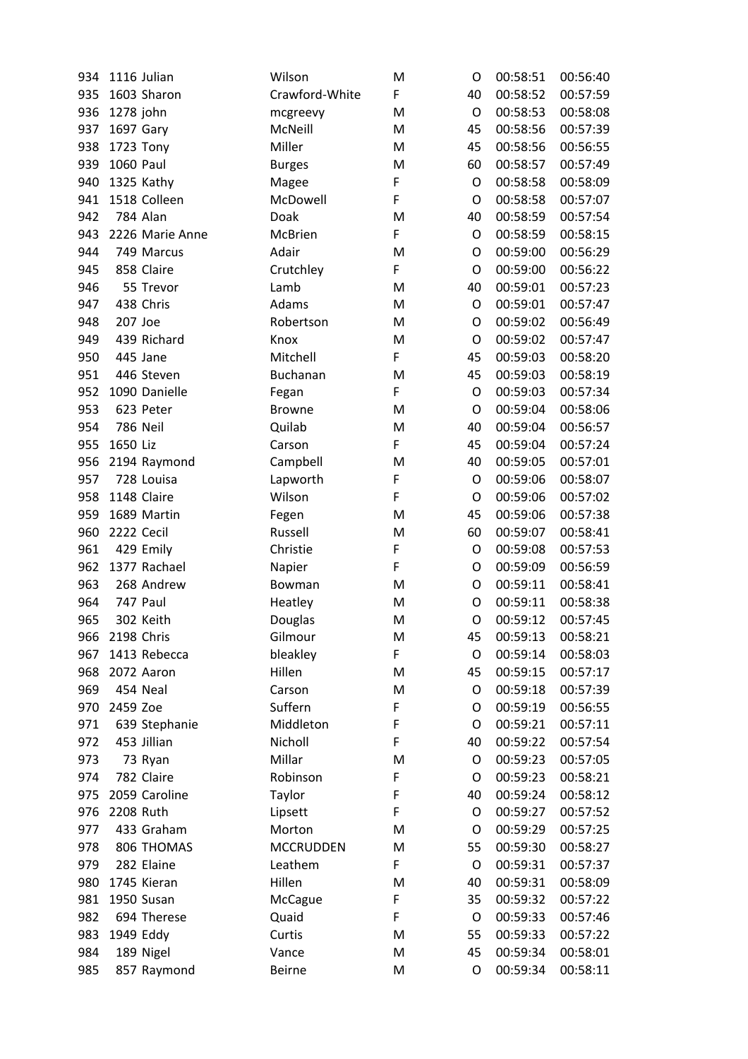| | | | | | | | |
|---|---|---|---|---|---|---|---|
| 934 | 1116 | Julian | Wilson | M | O | 00:58:51 | 00:56:40 |
| 935 | 1603 | Sharon | Crawford-White | F | 40 | 00:58:52 | 00:57:59 |
| 936 | 1278 | john | mcgreevy | M | O | 00:58:53 | 00:58:08 |
| 937 | 1697 | Gary | McNeill | M | 45 | 00:58:56 | 00:57:39 |
| 938 | 1723 | Tony | Miller | M | 45 | 00:58:56 | 00:56:55 |
| 939 | 1060 | Paul | Burges | M | 60 | 00:58:57 | 00:57:49 |
| 940 | 1325 | Kathy | Magee | F | O | 00:58:58 | 00:58:09 |
| 941 | 1518 | Colleen | McDowell | F | O | 00:58:58 | 00:57:07 |
| 942 | 784 | Alan | Doak | M | 40 | 00:58:59 | 00:57:54 |
| 943 | 2226 | Marie Anne | McBrien | F | O | 00:58:59 | 00:58:15 |
| 944 | 749 | Marcus | Adair | M | O | 00:59:00 | 00:56:29 |
| 945 | 858 | Claire | Crutchley | F | O | 00:59:00 | 00:56:22 |
| 946 | 55 | Trevor | Lamb | M | 40 | 00:59:01 | 00:57:23 |
| 947 | 438 | Chris | Adams | M | O | 00:59:01 | 00:57:47 |
| 948 | 207 | Joe | Robertson | M | O | 00:59:02 | 00:56:49 |
| 949 | 439 | Richard | Knox | M | O | 00:59:02 | 00:57:47 |
| 950 | 445 | Jane | Mitchell | F | 45 | 00:59:03 | 00:58:20 |
| 951 | 446 | Steven | Buchanan | M | 45 | 00:59:03 | 00:58:19 |
| 952 | 1090 | Danielle | Fegan | F | O | 00:59:03 | 00:57:34 |
| 953 | 623 | Peter | Browne | M | O | 00:59:04 | 00:58:06 |
| 954 | 786 | Neil | Quilab | M | 40 | 00:59:04 | 00:56:57 |
| 955 | 1650 | Liz | Carson | F | 45 | 00:59:04 | 00:57:24 |
| 956 | 2194 | Raymond | Campbell | M | 40 | 00:59:05 | 00:57:01 |
| 957 | 728 | Louisa | Lapworth | F | O | 00:59:06 | 00:58:07 |
| 958 | 1148 | Claire | Wilson | F | O | 00:59:06 | 00:57:02 |
| 959 | 1689 | Martin | Fegen | M | 45 | 00:59:06 | 00:57:38 |
| 960 | 2222 | Cecil | Russell | M | 60 | 00:59:07 | 00:58:41 |
| 961 | 429 | Emily | Christie | F | O | 00:59:08 | 00:57:53 |
| 962 | 1377 | Rachael | Napier | F | O | 00:59:09 | 00:56:59 |
| 963 | 268 | Andrew | Bowman | M | O | 00:59:11 | 00:58:41 |
| 964 | 747 | Paul | Heatley | M | O | 00:59:11 | 00:58:38 |
| 965 | 302 | Keith | Douglas | M | O | 00:59:12 | 00:57:45 |
| 966 | 2198 | Chris | Gilmour | M | 45 | 00:59:13 | 00:58:21 |
| 967 | 1413 | Rebecca | bleakley | F | O | 00:59:14 | 00:58:03 |
| 968 | 2072 | Aaron | Hillen | M | 45 | 00:59:15 | 00:57:17 |
| 969 | 454 | Neal | Carson | M | O | 00:59:18 | 00:57:39 |
| 970 | 2459 | Zoe | Suffern | F | O | 00:59:19 | 00:56:55 |
| 971 | 639 | Stephanie | Middleton | F | O | 00:59:21 | 00:57:11 |
| 972 | 453 | Jillian | Nicholl | F | 40 | 00:59:22 | 00:57:54 |
| 973 | 73 | Ryan | Millar | M | O | 00:59:23 | 00:57:05 |
| 974 | 782 | Claire | Robinson | F | O | 00:59:23 | 00:58:21 |
| 975 | 2059 | Caroline | Taylor | F | 40 | 00:59:24 | 00:58:12 |
| 976 | 2208 | Ruth | Lipsett | F | O | 00:59:27 | 00:57:52 |
| 977 | 433 | Graham | Morton | M | O | 00:59:29 | 00:57:25 |
| 978 | 806 | THOMAS | MCCRUDDEN | M | 55 | 00:59:30 | 00:58:27 |
| 979 | 282 | Elaine | Leathem | F | O | 00:59:31 | 00:57:37 |
| 980 | 1745 | Kieran | Hillen | M | 40 | 00:59:31 | 00:58:09 |
| 981 | 1950 | Susan | McCague | F | 35 | 00:59:32 | 00:57:22 |
| 982 | 694 | Therese | Quaid | F | O | 00:59:33 | 00:57:46 |
| 983 | 1949 | Eddy | Curtis | M | 55 | 00:59:33 | 00:57:22 |
| 984 | 189 | Nigel | Vance | M | 45 | 00:59:34 | 00:58:01 |
| 985 | 857 | Raymond | Beirne | M | O | 00:59:34 | 00:58:11 |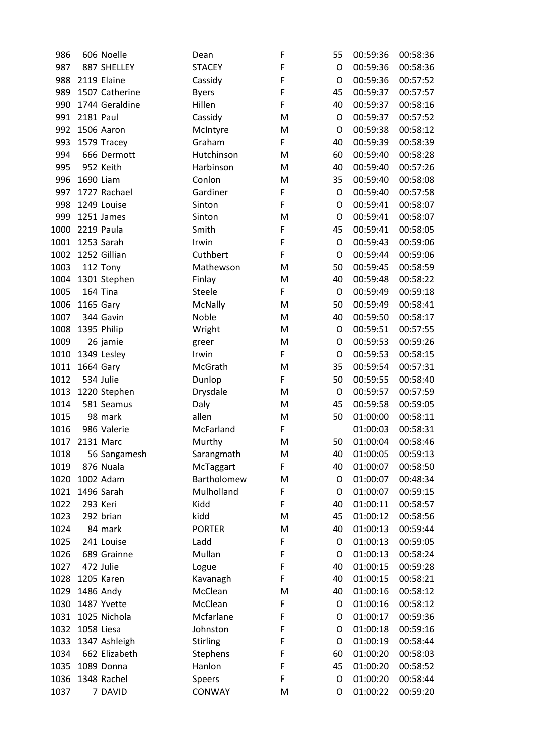| | | | | | | | |
|---|---|---|---|---|---|---|---|
| 986 | 606 | Noelle | Dean | F | 55 | 00:59:36 | 00:58:36 |
| 987 | 887 | SHELLEY | STACEY | F | O | 00:59:36 | 00:58:36 |
| 988 | 2119 | Elaine | Cassidy | F | O | 00:59:36 | 00:57:52 |
| 989 | 1507 | Catherine | Byers | F | 45 | 00:59:37 | 00:57:57 |
| 990 | 1744 | Geraldine | Hillen | F | 40 | 00:59:37 | 00:58:16 |
| 991 | 2181 | Paul | Cassidy | M | O | 00:59:37 | 00:57:52 |
| 992 | 1506 | Aaron | McIntyre | M | O | 00:59:38 | 00:58:12 |
| 993 | 1579 | Tracey | Graham | F | 40 | 00:59:39 | 00:58:39 |
| 994 | 666 | Dermott | Hutchinson | M | 60 | 00:59:40 | 00:58:28 |
| 995 | 952 | Keith | Harbinson | M | 40 | 00:59:40 | 00:57:26 |
| 996 | 1690 | Liam | Conlon | M | 35 | 00:59:40 | 00:58:08 |
| 997 | 1727 | Rachael | Gardiner | F | O | 00:59:40 | 00:57:58 |
| 998 | 1249 | Louise | Sinton | F | O | 00:59:41 | 00:58:07 |
| 999 | 1251 | James | Sinton | M | O | 00:59:41 | 00:58:07 |
| 1000 | 2219 | Paula | Smith | F | 45 | 00:59:41 | 00:58:05 |
| 1001 | 1253 | Sarah | Irwin | F | O | 00:59:43 | 00:59:06 |
| 1002 | 1252 | Gillian | Cuthbert | F | O | 00:59:44 | 00:59:06 |
| 1003 | 112 | Tony | Mathewson | M | 50 | 00:59:45 | 00:58:59 |
| 1004 | 1301 | Stephen | Finlay | M | 40 | 00:59:48 | 00:58:22 |
| 1005 | 164 | Tina | Steele | F | O | 00:59:49 | 00:59:18 |
| 1006 | 1165 | Gary | McNally | M | 50 | 00:59:49 | 00:58:41 |
| 1007 | 344 | Gavin | Noble | M | 40 | 00:59:50 | 00:58:17 |
| 1008 | 1395 | Philip | Wright | M | O | 00:59:51 | 00:57:55 |
| 1009 | 26 | jamie | greer | M | O | 00:59:53 | 00:59:26 |
| 1010 | 1349 | Lesley | Irwin | F | O | 00:59:53 | 00:58:15 |
| 1011 | 1664 | Gary | McGrath | M | 35 | 00:59:54 | 00:57:31 |
| 1012 | 534 | Julie | Dunlop | F | 50 | 00:59:55 | 00:58:40 |
| 1013 | 1220 | Stephen | Drysdale | M | O | 00:59:57 | 00:57:59 |
| 1014 | 581 | Seamus | Daly | M | 45 | 00:59:58 | 00:59:05 |
| 1015 | 98 | mark | allen | M | 50 | 01:00:00 | 00:58:11 |
| 1016 | 986 | Valerie | McFarland | F | | 01:00:03 | 00:58:31 |
| 1017 | 2131 | Marc | Murthy | M | 50 | 01:00:04 | 00:58:46 |
| 1018 | 56 | Sangamesh | Sarangmath | M | 40 | 01:00:05 | 00:59:13 |
| 1019 | 876 | Nuala | McTaggart | F | 40 | 01:00:07 | 00:58:50 |
| 1020 | 1002 | Adam | Bartholomew | M | O | 01:00:07 | 00:48:34 |
| 1021 | 1496 | Sarah | Mulholland | F | O | 01:00:07 | 00:59:15 |
| 1022 | 293 | Keri | Kidd | F | 40 | 01:00:11 | 00:58:57 |
| 1023 | 292 | brian | kidd | M | 45 | 01:00:12 | 00:58:56 |
| 1024 | 84 | mark | PORTER | M | 40 | 01:00:13 | 00:59:44 |
| 1025 | 241 | Louise | Ladd | F | O | 01:00:13 | 00:59:05 |
| 1026 | 689 | Grainne | Mullan | F | O | 01:00:13 | 00:58:24 |
| 1027 | 472 | Julie | Logue | F | 40 | 01:00:15 | 00:59:28 |
| 1028 | 1205 | Karen | Kavanagh | F | 40 | 01:00:15 | 00:58:21 |
| 1029 | 1486 | Andy | McClean | M | 40 | 01:00:16 | 00:58:12 |
| 1030 | 1487 | Yvette | McClean | F | O | 01:00:16 | 00:58:12 |
| 1031 | 1025 | Nichola | Mcfarlane | F | O | 01:00:17 | 00:59:36 |
| 1032 | 1058 | Liesa | Johnston | F | O | 01:00:18 | 00:59:16 |
| 1033 | 1347 | Ashleigh | Stirling | F | O | 01:00:19 | 00:58:44 |
| 1034 | 662 | Elizabeth | Stephens | F | 60 | 01:00:20 | 00:58:03 |
| 1035 | 1089 | Donna | Hanlon | F | 45 | 01:00:20 | 00:58:52 |
| 1036 | 1348 | Rachel | Speers | F | O | 01:00:20 | 00:58:44 |
| 1037 | 7 | DAVID | CONWAY | M | O | 01:00:22 | 00:59:20 |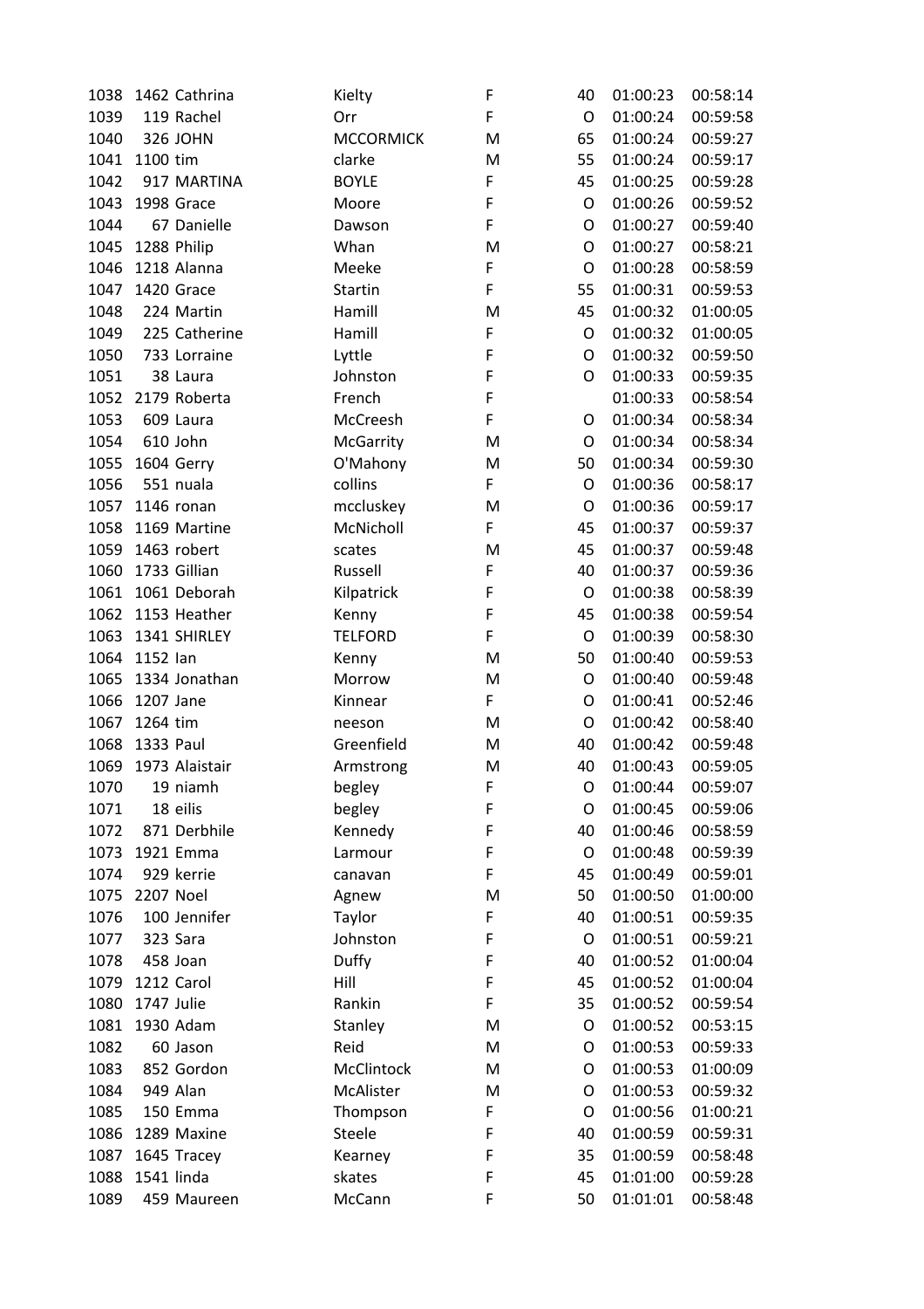| | | | | | | | |
|---|---|---|---|---|---|---|---|
| 1038 | 1462 | Cathrina | Kielty | F | 40 | 01:00:23 | 00:58:14 |
| 1039 | 119 | Rachel | Orr | F | O | 01:00:24 | 00:59:58 |
| 1040 | 326 | JOHN | MCCORMICK | M | 65 | 01:00:24 | 00:59:27 |
| 1041 | 1100 | tim | clarke | M | 55 | 01:00:24 | 00:59:17 |
| 1042 | 917 | MARTINA | BOYLE | F | 45 | 01:00:25 | 00:59:28 |
| 1043 | 1998 | Grace | Moore | F | O | 01:00:26 | 00:59:52 |
| 1044 | 67 | Danielle | Dawson | F | O | 01:00:27 | 00:59:40 |
| 1045 | 1288 | Philip | Whan | M | O | 01:00:27 | 00:58:21 |
| 1046 | 1218 | Alanna | Meeke | F | O | 01:00:28 | 00:58:59 |
| 1047 | 1420 | Grace | Startin | F | 55 | 01:00:31 | 00:59:53 |
| 1048 | 224 | Martin | Hamill | M | 45 | 01:00:32 | 01:00:05 |
| 1049 | 225 | Catherine | Hamill | F | O | 01:00:32 | 01:00:05 |
| 1050 | 733 | Lorraine | Lyttle | F | O | 01:00:32 | 00:59:50 |
| 1051 | 38 | Laura | Johnston | F | O | 01:00:33 | 00:59:35 |
| 1052 | 2179 | Roberta | French | F | | 01:00:33 | 00:58:54 |
| 1053 | 609 | Laura | McCreesh | F | O | 01:00:34 | 00:58:34 |
| 1054 | 610 | John | McGarrity | M | O | 01:00:34 | 00:58:34 |
| 1055 | 1604 | Gerry | O'Mahony | M | 50 | 01:00:34 | 00:59:30 |
| 1056 | 551 | nuala | collins | F | O | 01:00:36 | 00:58:17 |
| 1057 | 1146 | ronan | mccluskey | M | O | 01:00:36 | 00:59:17 |
| 1058 | 1169 | Martine | McNicholl | F | 45 | 01:00:37 | 00:59:37 |
| 1059 | 1463 | robert | scates | M | 45 | 01:00:37 | 00:59:48 |
| 1060 | 1733 | Gillian | Russell | F | 40 | 01:00:37 | 00:59:36 |
| 1061 | 1061 | Deborah | Kilpatrick | F | O | 01:00:38 | 00:58:39 |
| 1062 | 1153 | Heather | Kenny | F | 45 | 01:00:38 | 00:59:54 |
| 1063 | 1341 | SHIRLEY | TELFORD | F | O | 01:00:39 | 00:58:30 |
| 1064 | 1152 | Ian | Kenny | M | 50 | 01:00:40 | 00:59:53 |
| 1065 | 1334 | Jonathan | Morrow | M | O | 01:00:40 | 00:59:48 |
| 1066 | 1207 | Jane | Kinnear | F | O | 01:00:41 | 00:52:46 |
| 1067 | 1264 | tim | neeson | M | O | 01:00:42 | 00:58:40 |
| 1068 | 1333 | Paul | Greenfield | M | 40 | 01:00:42 | 00:59:48 |
| 1069 | 1973 | Alaistair | Armstrong | M | 40 | 01:00:43 | 00:59:05 |
| 1070 | 19 | niamh | begley | F | O | 01:00:44 | 00:59:07 |
| 1071 | 18 | eilis | begley | F | O | 01:00:45 | 00:59:06 |
| 1072 | 871 | Derbhile | Kennedy | F | 40 | 01:00:46 | 00:58:59 |
| 1073 | 1921 | Emma | Larmour | F | O | 01:00:48 | 00:59:39 |
| 1074 | 929 | kerrie | canavan | F | 45 | 01:00:49 | 00:59:01 |
| 1075 | 2207 | Noel | Agnew | M | 50 | 01:00:50 | 01:00:00 |
| 1076 | 100 | Jennifer | Taylor | F | 40 | 01:00:51 | 00:59:35 |
| 1077 | 323 | Sara | Johnston | F | O | 01:00:51 | 00:59:21 |
| 1078 | 458 | Joan | Duffy | F | 40 | 01:00:52 | 01:00:04 |
| 1079 | 1212 | Carol | Hill | F | 45 | 01:00:52 | 01:00:04 |
| 1080 | 1747 | Julie | Rankin | F | 35 | 01:00:52 | 00:59:54 |
| 1081 | 1930 | Adam | Stanley | M | O | 01:00:52 | 00:53:15 |
| 1082 | 60 | Jason | Reid | M | O | 01:00:53 | 00:59:33 |
| 1083 | 852 | Gordon | McClintock | M | O | 01:00:53 | 01:00:09 |
| 1084 | 949 | Alan | McAlister | M | O | 01:00:53 | 00:59:32 |
| 1085 | 150 | Emma | Thompson | F | O | 01:00:56 | 01:00:21 |
| 1086 | 1289 | Maxine | Steele | F | 40 | 01:00:59 | 00:59:31 |
| 1087 | 1645 | Tracey | Kearney | F | 35 | 01:00:59 | 00:58:48 |
| 1088 | 1541 | linda | skates | F | 45 | 01:01:00 | 00:59:28 |
| 1089 | 459 | Maureen | McCann | F | 50 | 01:01:01 | 00:58:48 |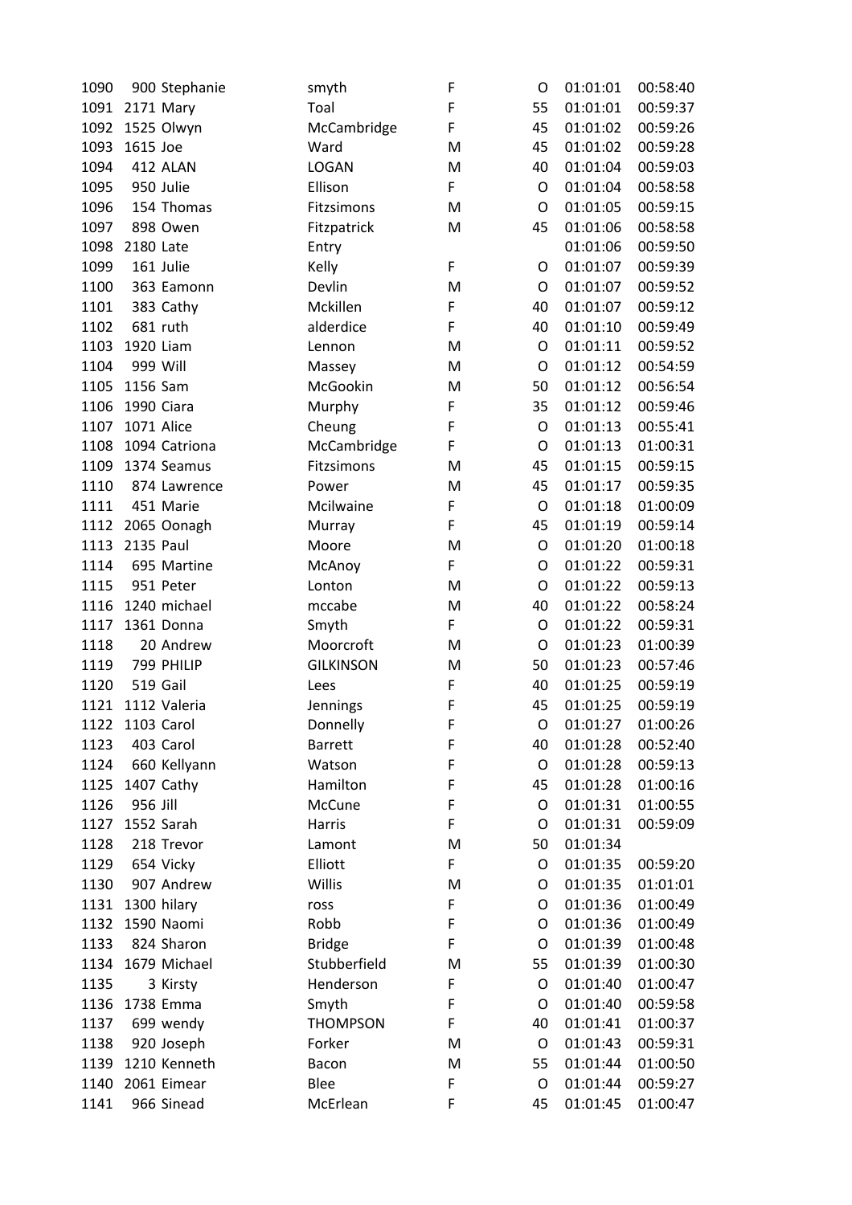| | | | | | | | |
|---|---|---|---|---|---|---|---|
| 1090 | 900 | Stephanie | smyth | F | O | 01:01:01 | 00:58:40 |
| 1091 | 2171 | Mary | Toal | F | 55 | 01:01:01 | 00:59:37 |
| 1092 | 1525 | Olwyn | McCambridge | F | 45 | 01:01:02 | 00:59:26 |
| 1093 | 1615 | Joe | Ward | M | 45 | 01:01:02 | 00:59:28 |
| 1094 | 412 | ALAN | LOGAN | M | 40 | 01:01:04 | 00:59:03 |
| 1095 | 950 | Julie | Ellison | F | O | 01:01:04 | 00:58:58 |
| 1096 | 154 | Thomas | Fitzsimons | M | O | 01:01:05 | 00:59:15 |
| 1097 | 898 | Owen | Fitzpatrick | M | 45 | 01:01:06 | 00:58:58 |
| 1098 | 2180 | Late | Entry | | | 01:01:06 | 00:59:50 |
| 1099 | 161 | Julie | Kelly | F | O | 01:01:07 | 00:59:39 |
| 1100 | 363 | Eamonn | Devlin | M | O | 01:01:07 | 00:59:52 |
| 1101 | 383 | Cathy | Mckillen | F | 40 | 01:01:07 | 00:59:12 |
| 1102 | 681 | ruth | alderdice | F | 40 | 01:01:10 | 00:59:49 |
| 1103 | 1920 | Liam | Lennon | M | O | 01:01:11 | 00:59:52 |
| 1104 | 999 | Will | Massey | M | O | 01:01:12 | 00:54:59 |
| 1105 | 1156 | Sam | McGookin | M | 50 | 01:01:12 | 00:56:54 |
| 1106 | 1990 | Ciara | Murphy | F | 35 | 01:01:12 | 00:59:46 |
| 1107 | 1071 | Alice | Cheung | F | O | 01:01:13 | 00:55:41 |
| 1108 | 1094 | Catriona | McCambridge | F | O | 01:01:13 | 01:00:31 |
| 1109 | 1374 | Seamus | Fitzsimons | M | 45 | 01:01:15 | 00:59:15 |
| 1110 | 874 | Lawrence | Power | M | 45 | 01:01:17 | 00:59:35 |
| 1111 | 451 | Marie | Mcilwaine | F | O | 01:01:18 | 01:00:09 |
| 1112 | 2065 | Oonagh | Murray | F | 45 | 01:01:19 | 00:59:14 |
| 1113 | 2135 | Paul | Moore | M | O | 01:01:20 | 01:00:18 |
| 1114 | 695 | Martine | McAnoy | F | O | 01:01:22 | 00:59:31 |
| 1115 | 951 | Peter | Lonton | M | O | 01:01:22 | 00:59:13 |
| 1116 | 1240 | michael | mccabe | M | 40 | 01:01:22 | 00:58:24 |
| 1117 | 1361 | Donna | Smyth | F | O | 01:01:22 | 00:59:31 |
| 1118 | 20 | Andrew | Moorcroft | M | O | 01:01:23 | 01:00:39 |
| 1119 | 799 | PHILIP | GILKINSON | M | 50 | 01:01:23 | 00:57:46 |
| 1120 | 519 | Gail | Lees | F | 40 | 01:01:25 | 00:59:19 |
| 1121 | 1112 | Valeria | Jennings | F | 45 | 01:01:25 | 00:59:19 |
| 1122 | 1103 | Carol | Donnelly | F | O | 01:01:27 | 01:00:26 |
| 1123 | 403 | Carol | Barrett | F | 40 | 01:01:28 | 00:52:40 |
| 1124 | 660 | Kellyann | Watson | F | O | 01:01:28 | 00:59:13 |
| 1125 | 1407 | Cathy | Hamilton | F | 45 | 01:01:28 | 01:00:16 |
| 1126 | 956 | Jill | McCune | F | O | 01:01:31 | 01:00:55 |
| 1127 | 1552 | Sarah | Harris | F | O | 01:01:31 | 00:59:09 |
| 1128 | 218 | Trevor | Lamont | M | 50 | 01:01:34 | |
| 1129 | 654 | Vicky | Elliott | F | O | 01:01:35 | 00:59:20 |
| 1130 | 907 | Andrew | Willis | M | O | 01:01:35 | 01:01:01 |
| 1131 | 1300 | hilary | ross | F | O | 01:01:36 | 01:00:49 |
| 1132 | 1590 | Naomi | Robb | F | O | 01:01:36 | 01:00:49 |
| 1133 | 824 | Sharon | Bridge | F | O | 01:01:39 | 01:00:48 |
| 1134 | 1679 | Michael | Stubberfield | M | 55 | 01:01:39 | 01:00:30 |
| 1135 | 3 | Kirsty | Henderson | F | O | 01:01:40 | 01:00:47 |
| 1136 | 1738 | Emma | Smyth | F | O | 01:01:40 | 00:59:58 |
| 1137 | 699 | wendy | THOMPSON | F | 40 | 01:01:41 | 01:00:37 |
| 1138 | 920 | Joseph | Forker | M | O | 01:01:43 | 00:59:31 |
| 1139 | 1210 | Kenneth | Bacon | M | 55 | 01:01:44 | 01:00:50 |
| 1140 | 2061 | Eimear | Blee | F | O | 01:01:44 | 00:59:27 |
| 1141 | 966 | Sinead | McErlean | F | 45 | 01:01:45 | 01:00:47 |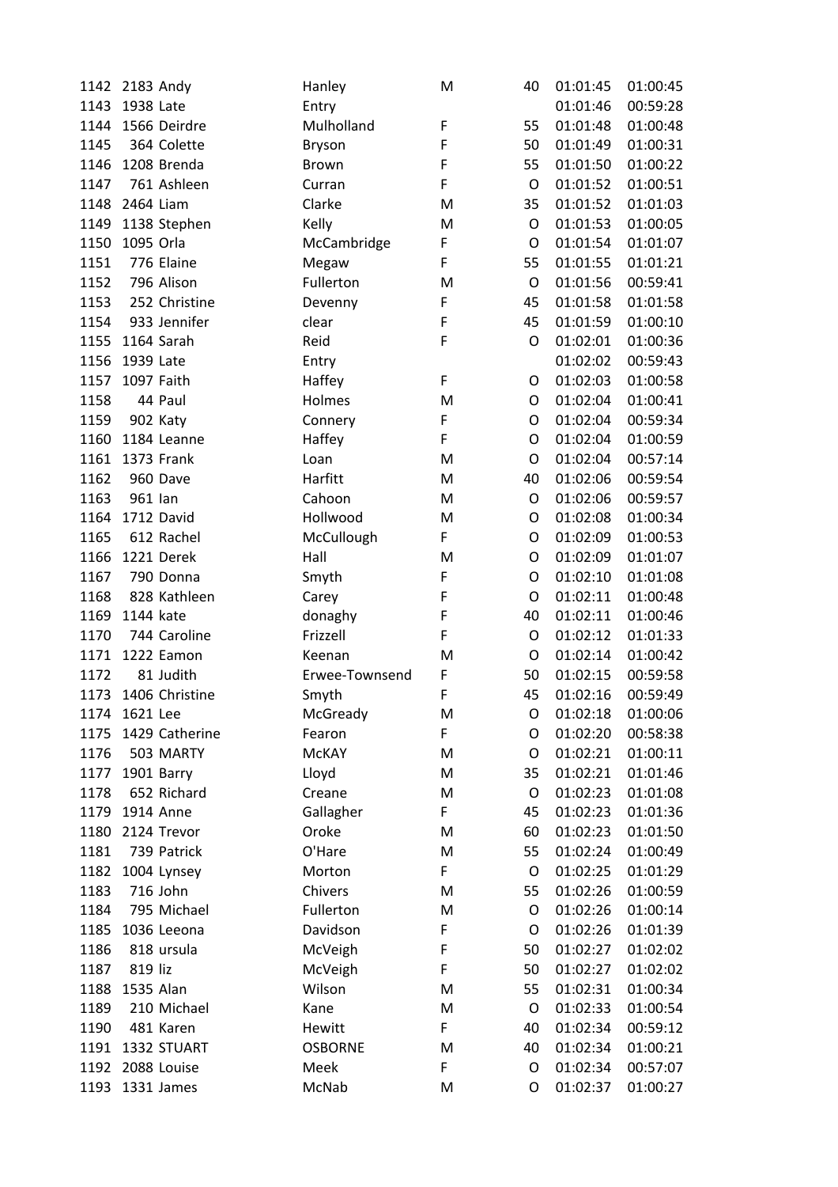| | | | | | | | |
|---|---|---|---|---|---|---|---|
| 1142 | 2183 | Andy | Hanley | M | 40 | 01:01:45 | 01:00:45 |
| 1143 | 1938 | Late | Entry | | | 01:01:46 | 00:59:28 |
| 1144 | 1566 | Deirdre | Mulholland | F | 55 | 01:01:48 | 01:00:48 |
| 1145 | 364 | Colette | Bryson | F | 50 | 01:01:49 | 01:00:31 |
| 1146 | 1208 | Brenda | Brown | F | 55 | 01:01:50 | 01:00:22 |
| 1147 | 761 | Ashleen | Curran | F | O | 01:01:52 | 01:00:51 |
| 1148 | 2464 | Liam | Clarke | M | 35 | 01:01:52 | 01:01:03 |
| 1149 | 1138 | Stephen | Kelly | M | O | 01:01:53 | 01:00:05 |
| 1150 | 1095 | Orla | McCambridge | F | O | 01:01:54 | 01:01:07 |
| 1151 | 776 | Elaine | Megaw | F | 55 | 01:01:55 | 01:01:21 |
| 1152 | 796 | Alison | Fullerton | M | O | 01:01:56 | 00:59:41 |
| 1153 | 252 | Christine | Devenny | F | 45 | 01:01:58 | 01:01:58 |
| 1154 | 933 | Jennifer | clear | F | 45 | 01:01:59 | 01:00:10 |
| 1155 | 1164 | Sarah | Reid | F | O | 01:02:01 | 01:00:36 |
| 1156 | 1939 | Late | Entry | | | 01:02:02 | 00:59:43 |
| 1157 | 1097 | Faith | Haffey | F | O | 01:02:03 | 01:00:58 |
| 1158 | 44 | Paul | Holmes | M | O | 01:02:04 | 01:00:41 |
| 1159 | 902 | Katy | Connery | F | O | 01:02:04 | 00:59:34 |
| 1160 | 1184 | Leanne | Haffey | F | O | 01:02:04 | 01:00:59 |
| 1161 | 1373 | Frank | Loan | M | O | 01:02:04 | 00:57:14 |
| 1162 | 960 | Dave | Harfitt | M | 40 | 01:02:06 | 00:59:54 |
| 1163 | 961 | Ian | Cahoon | M | O | 01:02:06 | 00:59:57 |
| 1164 | 1712 | David | Hollwood | M | O | 01:02:08 | 01:00:34 |
| 1165 | 612 | Rachel | McCullough | F | O | 01:02:09 | 01:00:53 |
| 1166 | 1221 | Derek | Hall | M | O | 01:02:09 | 01:01:07 |
| 1167 | 790 | Donna | Smyth | F | O | 01:02:10 | 01:01:08 |
| 1168 | 828 | Kathleen | Carey | F | O | 01:02:11 | 01:00:48 |
| 1169 | 1144 | kate | donaghy | F | 40 | 01:02:11 | 01:00:46 |
| 1170 | 744 | Caroline | Frizzell | F | O | 01:02:12 | 01:01:33 |
| 1171 | 1222 | Eamon | Keenan | M | O | 01:02:14 | 01:00:42 |
| 1172 | 81 | Judith | Erwee-Townsend | F | 50 | 01:02:15 | 00:59:58 |
| 1173 | 1406 | Christine | Smyth | F | 45 | 01:02:16 | 00:59:49 |
| 1174 | 1621 | Lee | McGready | M | O | 01:02:18 | 01:00:06 |
| 1175 | 1429 | Catherine | Fearon | F | O | 01:02:20 | 00:58:38 |
| 1176 | 503 | MARTY | McKAY | M | O | 01:02:21 | 01:00:11 |
| 1177 | 1901 | Barry | Lloyd | M | 35 | 01:02:21 | 01:01:46 |
| 1178 | 652 | Richard | Creane | M | O | 01:02:23 | 01:01:08 |
| 1179 | 1914 | Anne | Gallagher | F | 45 | 01:02:23 | 01:01:36 |
| 1180 | 2124 | Trevor | Oroke | M | 60 | 01:02:23 | 01:01:50 |
| 1181 | 739 | Patrick | O'Hare | M | 55 | 01:02:24 | 01:00:49 |
| 1182 | 1004 | Lynsey | Morton | F | O | 01:02:25 | 01:01:29 |
| 1183 | 716 | John | Chivers | M | 55 | 01:02:26 | 01:00:59 |
| 1184 | 795 | Michael | Fullerton | M | O | 01:02:26 | 01:00:14 |
| 1185 | 1036 | Leeona | Davidson | F | O | 01:02:26 | 01:01:39 |
| 1186 | 818 | ursula | McVeigh | F | 50 | 01:02:27 | 01:02:02 |
| 1187 | 819 | liz | McVeigh | F | 50 | 01:02:27 | 01:02:02 |
| 1188 | 1535 | Alan | Wilson | M | 55 | 01:02:31 | 01:00:34 |
| 1189 | 210 | Michael | Kane | M | O | 01:02:33 | 01:00:54 |
| 1190 | 481 | Karen | Hewitt | F | 40 | 01:02:34 | 00:59:12 |
| 1191 | 1332 | STUART | OSBORNE | M | 40 | 01:02:34 | 01:00:21 |
| 1192 | 2088 | Louise | Meek | F | O | 01:02:34 | 00:57:07 |
| 1193 | 1331 | James | McNab | M | O | 01:02:37 | 01:00:27 |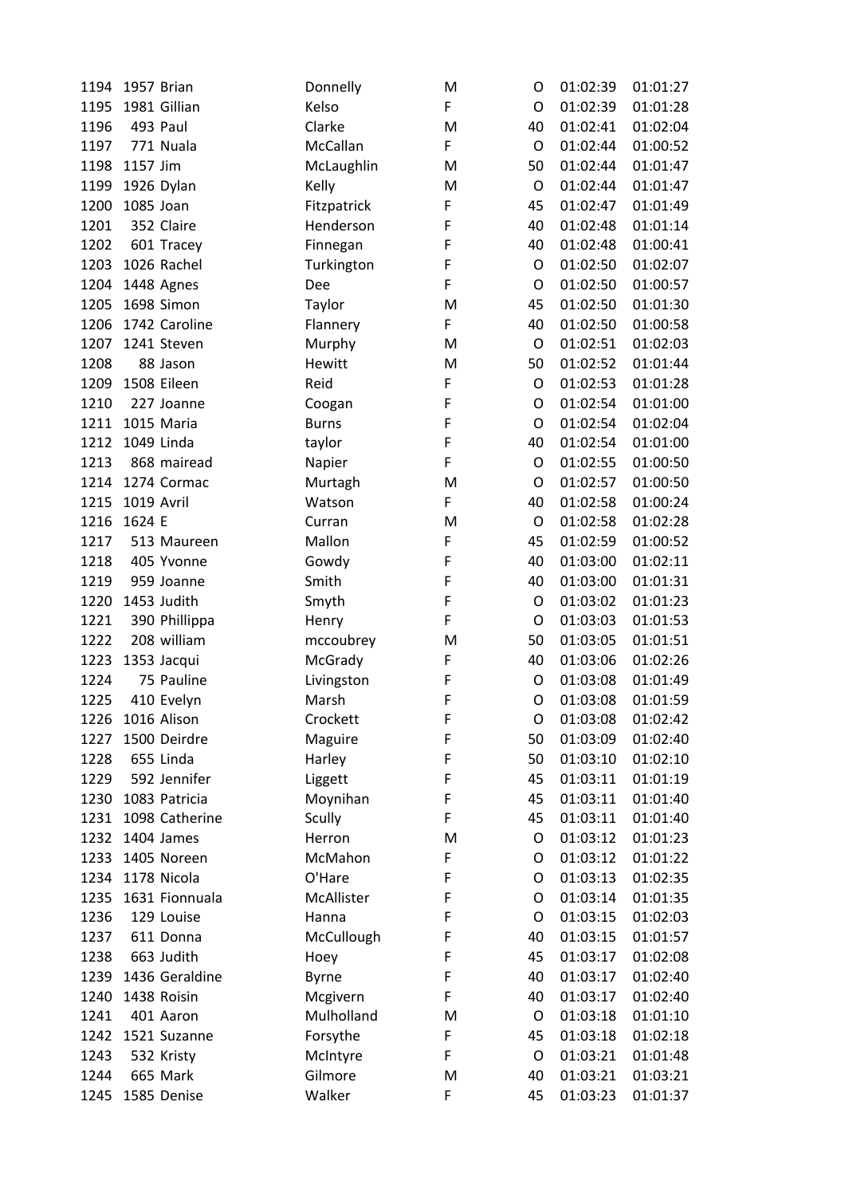| | | | | | | | |
|---|---|---|---|---|---|---|---|
| 1194 | 1957 | Brian | Donnelly | M | O | 01:02:39 | 01:01:27 |
| 1195 | 1981 | Gillian | Kelso | F | O | 01:02:39 | 01:01:28 |
| 1196 | 493 | Paul | Clarke | M | 40 | 01:02:41 | 01:02:04 |
| 1197 | 771 | Nuala | McCallan | F | O | 01:02:44 | 01:00:52 |
| 1198 | 1157 | Jim | McLaughlin | M | 50 | 01:02:44 | 01:01:47 |
| 1199 | 1926 | Dylan | Kelly | M | O | 01:02:44 | 01:01:47 |
| 1200 | 1085 | Joan | Fitzpatrick | F | 45 | 01:02:47 | 01:01:49 |
| 1201 | 352 | Claire | Henderson | F | 40 | 01:02:48 | 01:01:14 |
| 1202 | 601 | Tracey | Finnegan | F | 40 | 01:02:48 | 01:00:41 |
| 1203 | 1026 | Rachel | Turkington | F | O | 01:02:50 | 01:02:07 |
| 1204 | 1448 | Agnes | Dee | F | O | 01:02:50 | 01:00:57 |
| 1205 | 1698 | Simon | Taylor | M | 45 | 01:02:50 | 01:01:30 |
| 1206 | 1742 | Caroline | Flannery | F | 40 | 01:02:50 | 01:00:58 |
| 1207 | 1241 | Steven | Murphy | M | O | 01:02:51 | 01:02:03 |
| 1208 | 88 | Jason | Hewitt | M | 50 | 01:02:52 | 01:01:44 |
| 1209 | 1508 | Eileen | Reid | F | O | 01:02:53 | 01:01:28 |
| 1210 | 227 | Joanne | Coogan | F | O | 01:02:54 | 01:01:00 |
| 1211 | 1015 | Maria | Burns | F | O | 01:02:54 | 01:02:04 |
| 1212 | 1049 | Linda | taylor | F | 40 | 01:02:54 | 01:01:00 |
| 1213 | 868 | mairead | Napier | F | O | 01:02:55 | 01:00:50 |
| 1214 | 1274 | Cormac | Murtagh | M | O | 01:02:57 | 01:00:50 |
| 1215 | 1019 | Avril | Watson | F | 40 | 01:02:58 | 01:00:24 |
| 1216 | 1624 | E | Curran | M | O | 01:02:58 | 01:02:28 |
| 1217 | 513 | Maureen | Mallon | F | 45 | 01:02:59 | 01:00:52 |
| 1218 | 405 | Yvonne | Gowdy | F | 40 | 01:03:00 | 01:02:11 |
| 1219 | 959 | Joanne | Smith | F | 40 | 01:03:00 | 01:01:31 |
| 1220 | 1453 | Judith | Smyth | F | O | 01:03:02 | 01:01:23 |
| 1221 | 390 | Phillippa | Henry | F | O | 01:03:03 | 01:01:53 |
| 1222 | 208 | william | mccoubrey | M | 50 | 01:03:05 | 01:01:51 |
| 1223 | 1353 | Jacqui | McGrady | F | 40 | 01:03:06 | 01:02:26 |
| 1224 | 75 | Pauline | Livingston | F | O | 01:03:08 | 01:01:49 |
| 1225 | 410 | Evelyn | Marsh | F | O | 01:03:08 | 01:01:59 |
| 1226 | 1016 | Alison | Crockett | F | O | 01:03:08 | 01:02:42 |
| 1227 | 1500 | Deirdre | Maguire | F | 50 | 01:03:09 | 01:02:40 |
| 1228 | 655 | Linda | Harley | F | 50 | 01:03:10 | 01:02:10 |
| 1229 | 592 | Jennifer | Liggett | F | 45 | 01:03:11 | 01:01:19 |
| 1230 | 1083 | Patricia | Moynihan | F | 45 | 01:03:11 | 01:01:40 |
| 1231 | 1098 | Catherine | Scully | F | 45 | 01:03:11 | 01:01:40 |
| 1232 | 1404 | James | Herron | M | O | 01:03:12 | 01:01:23 |
| 1233 | 1405 | Noreen | McMahon | F | O | 01:03:12 | 01:01:22 |
| 1234 | 1178 | Nicola | O'Hare | F | O | 01:03:13 | 01:02:35 |
| 1235 | 1631 | Fionnuala | McAllister | F | O | 01:03:14 | 01:01:35 |
| 1236 | 129 | Louise | Hanna | F | O | 01:03:15 | 01:02:03 |
| 1237 | 611 | Donna | McCullough | F | 40 | 01:03:15 | 01:01:57 |
| 1238 | 663 | Judith | Hoey | F | 45 | 01:03:17 | 01:02:08 |
| 1239 | 1436 | Geraldine | Byrne | F | 40 | 01:03:17 | 01:02:40 |
| 1240 | 1438 | Roisin | Mcgivern | F | 40 | 01:03:17 | 01:02:40 |
| 1241 | 401 | Aaron | Mulholland | M | O | 01:03:18 | 01:01:10 |
| 1242 | 1521 | Suzanne | Forsythe | F | 45 | 01:03:18 | 01:02:18 |
| 1243 | 532 | Kristy | McIntyre | F | O | 01:03:21 | 01:01:48 |
| 1244 | 665 | Mark | Gilmore | M | 40 | 01:03:21 | 01:03:21 |
| 1245 | 1585 | Denise | Walker | F | 45 | 01:03:23 | 01:01:37 |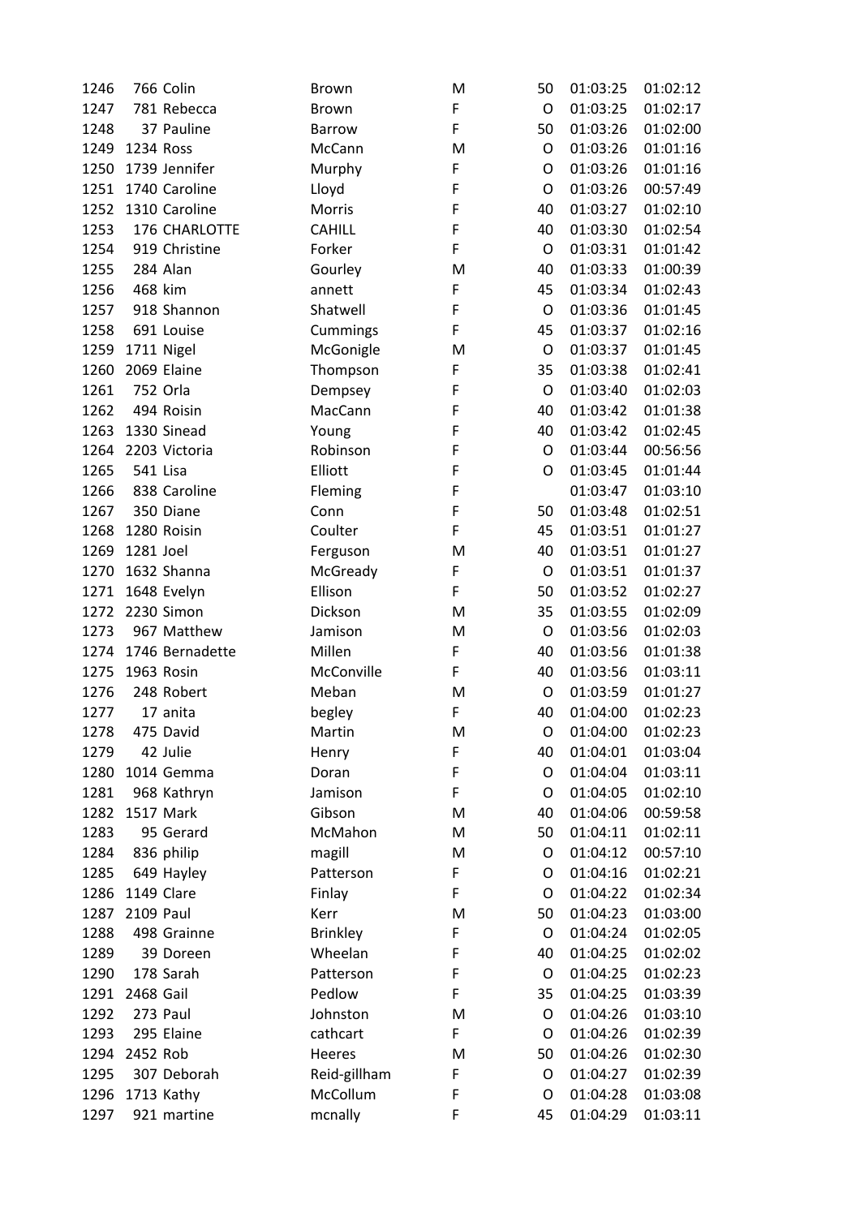| | | | | | | | |
|---|---|---|---|---|---|---|---|
| 1246 | 766 | Colin | Brown | M | 50 | 01:03:25 | 01:02:12 |
| 1247 | 781 | Rebecca | Brown | F | O | 01:03:25 | 01:02:17 |
| 1248 | 37 | Pauline | Barrow | F | 50 | 01:03:26 | 01:02:00 |
| 1249 | 1234 | Ross | McCann | M | O | 01:03:26 | 01:01:16 |
| 1250 | 1739 | Jennifer | Murphy | F | O | 01:03:26 | 01:01:16 |
| 1251 | 1740 | Caroline | Lloyd | F | O | 01:03:26 | 00:57:49 |
| 1252 | 1310 | Caroline | Morris | F | 40 | 01:03:27 | 01:02:10 |
| 1253 | 176 | CHARLOTTE | CAHILL | F | 40 | 01:03:30 | 01:02:54 |
| 1254 | 919 | Christine | Forker | F | O | 01:03:31 | 01:01:42 |
| 1255 | 284 | Alan | Gourley | M | 40 | 01:03:33 | 01:00:39 |
| 1256 | 468 | kim | annett | F | 45 | 01:03:34 | 01:02:43 |
| 1257 | 918 | Shannon | Shatwell | F | O | 01:03:36 | 01:01:45 |
| 1258 | 691 | Louise | Cummings | F | 45 | 01:03:37 | 01:02:16 |
| 1259 | 1711 | Nigel | McGonigle | M | O | 01:03:37 | 01:01:45 |
| 1260 | 2069 | Elaine | Thompson | F | 35 | 01:03:38 | 01:02:41 |
| 1261 | 752 | Orla | Dempsey | F | O | 01:03:40 | 01:02:03 |
| 1262 | 494 | Roisin | MacCann | F | 40 | 01:03:42 | 01:01:38 |
| 1263 | 1330 | Sinead | Young | F | 40 | 01:03:42 | 01:02:45 |
| 1264 | 2203 | Victoria | Robinson | F | O | 01:03:44 | 00:56:56 |
| 1265 | 541 | Lisa | Elliott | F | O | 01:03:45 | 01:01:44 |
| 1266 | 838 | Caroline | Fleming | F | | 01:03:47 | 01:03:10 |
| 1267 | 350 | Diane | Conn | F | 50 | 01:03:48 | 01:02:51 |
| 1268 | 1280 | Roisin | Coulter | F | 45 | 01:03:51 | 01:01:27 |
| 1269 | 1281 | Joel | Ferguson | M | 40 | 01:03:51 | 01:01:27 |
| 1270 | 1632 | Shanna | McGready | F | O | 01:03:51 | 01:01:37 |
| 1271 | 1648 | Evelyn | Ellison | F | 50 | 01:03:52 | 01:02:27 |
| 1272 | 2230 | Simon | Dickson | M | 35 | 01:03:55 | 01:02:09 |
| 1273 | 967 | Matthew | Jamison | M | O | 01:03:56 | 01:02:03 |
| 1274 | 1746 | Bernadette | Millen | F | 40 | 01:03:56 | 01:01:38 |
| 1275 | 1963 | Rosin | McConville | F | 40 | 01:03:56 | 01:03:11 |
| 1276 | 248 | Robert | Meban | M | O | 01:03:59 | 01:01:27 |
| 1277 | 17 | anita | begley | F | 40 | 01:04:00 | 01:02:23 |
| 1278 | 475 | David | Martin | M | O | 01:04:00 | 01:02:23 |
| 1279 | 42 | Julie | Henry | F | 40 | 01:04:01 | 01:03:04 |
| 1280 | 1014 | Gemma | Doran | F | O | 01:04:04 | 01:03:11 |
| 1281 | 968 | Kathryn | Jamison | F | O | 01:04:05 | 01:02:10 |
| 1282 | 1517 | Mark | Gibson | M | 40 | 01:04:06 | 00:59:58 |
| 1283 | 95 | Gerard | McMahon | M | 50 | 01:04:11 | 01:02:11 |
| 1284 | 836 | philip | magill | M | O | 01:04:12 | 00:57:10 |
| 1285 | 649 | Hayley | Patterson | F | O | 01:04:16 | 01:02:21 |
| 1286 | 1149 | Clare | Finlay | F | O | 01:04:22 | 01:02:34 |
| 1287 | 2109 | Paul | Kerr | M | 50 | 01:04:23 | 01:03:00 |
| 1288 | 498 | Grainne | Brinkley | F | O | 01:04:24 | 01:02:05 |
| 1289 | 39 | Doreen | Wheelan | F | 40 | 01:04:25 | 01:02:02 |
| 1290 | 178 | Sarah | Patterson | F | O | 01:04:25 | 01:02:23 |
| 1291 | 2468 | Gail | Pedlow | F | 35 | 01:04:25 | 01:03:39 |
| 1292 | 273 | Paul | Johnston | M | O | 01:04:26 | 01:03:10 |
| 1293 | 295 | Elaine | cathcart | F | O | 01:04:26 | 01:02:39 |
| 1294 | 2452 | Rob | Heeres | M | 50 | 01:04:26 | 01:02:30 |
| 1295 | 307 | Deborah | Reid-gillham | F | O | 01:04:27 | 01:02:39 |
| 1296 | 1713 | Kathy | McCollum | F | O | 01:04:28 | 01:03:08 |
| 1297 | 921 | martine | mcnally | F | 45 | 01:04:29 | 01:03:11 |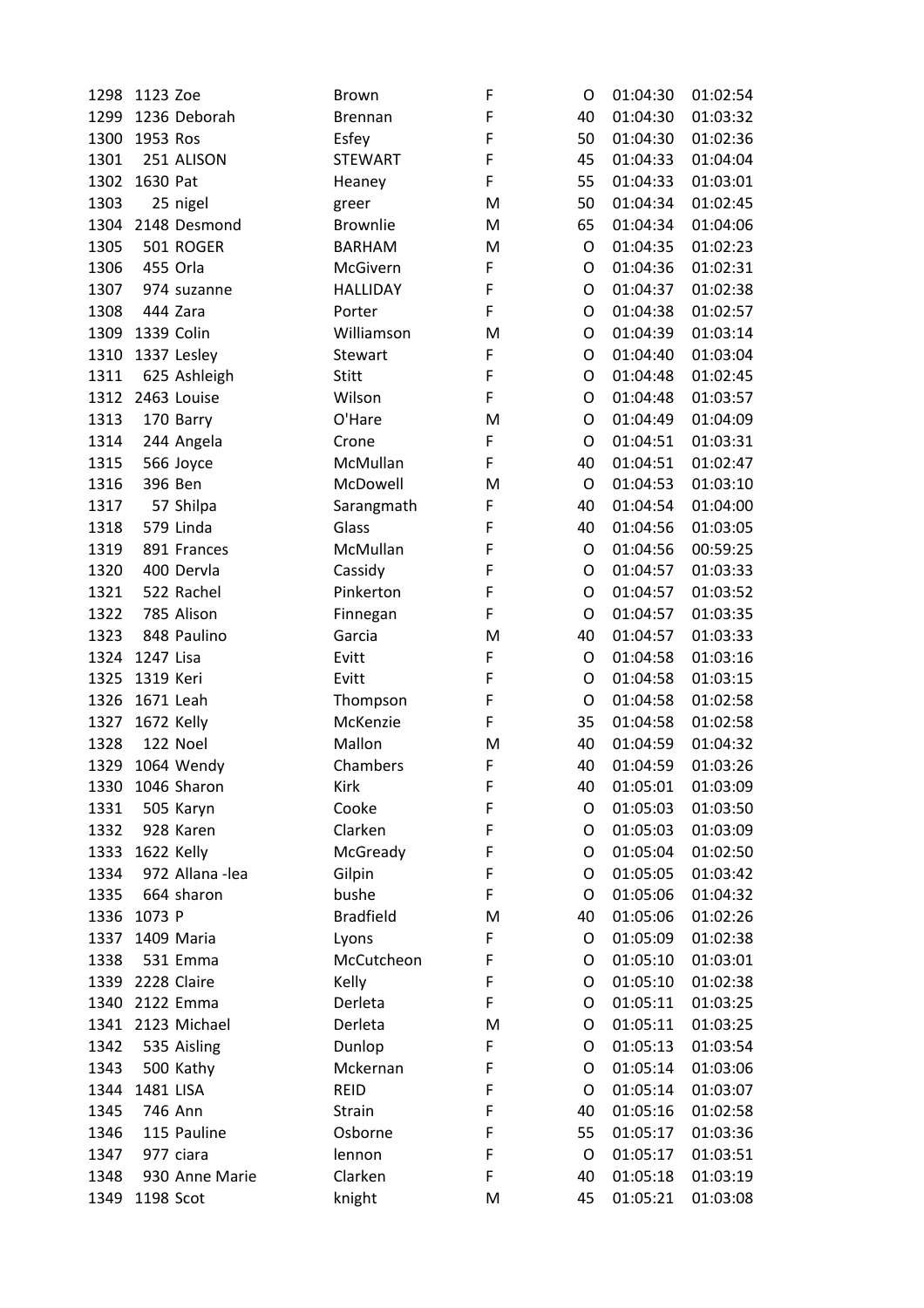| | | | | | | | |
|---|---|---|---|---|---|---|---|
| 1298 | 1123 | Zoe | Brown | F | O | 01:04:30 | 01:02:54 |
| 1299 | 1236 | Deborah | Brennan | F | 40 | 01:04:30 | 01:03:32 |
| 1300 | 1953 | Ros | Esfey | F | 50 | 01:04:30 | 01:02:36 |
| 1301 | 251 | ALISON | STEWART | F | 45 | 01:04:33 | 01:04:04 |
| 1302 | 1630 | Pat | Heaney | F | 55 | 01:04:33 | 01:03:01 |
| 1303 | 25 | nigel | greer | M | 50 | 01:04:34 | 01:02:45 |
| 1304 | 2148 | Desmond | Brownlie | M | 65 | 01:04:34 | 01:04:06 |
| 1305 | 501 | ROGER | BARHAM | M | O | 01:04:35 | 01:02:23 |
| 1306 | 455 | Orla | McGivern | F | O | 01:04:36 | 01:02:31 |
| 1307 | 974 | suzanne | HALLIDAY | F | O | 01:04:37 | 01:02:38 |
| 1308 | 444 | Zara | Porter | F | O | 01:04:38 | 01:02:57 |
| 1309 | 1339 | Colin | Williamson | M | O | 01:04:39 | 01:03:14 |
| 1310 | 1337 | Lesley | Stewart | F | O | 01:04:40 | 01:03:04 |
| 1311 | 625 | Ashleigh | Stitt | F | O | 01:04:48 | 01:02:45 |
| 1312 | 2463 | Louise | Wilson | F | O | 01:04:48 | 01:03:57 |
| 1313 | 170 | Barry | O'Hare | M | O | 01:04:49 | 01:04:09 |
| 1314 | 244 | Angela | Crone | F | O | 01:04:51 | 01:03:31 |
| 1315 | 566 | Joyce | McMullan | F | 40 | 01:04:51 | 01:02:47 |
| 1316 | 396 | Ben | McDowell | M | O | 01:04:53 | 01:03:10 |
| 1317 | 57 | Shilpa | Sarangmath | F | 40 | 01:04:54 | 01:04:00 |
| 1318 | 579 | Linda | Glass | F | 40 | 01:04:56 | 01:03:05 |
| 1319 | 891 | Frances | McMullan | F | O | 01:04:56 | 00:59:25 |
| 1320 | 400 | Dervla | Cassidy | F | O | 01:04:57 | 01:03:33 |
| 1321 | 522 | Rachel | Pinkerton | F | O | 01:04:57 | 01:03:52 |
| 1322 | 785 | Alison | Finnegan | F | O | 01:04:57 | 01:03:35 |
| 1323 | 848 | Paulino | Garcia | M | 40 | 01:04:57 | 01:03:33 |
| 1324 | 1247 | Lisa | Evitt | F | O | 01:04:58 | 01:03:16 |
| 1325 | 1319 | Keri | Evitt | F | O | 01:04:58 | 01:03:15 |
| 1326 | 1671 | Leah | Thompson | F | O | 01:04:58 | 01:02:58 |
| 1327 | 1672 | Kelly | McKenzie | F | 35 | 01:04:58 | 01:02:58 |
| 1328 | 122 | Noel | Mallon | M | 40 | 01:04:59 | 01:04:32 |
| 1329 | 1064 | Wendy | Chambers | F | 40 | 01:04:59 | 01:03:26 |
| 1330 | 1046 | Sharon | Kirk | F | 40 | 01:05:01 | 01:03:09 |
| 1331 | 505 | Karyn | Cooke | F | O | 01:05:03 | 01:03:50 |
| 1332 | 928 | Karen | Clarken | F | O | 01:05:03 | 01:03:09 |
| 1333 | 1622 | Kelly | McGready | F | O | 01:05:04 | 01:02:50 |
| 1334 | 972 | Allana -lea | Gilpin | F | O | 01:05:05 | 01:03:42 |
| 1335 | 664 | sharon | bushe | F | O | 01:05:06 | 01:04:32 |
| 1336 | 1073 | P | Bradfield | M | 40 | 01:05:06 | 01:02:26 |
| 1337 | 1409 | Maria | Lyons | F | O | 01:05:09 | 01:02:38 |
| 1338 | 531 | Emma | McCutcheon | F | O | 01:05:10 | 01:03:01 |
| 1339 | 2228 | Claire | Kelly | F | O | 01:05:10 | 01:02:38 |
| 1340 | 2122 | Emma | Derleta | F | O | 01:05:11 | 01:03:25 |
| 1341 | 2123 | Michael | Derleta | M | O | 01:05:11 | 01:03:25 |
| 1342 | 535 | Aisling | Dunlop | F | O | 01:05:13 | 01:03:54 |
| 1343 | 500 | Kathy | Mckernan | F | O | 01:05:14 | 01:03:06 |
| 1344 | 1481 | LISA | REID | F | O | 01:05:14 | 01:03:07 |
| 1345 | 746 | Ann | Strain | F | 40 | 01:05:16 | 01:02:58 |
| 1346 | 115 | Pauline | Osborne | F | 55 | 01:05:17 | 01:03:36 |
| 1347 | 977 | ciara | lennon | F | O | 01:05:17 | 01:03:51 |
| 1348 | 930 | Anne Marie | Clarken | F | 40 | 01:05:18 | 01:03:19 |
| 1349 | 1198 | Scot | knight | M | 45 | 01:05:21 | 01:03:08 |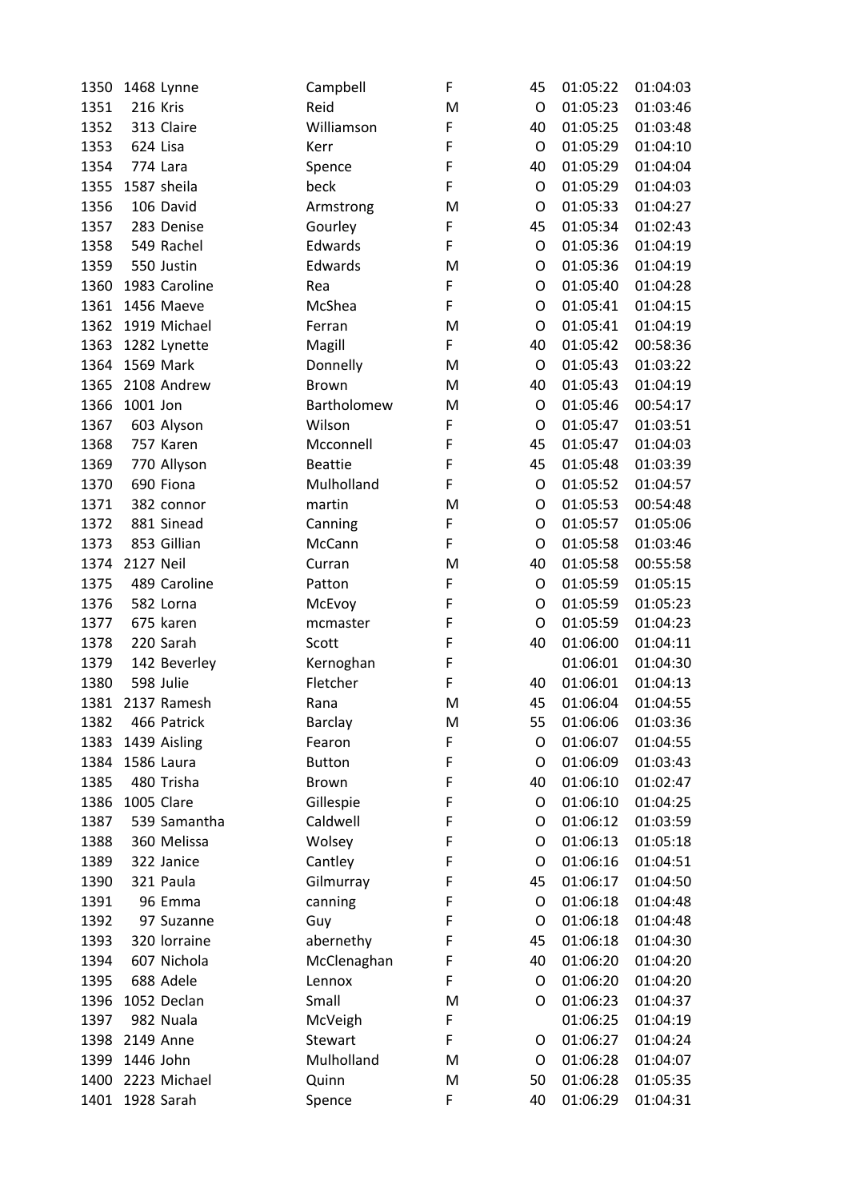| | | | | | | | |
|---|---|---|---|---|---|---|---|
| 1350 | 1468 | Lynne | Campbell | F | 45 | 01:05:22 | 01:04:03 |
| 1351 | 216 | Kris | Reid | M | O | 01:05:23 | 01:03:46 |
| 1352 | 313 | Claire | Williamson | F | 40 | 01:05:25 | 01:03:48 |
| 1353 | 624 | Lisa | Kerr | F | O | 01:05:29 | 01:04:10 |
| 1354 | 774 | Lara | Spence | F | 40 | 01:05:29 | 01:04:04 |
| 1355 | 1587 | sheila | beck | F | O | 01:05:29 | 01:04:03 |
| 1356 | 106 | David | Armstrong | M | O | 01:05:33 | 01:04:27 |
| 1357 | 283 | Denise | Gourley | F | 45 | 01:05:34 | 01:02:43 |
| 1358 | 549 | Rachel | Edwards | F | O | 01:05:36 | 01:04:19 |
| 1359 | 550 | Justin | Edwards | M | O | 01:05:36 | 01:04:19 |
| 1360 | 1983 | Caroline | Rea | F | O | 01:05:40 | 01:04:28 |
| 1361 | 1456 | Maeve | McShea | F | O | 01:05:41 | 01:04:15 |
| 1362 | 1919 | Michael | Ferran | M | O | 01:05:41 | 01:04:19 |
| 1363 | 1282 | Lynette | Magill | F | 40 | 01:05:42 | 00:58:36 |
| 1364 | 1569 | Mark | Donnelly | M | O | 01:05:43 | 01:03:22 |
| 1365 | 2108 | Andrew | Brown | M | 40 | 01:05:43 | 01:04:19 |
| 1366 | 1001 | Jon | Bartholomew | M | O | 01:05:46 | 00:54:17 |
| 1367 | 603 | Alyson | Wilson | F | O | 01:05:47 | 01:03:51 |
| 1368 | 757 | Karen | Mcconnell | F | 45 | 01:05:47 | 01:04:03 |
| 1369 | 770 | Allyson | Beattie | F | 45 | 01:05:48 | 01:03:39 |
| 1370 | 690 | Fiona | Mulholland | F | O | 01:05:52 | 01:04:57 |
| 1371 | 382 | connor | martin | M | O | 01:05:53 | 00:54:48 |
| 1372 | 881 | Sinead | Canning | F | O | 01:05:57 | 01:05:06 |
| 1373 | 853 | Gillian | McCann | F | O | 01:05:58 | 01:03:46 |
| 1374 | 2127 | Neil | Curran | M | 40 | 01:05:58 | 00:55:58 |
| 1375 | 489 | Caroline | Patton | F | O | 01:05:59 | 01:05:15 |
| 1376 | 582 | Lorna | McEvoy | F | O | 01:05:59 | 01:05:23 |
| 1377 | 675 | karen | mcmaster | F | O | 01:05:59 | 01:04:23 |
| 1378 | 220 | Sarah | Scott | F | 40 | 01:06:00 | 01:04:11 |
| 1379 | 142 | Beverley | Kernoghan | F | | 01:06:01 | 01:04:30 |
| 1380 | 598 | Julie | Fletcher | F | 40 | 01:06:01 | 01:04:13 |
| 1381 | 2137 | Ramesh | Rana | M | 45 | 01:06:04 | 01:04:55 |
| 1382 | 466 | Patrick | Barclay | M | 55 | 01:06:06 | 01:03:36 |
| 1383 | 1439 | Aisling | Fearon | F | O | 01:06:07 | 01:04:55 |
| 1384 | 1586 | Laura | Button | F | O | 01:06:09 | 01:03:43 |
| 1385 | 480 | Trisha | Brown | F | 40 | 01:06:10 | 01:02:47 |
| 1386 | 1005 | Clare | Gillespie | F | O | 01:06:10 | 01:04:25 |
| 1387 | 539 | Samantha | Caldwell | F | O | 01:06:12 | 01:03:59 |
| 1388 | 360 | Melissa | Wolsey | F | O | 01:06:13 | 01:05:18 |
| 1389 | 322 | Janice | Cantley | F | O | 01:06:16 | 01:04:51 |
| 1390 | 321 | Paula | Gilmurray | F | 45 | 01:06:17 | 01:04:50 |
| 1391 | 96 | Emma | canning | F | O | 01:06:18 | 01:04:48 |
| 1392 | 97 | Suzanne | Guy | F | O | 01:06:18 | 01:04:48 |
| 1393 | 320 | lorraine | abernethy | F | 45 | 01:06:18 | 01:04:30 |
| 1394 | 607 | Nichola | McClenaghan | F | 40 | 01:06:20 | 01:04:20 |
| 1395 | 688 | Adele | Lennox | F | O | 01:06:20 | 01:04:20 |
| 1396 | 1052 | Declan | Small | M | O | 01:06:23 | 01:04:37 |
| 1397 | 982 | Nuala | McVeigh | F | | 01:06:25 | 01:04:19 |
| 1398 | 2149 | Anne | Stewart | F | O | 01:06:27 | 01:04:24 |
| 1399 | 1446 | John | Mulholland | M | O | 01:06:28 | 01:04:07 |
| 1400 | 2223 | Michael | Quinn | M | 50 | 01:06:28 | 01:05:35 |
| 1401 | 1928 | Sarah | Spence | F | 40 | 01:06:29 | 01:04:31 |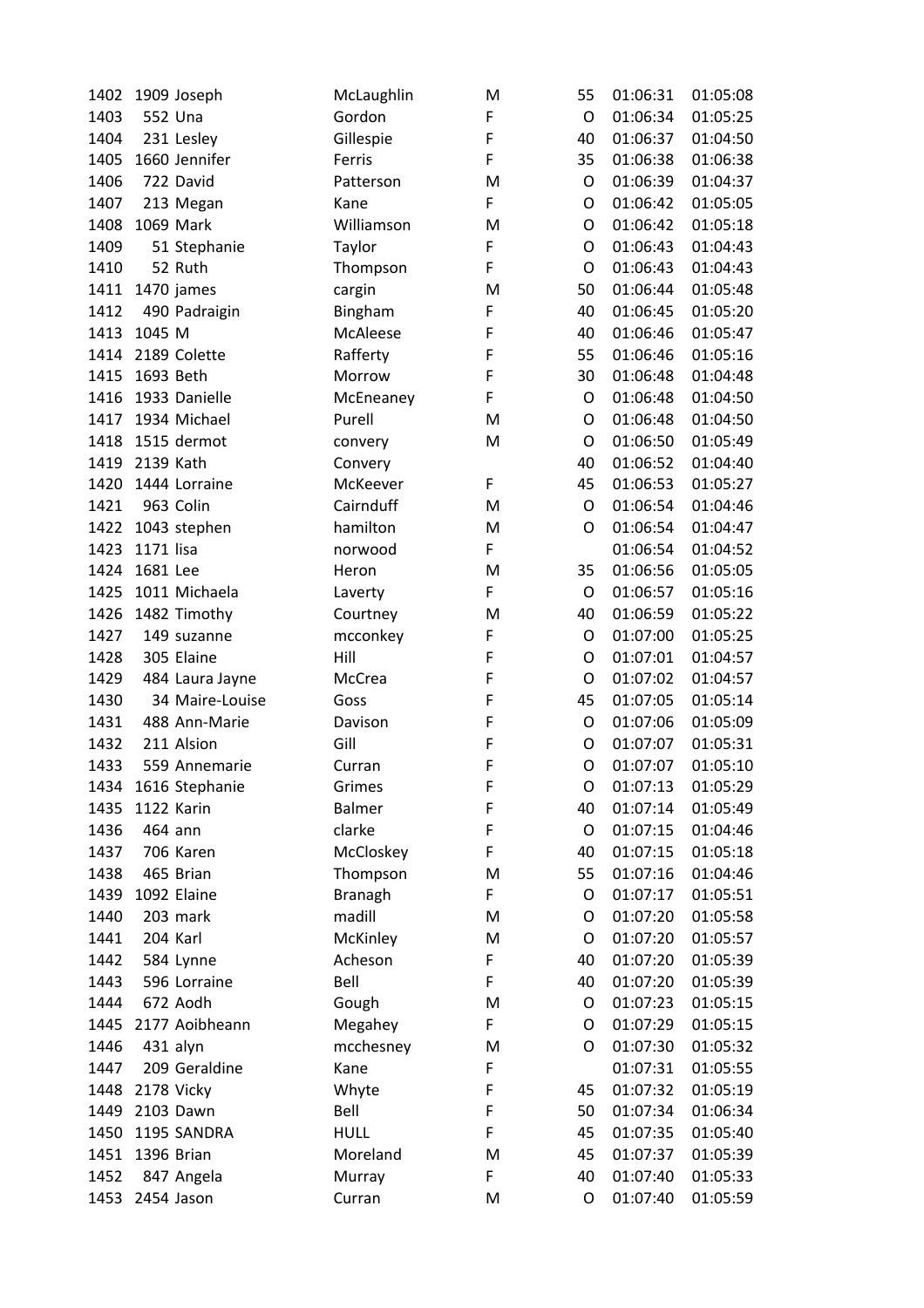| | | | | | | | |
|---|---|---|---|---|---|---|---|
| 1402 | 1909 | Joseph | McLaughlin | M | 55 | 01:06:31 | 01:05:08 |
| 1403 | 552 | Una | Gordon | F | O | 01:06:34 | 01:05:25 |
| 1404 | 231 | Lesley | Gillespie | F | 40 | 01:06:37 | 01:04:50 |
| 1405 | 1660 | Jennifer | Ferris | F | 35 | 01:06:38 | 01:06:38 |
| 1406 | 722 | David | Patterson | M | O | 01:06:39 | 01:04:37 |
| 1407 | 213 | Megan | Kane | F | O | 01:06:42 | 01:05:05 |
| 1408 | 1069 | Mark | Williamson | M | O | 01:06:42 | 01:05:18 |
| 1409 | 51 | Stephanie | Taylor | F | O | 01:06:43 | 01:04:43 |
| 1410 | 52 | Ruth | Thompson | F | O | 01:06:43 | 01:04:43 |
| 1411 | 1470 | james | cargin | M | 50 | 01:06:44 | 01:05:48 |
| 1412 | 490 | Padraigin | Bingham | F | 40 | 01:06:45 | 01:05:20 |
| 1413 | 1045 | M | McAleese | F | 40 | 01:06:46 | 01:05:47 |
| 1414 | 2189 | Colette | Rafferty | F | 55 | 01:06:46 | 01:05:16 |
| 1415 | 1693 | Beth | Morrow | F | 30 | 01:06:48 | 01:04:48 |
| 1416 | 1933 | Danielle | McEneaney | F | O | 01:06:48 | 01:04:50 |
| 1417 | 1934 | Michael | Purell | M | O | 01:06:48 | 01:04:50 |
| 1418 | 1515 | dermot | convery | M | O | 01:06:50 | 01:05:49 |
| 1419 | 2139 | Kath | Convery | | 40 | 01:06:52 | 01:04:40 |
| 1420 | 1444 | Lorraine | McKeever | F | 45 | 01:06:53 | 01:05:27 |
| 1421 | 963 | Colin | Cairnduff | M | O | 01:06:54 | 01:04:46 |
| 1422 | 1043 | stephen | hamilton | M | O | 01:06:54 | 01:04:47 |
| 1423 | 1171 | lisa | norwood | F | | 01:06:54 | 01:04:52 |
| 1424 | 1681 | Lee | Heron | M | 35 | 01:06:56 | 01:05:05 |
| 1425 | 1011 | Michaela | Laverty | F | O | 01:06:57 | 01:05:16 |
| 1426 | 1482 | Timothy | Courtney | M | 40 | 01:06:59 | 01:05:22 |
| 1427 | 149 | suzanne | mcconkey | F | O | 01:07:00 | 01:05:25 |
| 1428 | 305 | Elaine | Hill | F | O | 01:07:01 | 01:04:57 |
| 1429 | 484 | Laura Jayne | McCrea | F | O | 01:07:02 | 01:04:57 |
| 1430 | 34 | Maire-Louise | Goss | F | 45 | 01:07:05 | 01:05:14 |
| 1431 | 488 | Ann-Marie | Davison | F | O | 01:07:06 | 01:05:09 |
| 1432 | 211 | Alsion | Gill | F | O | 01:07:07 | 01:05:31 |
| 1433 | 559 | Annemarie | Curran | F | O | 01:07:07 | 01:05:10 |
| 1434 | 1616 | Stephanie | Grimes | F | O | 01:07:13 | 01:05:29 |
| 1435 | 1122 | Karin | Balmer | F | 40 | 01:07:14 | 01:05:49 |
| 1436 | 464 | ann | clarke | F | O | 01:07:15 | 01:04:46 |
| 1437 | 706 | Karen | McCloskey | F | 40 | 01:07:15 | 01:05:18 |
| 1438 | 465 | Brian | Thompson | M | 55 | 01:07:16 | 01:04:46 |
| 1439 | 1092 | Elaine | Branagh | F | O | 01:07:17 | 01:05:51 |
| 1440 | 203 | mark | madill | M | O | 01:07:20 | 01:05:58 |
| 1441 | 204 | Karl | McKinley | M | O | 01:07:20 | 01:05:57 |
| 1442 | 584 | Lynne | Acheson | F | 40 | 01:07:20 | 01:05:39 |
| 1443 | 596 | Lorraine | Bell | F | 40 | 01:07:20 | 01:05:39 |
| 1444 | 672 | Aodh | Gough | M | O | 01:07:23 | 01:05:15 |
| 1445 | 2177 | Aoibheann | Megahey | F | O | 01:07:29 | 01:05:15 |
| 1446 | 431 | alyn | mcchesney | M | O | 01:07:30 | 01:05:32 |
| 1447 | 209 | Geraldine | Kane | F | | 01:07:31 | 01:05:55 |
| 1448 | 2178 | Vicky | Whyte | F | 45 | 01:07:32 | 01:05:19 |
| 1449 | 2103 | Dawn | Bell | F | 50 | 01:07:34 | 01:06:34 |
| 1450 | 1195 | SANDRA | HULL | F | 45 | 01:07:35 | 01:05:40 |
| 1451 | 1396 | Brian | Moreland | M | 45 | 01:07:37 | 01:05:39 |
| 1452 | 847 | Angela | Murray | F | 40 | 01:07:40 | 01:05:33 |
| 1453 | 2454 | Jason | Curran | M | O | 01:07:40 | 01:05:59 |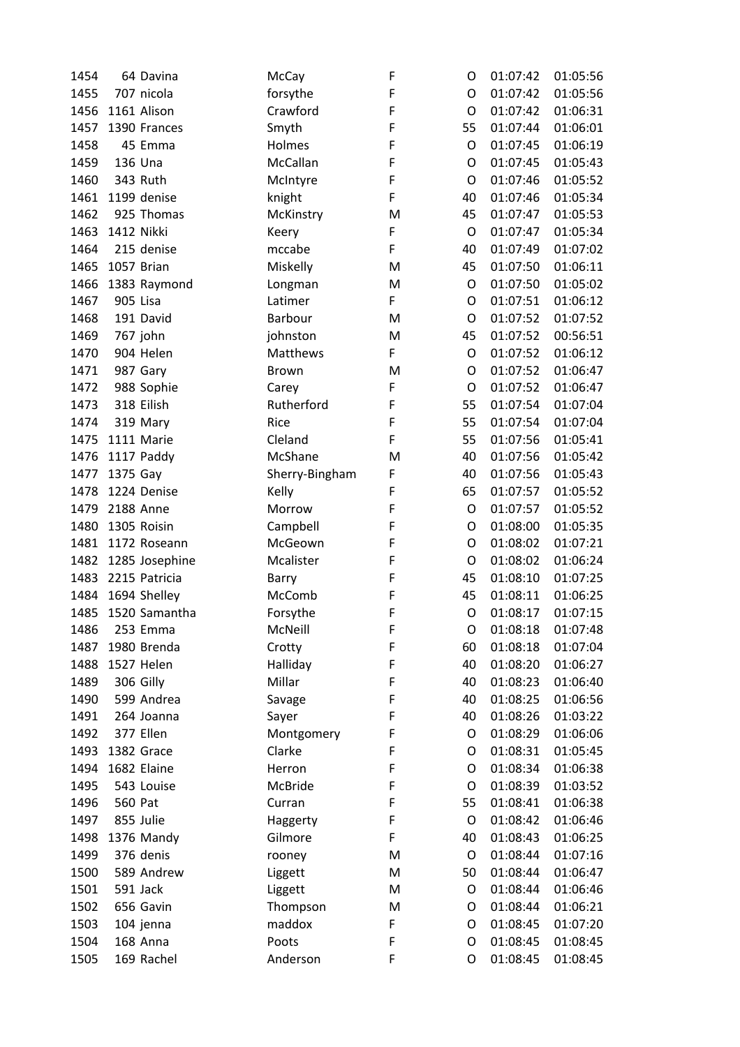| | | | | | | | |
|---|---|---|---|---|---|---|---|
| 1454 | 64 | Davina | McCay | F | O | 01:07:42 | 01:05:56 |
| 1455 | 707 | nicola | forsythe | F | O | 01:07:42 | 01:05:56 |
| 1456 | 1161 | Alison | Crawford | F | O | 01:07:42 | 01:06:31 |
| 1457 | 1390 | Frances | Smyth | F | 55 | 01:07:44 | 01:06:01 |
| 1458 | 45 | Emma | Holmes | F | O | 01:07:45 | 01:06:19 |
| 1459 | 136 | Una | McCallan | F | O | 01:07:45 | 01:05:43 |
| 1460 | 343 | Ruth | McIntyre | F | O | 01:07:46 | 01:05:52 |
| 1461 | 1199 | denise | knight | F | 40 | 01:07:46 | 01:05:34 |
| 1462 | 925 | Thomas | McKinstry | M | 45 | 01:07:47 | 01:05:53 |
| 1463 | 1412 | Nikki | Keery | F | O | 01:07:47 | 01:05:34 |
| 1464 | 215 | denise | mccabe | F | 40 | 01:07:49 | 01:07:02 |
| 1465 | 1057 | Brian | Miskelly | M | 45 | 01:07:50 | 01:06:11 |
| 1466 | 1383 | Raymond | Longman | M | O | 01:07:50 | 01:05:02 |
| 1467 | 905 | Lisa | Latimer | F | O | 01:07:51 | 01:06:12 |
| 1468 | 191 | David | Barbour | M | O | 01:07:52 | 01:07:52 |
| 1469 | 767 | john | johnston | M | 45 | 01:07:52 | 00:56:51 |
| 1470 | 904 | Helen | Matthews | F | O | 01:07:52 | 01:06:12 |
| 1471 | 987 | Gary | Brown | M | O | 01:07:52 | 01:06:47 |
| 1472 | 988 | Sophie | Carey | F | O | 01:07:52 | 01:06:47 |
| 1473 | 318 | Eilish | Rutherford | F | 55 | 01:07:54 | 01:07:04 |
| 1474 | 319 | Mary | Rice | F | 55 | 01:07:54 | 01:07:04 |
| 1475 | 1111 | Marie | Cleland | F | 55 | 01:07:56 | 01:05:41 |
| 1476 | 1117 | Paddy | McShane | M | 40 | 01:07:56 | 01:05:42 |
| 1477 | 1375 | Gay | Sherry-Bingham | F | 40 | 01:07:56 | 01:05:43 |
| 1478 | 1224 | Denise | Kelly | F | 65 | 01:07:57 | 01:05:52 |
| 1479 | 2188 | Anne | Morrow | F | O | 01:07:57 | 01:05:52 |
| 1480 | 1305 | Roisin | Campbell | F | O | 01:08:00 | 01:05:35 |
| 1481 | 1172 | Roseann | McGeown | F | O | 01:08:02 | 01:07:21 |
| 1482 | 1285 | Josephine | Mcalister | F | O | 01:08:02 | 01:06:24 |
| 1483 | 2215 | Patricia | Barry | F | 45 | 01:08:10 | 01:07:25 |
| 1484 | 1694 | Shelley | McComb | F | 45 | 01:08:11 | 01:06:25 |
| 1485 | 1520 | Samantha | Forsythe | F | O | 01:08:17 | 01:07:15 |
| 1486 | 253 | Emma | McNeill | F | O | 01:08:18 | 01:07:48 |
| 1487 | 1980 | Brenda | Crotty | F | 60 | 01:08:18 | 01:07:04 |
| 1488 | 1527 | Helen | Halliday | F | 40 | 01:08:20 | 01:06:27 |
| 1489 | 306 | Gilly | Millar | F | 40 | 01:08:23 | 01:06:40 |
| 1490 | 599 | Andrea | Savage | F | 40 | 01:08:25 | 01:06:56 |
| 1491 | 264 | Joanna | Sayer | F | 40 | 01:08:26 | 01:03:22 |
| 1492 | 377 | Ellen | Montgomery | F | O | 01:08:29 | 01:06:06 |
| 1493 | 1382 | Grace | Clarke | F | O | 01:08:31 | 01:05:45 |
| 1494 | 1682 | Elaine | Herron | F | O | 01:08:34 | 01:06:38 |
| 1495 | 543 | Louise | McBride | F | O | 01:08:39 | 01:03:52 |
| 1496 | 560 | Pat | Curran | F | 55 | 01:08:41 | 01:06:38 |
| 1497 | 855 | Julie | Haggerty | F | O | 01:08:42 | 01:06:46 |
| 1498 | 1376 | Mandy | Gilmore | F | 40 | 01:08:43 | 01:06:25 |
| 1499 | 376 | denis | rooney | M | O | 01:08:44 | 01:07:16 |
| 1500 | 589 | Andrew | Liggett | M | 50 | 01:08:44 | 01:06:47 |
| 1501 | 591 | Jack | Liggett | M | O | 01:08:44 | 01:06:46 |
| 1502 | 656 | Gavin | Thompson | M | O | 01:08:44 | 01:06:21 |
| 1503 | 104 | jenna | maddox | F | O | 01:08:45 | 01:07:20 |
| 1504 | 168 | Anna | Poots | F | O | 01:08:45 | 01:08:45 |
| 1505 | 169 | Rachel | Anderson | F | O | 01:08:45 | 01:08:45 |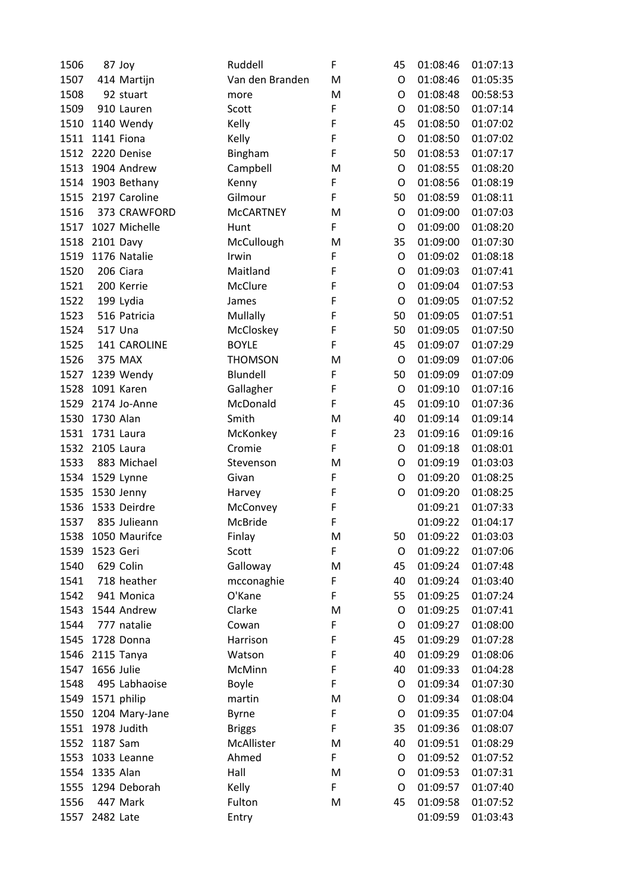| | | | | | | | |
|---|---|---|---|---|---|---|---|
| 1506 | 87 | Joy | Ruddell | F | 45 | 01:08:46 | 01:07:13 |
| 1507 | 414 | Martijn | Van den Branden | M | O | 01:08:46 | 01:05:35 |
| 1508 | 92 | stuart | more | M | O | 01:08:48 | 00:58:53 |
| 1509 | 910 | Lauren | Scott | F | O | 01:08:50 | 01:07:14 |
| 1510 | 1140 | Wendy | Kelly | F | 45 | 01:08:50 | 01:07:02 |
| 1511 | 1141 | Fiona | Kelly | F | O | 01:08:50 | 01:07:02 |
| 1512 | 2220 | Denise | Bingham | F | 50 | 01:08:53 | 01:07:17 |
| 1513 | 1904 | Andrew | Campbell | M | O | 01:08:55 | 01:08:20 |
| 1514 | 1903 | Bethany | Kenny | F | O | 01:08:56 | 01:08:19 |
| 1515 | 2197 | Caroline | Gilmour | F | 50 | 01:08:59 | 01:08:11 |
| 1516 | 373 | CRAWFORD | McCARTNEY | M | O | 01:09:00 | 01:07:03 |
| 1517 | 1027 | Michelle | Hunt | F | O | 01:09:00 | 01:08:20 |
| 1518 | 2101 | Davy | McCullough | M | 35 | 01:09:00 | 01:07:30 |
| 1519 | 1176 | Natalie | Irwin | F | O | 01:09:02 | 01:08:18 |
| 1520 | 206 | Ciara | Maitland | F | O | 01:09:03 | 01:07:41 |
| 1521 | 200 | Kerrie | McClure | F | O | 01:09:04 | 01:07:53 |
| 1522 | 199 | Lydia | James | F | O | 01:09:05 | 01:07:52 |
| 1523 | 516 | Patricia | Mullally | F | 50 | 01:09:05 | 01:07:51 |
| 1524 | 517 | Una | McCloskey | F | 50 | 01:09:05 | 01:07:50 |
| 1525 | 141 | CAROLINE | BOYLE | F | 45 | 01:09:07 | 01:07:29 |
| 1526 | 375 | MAX | THOMSON | M | O | 01:09:09 | 01:07:06 |
| 1527 | 1239 | Wendy | Blundell | F | 50 | 01:09:09 | 01:07:09 |
| 1528 | 1091 | Karen | Gallagher | F | O | 01:09:10 | 01:07:16 |
| 1529 | 2174 | Jo-Anne | McDonald | F | 45 | 01:09:10 | 01:07:36 |
| 1530 | 1730 | Alan | Smith | M | 40 | 01:09:14 | 01:09:14 |
| 1531 | 1731 | Laura | McKonkey | F | 23 | 01:09:16 | 01:09:16 |
| 1532 | 2105 | Laura | Cromie | F | O | 01:09:18 | 01:08:01 |
| 1533 | 883 | Michael | Stevenson | M | O | 01:09:19 | 01:03:03 |
| 1534 | 1529 | Lynne | Givan | F | O | 01:09:20 | 01:08:25 |
| 1535 | 1530 | Jenny | Harvey | F | O | 01:09:20 | 01:08:25 |
| 1536 | 1533 | Deirdre | McConvey | F | | 01:09:21 | 01:07:33 |
| 1537 | 835 | Julieann | McBride | F | | 01:09:22 | 01:04:17 |
| 1538 | 1050 | Maurifce | Finlay | M | 50 | 01:09:22 | 01:03:03 |
| 1539 | 1523 | Geri | Scott | F | O | 01:09:22 | 01:07:06 |
| 1540 | 629 | Colin | Galloway | M | 45 | 01:09:24 | 01:07:48 |
| 1541 | 718 | heather | mcconaghie | F | 40 | 01:09:24 | 01:03:40 |
| 1542 | 941 | Monica | O'Kane | F | 55 | 01:09:25 | 01:07:24 |
| 1543 | 1544 | Andrew | Clarke | M | O | 01:09:25 | 01:07:41 |
| 1544 | 777 | natalie | Cowan | F | O | 01:09:27 | 01:08:00 |
| 1545 | 1728 | Donna | Harrison | F | 45 | 01:09:29 | 01:07:28 |
| 1546 | 2115 | Tanya | Watson | F | 40 | 01:09:29 | 01:08:06 |
| 1547 | 1656 | Julie | McMinn | F | 40 | 01:09:33 | 01:04:28 |
| 1548 | 495 | Labhaoise | Boyle | F | O | 01:09:34 | 01:07:30 |
| 1549 | 1571 | philip | martin | M | O | 01:09:34 | 01:08:04 |
| 1550 | 1204 | Mary-Jane | Byrne | F | O | 01:09:35 | 01:07:04 |
| 1551 | 1978 | Judith | Briggs | F | 35 | 01:09:36 | 01:08:07 |
| 1552 | 1187 | Sam | McAllister | M | 40 | 01:09:51 | 01:08:29 |
| 1553 | 1033 | Leanne | Ahmed | F | O | 01:09:52 | 01:07:52 |
| 1554 | 1335 | Alan | Hall | M | O | 01:09:53 | 01:07:31 |
| 1555 | 1294 | Deborah | Kelly | F | O | 01:09:57 | 01:07:40 |
| 1556 | 447 | Mark | Fulton | M | 45 | 01:09:58 | 01:07:52 |
| 1557 | 2482 | Late | Entry | | | 01:09:59 | 01:03:43 |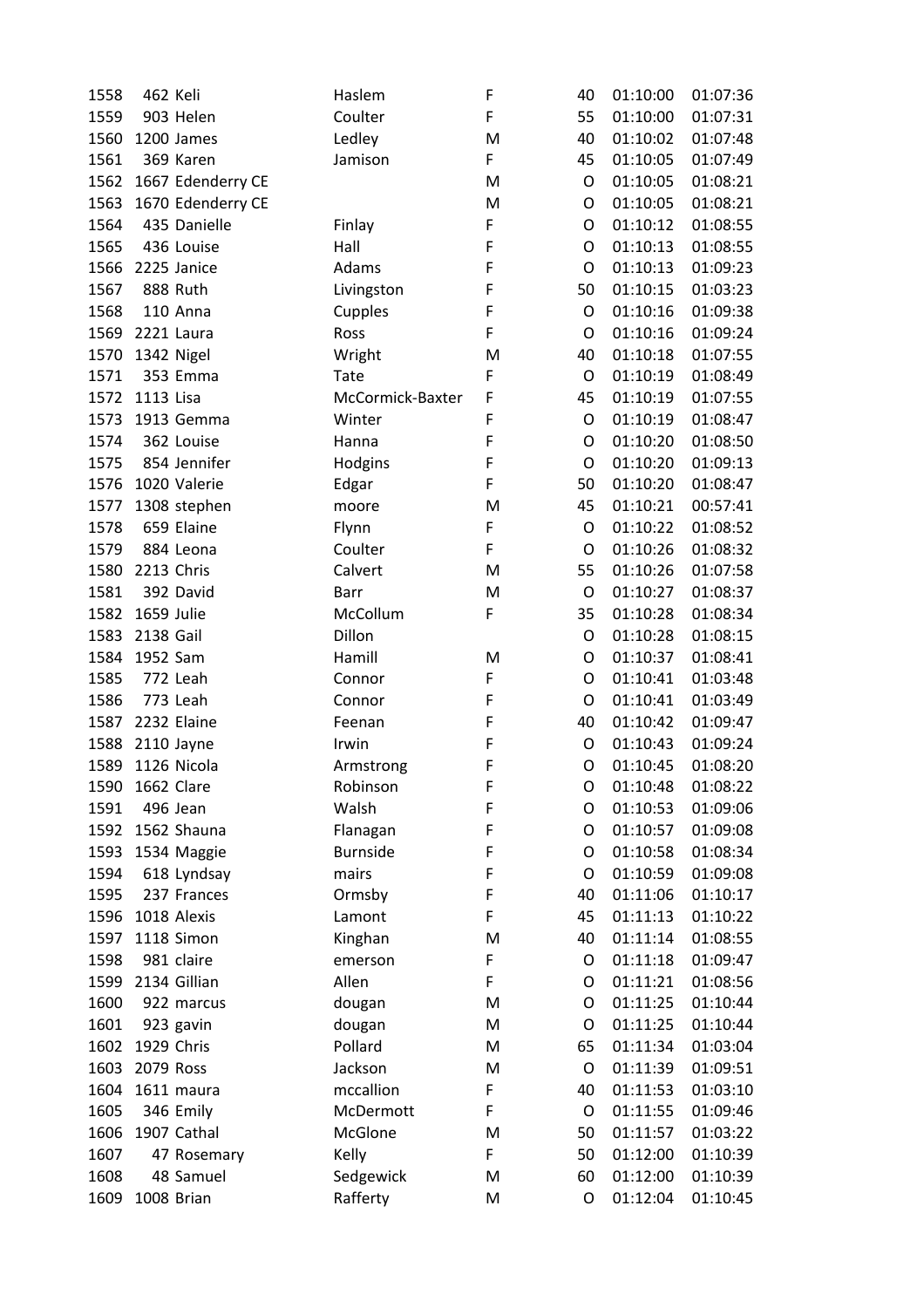| | | | | | | | |
|---|---|---|---|---|---|---|---|
| 1558 | 462 | Keli | Haslem | F | 40 | 01:10:00 | 01:07:36 |
| 1559 | 903 | Helen | Coulter | F | 55 | 01:10:00 | 01:07:31 |
| 1560 | 1200 | James | Ledley | M | 40 | 01:10:02 | 01:07:48 |
| 1561 | 369 | Karen | Jamison | F | 45 | 01:10:05 | 01:07:49 |
| 1562 | 1667 | Edenderry CE | | M | O | 01:10:05 | 01:08:21 |
| 1563 | 1670 | Edenderry CE | | M | O | 01:10:05 | 01:08:21 |
| 1564 | 435 | Danielle | Finlay | F | O | 01:10:12 | 01:08:55 |
| 1565 | 436 | Louise | Hall | F | O | 01:10:13 | 01:08:55 |
| 1566 | 2225 | Janice | Adams | F | O | 01:10:13 | 01:09:23 |
| 1567 | 888 | Ruth | Livingston | F | 50 | 01:10:15 | 01:03:23 |
| 1568 | 110 | Anna | Cupples | F | O | 01:10:16 | 01:09:38 |
| 1569 | 2221 | Laura | Ross | F | O | 01:10:16 | 01:09:24 |
| 1570 | 1342 | Nigel | Wright | M | 40 | 01:10:18 | 01:07:55 |
| 1571 | 353 | Emma | Tate | F | O | 01:10:19 | 01:08:49 |
| 1572 | 1113 | Lisa | McCormick-Baxter | F | 45 | 01:10:19 | 01:07:55 |
| 1573 | 1913 | Gemma | Winter | F | O | 01:10:19 | 01:08:47 |
| 1574 | 362 | Louise | Hanna | F | O | 01:10:20 | 01:08:50 |
| 1575 | 854 | Jennifer | Hodgins | F | O | 01:10:20 | 01:09:13 |
| 1576 | 1020 | Valerie | Edgar | F | 50 | 01:10:20 | 01:08:47 |
| 1577 | 1308 | stephen | moore | M | 45 | 01:10:21 | 00:57:41 |
| 1578 | 659 | Elaine | Flynn | F | O | 01:10:22 | 01:08:52 |
| 1579 | 884 | Leona | Coulter | F | O | 01:10:26 | 01:08:32 |
| 1580 | 2213 | Chris | Calvert | M | 55 | 01:10:26 | 01:07:58 |
| 1581 | 392 | David | Barr | M | O | 01:10:27 | 01:08:37 |
| 1582 | 1659 | Julie | McCollum | F | 35 | 01:10:28 | 01:08:34 |
| 1583 | 2138 | Gail | Dillon | | O | 01:10:28 | 01:08:15 |
| 1584 | 1952 | Sam | Hamill | M | O | 01:10:37 | 01:08:41 |
| 1585 | 772 | Leah | Connor | F | O | 01:10:41 | 01:03:48 |
| 1586 | 773 | Leah | Connor | F | O | 01:10:41 | 01:03:49 |
| 1587 | 2232 | Elaine | Feenan | F | 40 | 01:10:42 | 01:09:47 |
| 1588 | 2110 | Jayne | Irwin | F | O | 01:10:43 | 01:09:24 |
| 1589 | 1126 | Nicola | Armstrong | F | O | 01:10:45 | 01:08:20 |
| 1590 | 1662 | Clare | Robinson | F | O | 01:10:48 | 01:08:22 |
| 1591 | 496 | Jean | Walsh | F | O | 01:10:53 | 01:09:06 |
| 1592 | 1562 | Shauna | Flanagan | F | O | 01:10:57 | 01:09:08 |
| 1593 | 1534 | Maggie | Burnside | F | O | 01:10:58 | 01:08:34 |
| 1594 | 618 | Lyndsay | mairs | F | O | 01:10:59 | 01:09:08 |
| 1595 | 237 | Frances | Ormsby | F | 40 | 01:11:06 | 01:10:17 |
| 1596 | 1018 | Alexis | Lamont | F | 45 | 01:11:13 | 01:10:22 |
| 1597 | 1118 | Simon | Kinghan | M | 40 | 01:11:14 | 01:08:55 |
| 1598 | 981 | claire | emerson | F | O | 01:11:18 | 01:09:47 |
| 1599 | 2134 | Gillian | Allen | F | O | 01:11:21 | 01:08:56 |
| 1600 | 922 | marcus | dougan | M | O | 01:11:25 | 01:10:44 |
| 1601 | 923 | gavin | dougan | M | O | 01:11:25 | 01:10:44 |
| 1602 | 1929 | Chris | Pollard | M | 65 | 01:11:34 | 01:03:04 |
| 1603 | 2079 | Ross | Jackson | M | O | 01:11:39 | 01:09:51 |
| 1604 | 1611 | maura | mccallion | F | 40 | 01:11:53 | 01:03:10 |
| 1605 | 346 | Emily | McDermott | F | O | 01:11:55 | 01:09:46 |
| 1606 | 1907 | Cathal | McGlone | M | 50 | 01:11:57 | 01:03:22 |
| 1607 | 47 | Rosemary | Kelly | F | 50 | 01:12:00 | 01:10:39 |
| 1608 | 48 | Samuel | Sedgewick | M | 60 | 01:12:00 | 01:10:39 |
| 1609 | 1008 | Brian | Rafferty | M | O | 01:12:04 | 01:10:45 |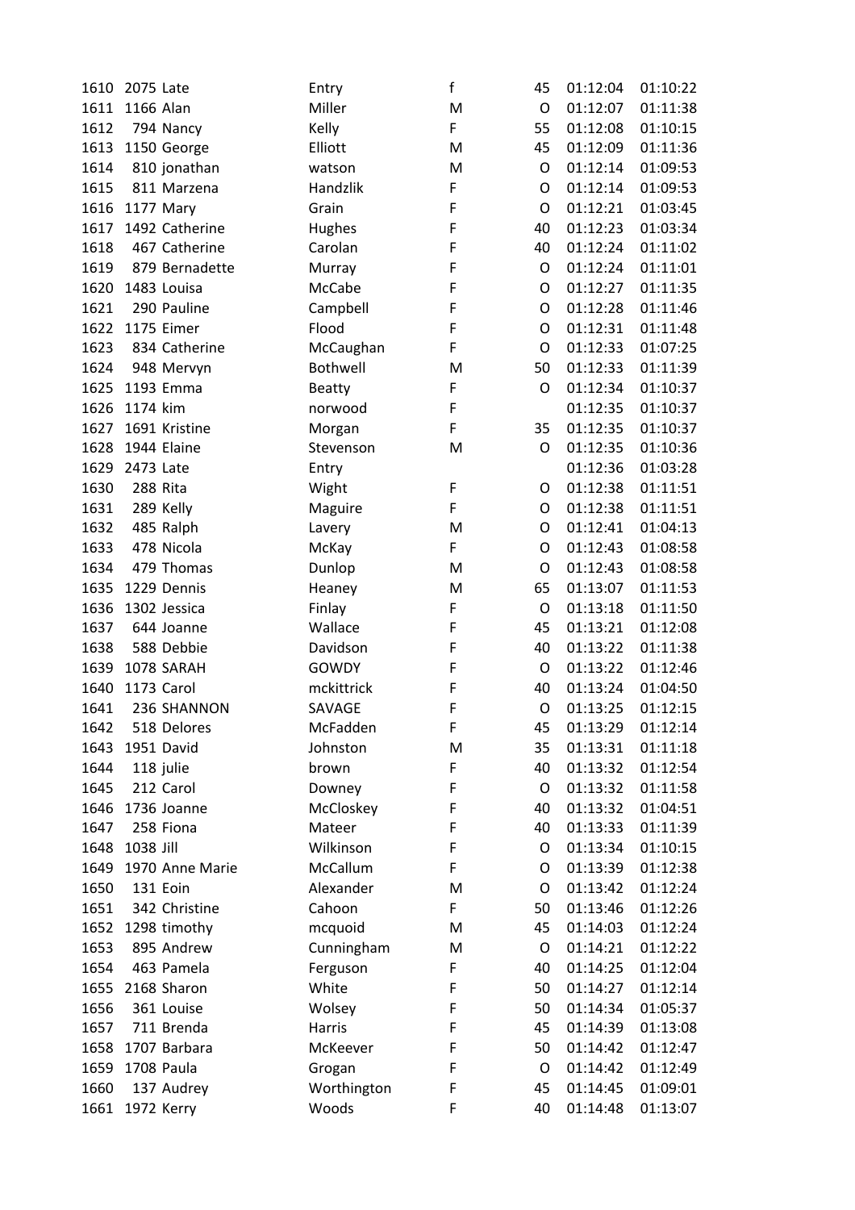| | | | | | | | |
|---|---|---|---|---|---|---|---|
| 1610 | 2075 | Late | Entry | f | 45 | 01:12:04 | 01:10:22 |
| 1611 | 1166 | Alan | Miller | M | O | 01:12:07 | 01:11:38 |
| 1612 | 794 | Nancy | Kelly | F | 55 | 01:12:08 | 01:10:15 |
| 1613 | 1150 | George | Elliott | M | 45 | 01:12:09 | 01:11:36 |
| 1614 | 810 | jonathan | watson | M | O | 01:12:14 | 01:09:53 |
| 1615 | 811 | Marzena | Handzlik | F | O | 01:12:14 | 01:09:53 |
| 1616 | 1177 | Mary | Grain | F | O | 01:12:21 | 01:03:45 |
| 1617 | 1492 | Catherine | Hughes | F | 40 | 01:12:23 | 01:03:34 |
| 1618 | 467 | Catherine | Carolan | F | 40 | 01:12:24 | 01:11:02 |
| 1619 | 879 | Bernadette | Murray | F | O | 01:12:24 | 01:11:01 |
| 1620 | 1483 | Louisa | McCabe | F | O | 01:12:27 | 01:11:35 |
| 1621 | 290 | Pauline | Campbell | F | O | 01:12:28 | 01:11:46 |
| 1622 | 1175 | Eimer | Flood | F | O | 01:12:31 | 01:11:48 |
| 1623 | 834 | Catherine | McCaughan | F | O | 01:12:33 | 01:07:25 |
| 1624 | 948 | Mervyn | Bothwell | M | 50 | 01:12:33 | 01:11:39 |
| 1625 | 1193 | Emma | Beatty | F | O | 01:12:34 | 01:10:37 |
| 1626 | 1174 | kim | norwood | F | | 01:12:35 | 01:10:37 |
| 1627 | 1691 | Kristine | Morgan | F | 35 | 01:12:35 | 01:10:37 |
| 1628 | 1944 | Elaine | Stevenson | M | O | 01:12:35 | 01:10:36 |
| 1629 | 2473 | Late | Entry | | | 01:12:36 | 01:03:28 |
| 1630 | 288 | Rita | Wight | F | O | 01:12:38 | 01:11:51 |
| 1631 | 289 | Kelly | Maguire | F | O | 01:12:38 | 01:11:51 |
| 1632 | 485 | Ralph | Lavery | M | O | 01:12:41 | 01:04:13 |
| 1633 | 478 | Nicola | McKay | F | O | 01:12:43 | 01:08:58 |
| 1634 | 479 | Thomas | Dunlop | M | O | 01:12:43 | 01:08:58 |
| 1635 | 1229 | Dennis | Heaney | M | 65 | 01:13:07 | 01:11:53 |
| 1636 | 1302 | Jessica | Finlay | F | O | 01:13:18 | 01:11:50 |
| 1637 | 644 | Joanne | Wallace | F | 45 | 01:13:21 | 01:12:08 |
| 1638 | 588 | Debbie | Davidson | F | 40 | 01:13:22 | 01:11:38 |
| 1639 | 1078 | SARAH | GOWDY | F | O | 01:13:22 | 01:12:46 |
| 1640 | 1173 | Carol | mckittrick | F | 40 | 01:13:24 | 01:04:50 |
| 1641 | 236 | SHANNON | SAVAGE | F | O | 01:13:25 | 01:12:15 |
| 1642 | 518 | Delores | McFadden | F | 45 | 01:13:29 | 01:12:14 |
| 1643 | 1951 | David | Johnston | M | 35 | 01:13:31 | 01:11:18 |
| 1644 | 118 | julie | brown | F | 40 | 01:13:32 | 01:12:54 |
| 1645 | 212 | Carol | Downey | F | O | 01:13:32 | 01:11:58 |
| 1646 | 1736 | Joanne | McCloskey | F | 40 | 01:13:32 | 01:04:51 |
| 1647 | 258 | Fiona | Mateer | F | 40 | 01:13:33 | 01:11:39 |
| 1648 | 1038 | Jill | Wilkinson | F | O | 01:13:34 | 01:10:15 |
| 1649 | 1970 | Anne Marie | McCallum | F | O | 01:13:39 | 01:12:38 |
| 1650 | 131 | Eoin | Alexander | M | O | 01:13:42 | 01:12:24 |
| 1651 | 342 | Christine | Cahoon | F | 50 | 01:13:46 | 01:12:26 |
| 1652 | 1298 | timothy | mcquoid | M | 45 | 01:14:03 | 01:12:24 |
| 1653 | 895 | Andrew | Cunningham | M | O | 01:14:21 | 01:12:22 |
| 1654 | 463 | Pamela | Ferguson | F | 40 | 01:14:25 | 01:12:04 |
| 1655 | 2168 | Sharon | White | F | 50 | 01:14:27 | 01:12:14 |
| 1656 | 361 | Louise | Wolsey | F | 50 | 01:14:34 | 01:05:37 |
| 1657 | 711 | Brenda | Harris | F | 45 | 01:14:39 | 01:13:08 |
| 1658 | 1707 | Barbara | McKeever | F | 50 | 01:14:42 | 01:12:47 |
| 1659 | 1708 | Paula | Grogan | F | O | 01:14:42 | 01:12:49 |
| 1660 | 137 | Audrey | Worthington | F | 45 | 01:14:45 | 01:09:01 |
| 1661 | 1972 | Kerry | Woods | F | 40 | 01:14:48 | 01:13:07 |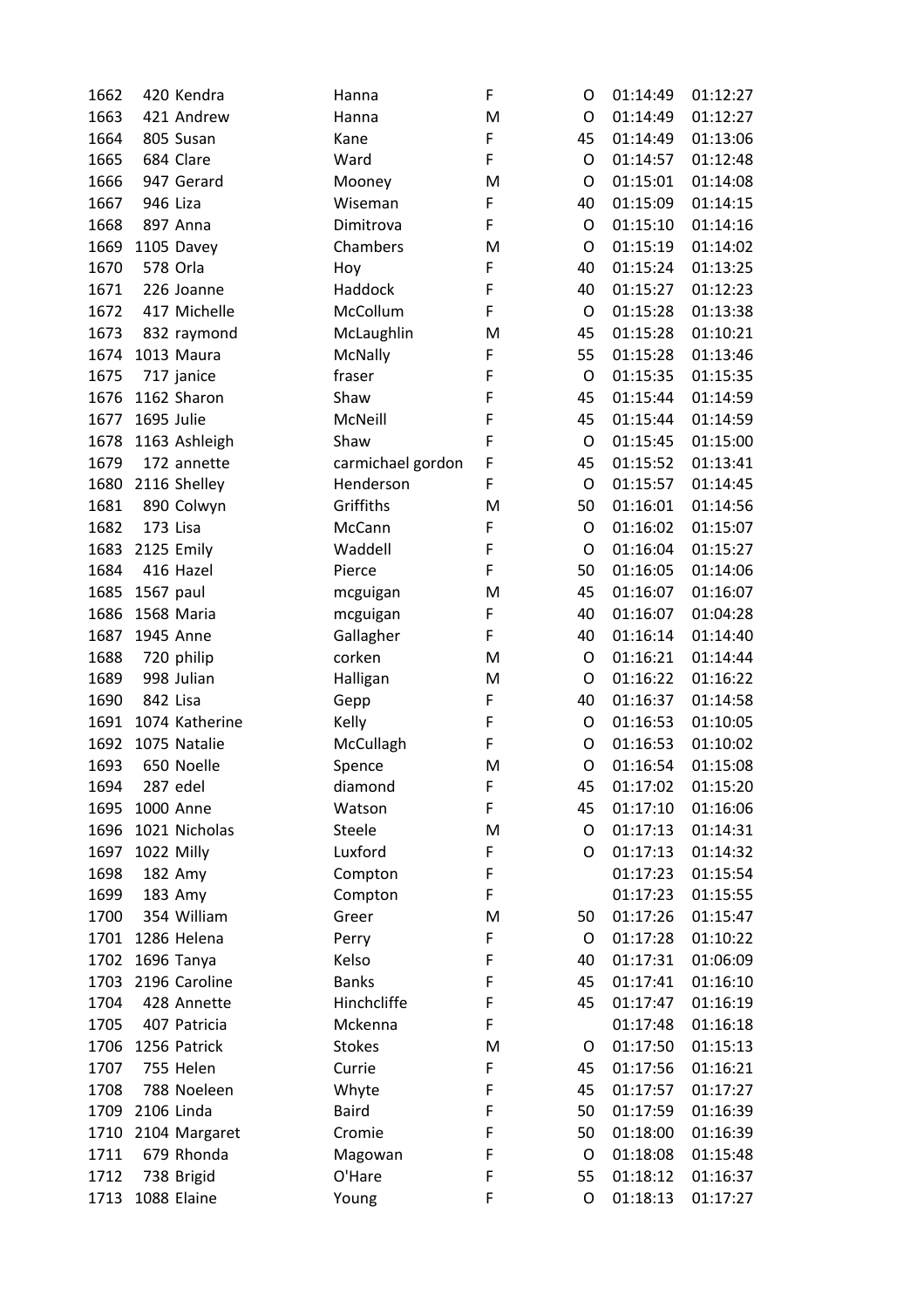| | | | | | | | |
|---|---|---|---|---|---|---|---|
| 1662 | 420 | Kendra | Hanna | F | O | 01:14:49 | 01:12:27 |
| 1663 | 421 | Andrew | Hanna | M | O | 01:14:49 | 01:12:27 |
| 1664 | 805 | Susan | Kane | F | 45 | 01:14:49 | 01:13:06 |
| 1665 | 684 | Clare | Ward | F | O | 01:14:57 | 01:12:48 |
| 1666 | 947 | Gerard | Mooney | M | O | 01:15:01 | 01:14:08 |
| 1667 | 946 | Liza | Wiseman | F | 40 | 01:15:09 | 01:14:15 |
| 1668 | 897 | Anna | Dimitrova | F | O | 01:15:10 | 01:14:16 |
| 1669 | 1105 | Davey | Chambers | M | O | 01:15:19 | 01:14:02 |
| 1670 | 578 | Orla | Hoy | F | 40 | 01:15:24 | 01:13:25 |
| 1671 | 226 | Joanne | Haddock | F | 40 | 01:15:27 | 01:12:23 |
| 1672 | 417 | Michelle | McCollum | F | O | 01:15:28 | 01:13:38 |
| 1673 | 832 | raymond | McLaughlin | M | 45 | 01:15:28 | 01:10:21 |
| 1674 | 1013 | Maura | McNally | F | 55 | 01:15:28 | 01:13:46 |
| 1675 | 717 | janice | fraser | F | O | 01:15:35 | 01:15:35 |
| 1676 | 1162 | Sharon | Shaw | F | 45 | 01:15:44 | 01:14:59 |
| 1677 | 1695 | Julie | McNeill | F | 45 | 01:15:44 | 01:14:59 |
| 1678 | 1163 | Ashleigh | Shaw | F | O | 01:15:45 | 01:15:00 |
| 1679 | 172 | annette | carmichael gordon | F | 45 | 01:15:52 | 01:13:41 |
| 1680 | 2116 | Shelley | Henderson | F | O | 01:15:57 | 01:14:45 |
| 1681 | 890 | Colwyn | Griffiths | M | 50 | 01:16:01 | 01:14:56 |
| 1682 | 173 | Lisa | McCann | F | O | 01:16:02 | 01:15:07 |
| 1683 | 2125 | Emily | Waddell | F | O | 01:16:04 | 01:15:27 |
| 1684 | 416 | Hazel | Pierce | F | 50 | 01:16:05 | 01:14:06 |
| 1685 | 1567 | paul | mcguigan | M | 45 | 01:16:07 | 01:16:07 |
| 1686 | 1568 | Maria | mcguigan | F | 40 | 01:16:07 | 01:04:28 |
| 1687 | 1945 | Anne | Gallagher | F | 40 | 01:16:14 | 01:14:40 |
| 1688 | 720 | philip | corken | M | O | 01:16:21 | 01:14:44 |
| 1689 | 998 | Julian | Halligan | M | O | 01:16:22 | 01:16:22 |
| 1690 | 842 | Lisa | Gepp | F | 40 | 01:16:37 | 01:14:58 |
| 1691 | 1074 | Katherine | Kelly | F | O | 01:16:53 | 01:10:05 |
| 1692 | 1075 | Natalie | McCullagh | F | O | 01:16:53 | 01:10:02 |
| 1693 | 650 | Noelle | Spence | M | O | 01:16:54 | 01:15:08 |
| 1694 | 287 | edel | diamond | F | 45 | 01:17:02 | 01:15:20 |
| 1695 | 1000 | Anne | Watson | F | 45 | 01:17:10 | 01:16:06 |
| 1696 | 1021 | Nicholas | Steele | M | O | 01:17:13 | 01:14:31 |
| 1697 | 1022 | Milly | Luxford | F | O | 01:17:13 | 01:14:32 |
| 1698 | 182 | Amy | Compton | F | | 01:17:23 | 01:15:54 |
| 1699 | 183 | Amy | Compton | F | | 01:17:23 | 01:15:55 |
| 1700 | 354 | William | Greer | M | 50 | 01:17:26 | 01:15:47 |
| 1701 | 1286 | Helena | Perry | F | O | 01:17:28 | 01:10:22 |
| 1702 | 1696 | Tanya | Kelso | F | 40 | 01:17:31 | 01:06:09 |
| 1703 | 2196 | Caroline | Banks | F | 45 | 01:17:41 | 01:16:10 |
| 1704 | 428 | Annette | Hinchcliffe | F | 45 | 01:17:47 | 01:16:19 |
| 1705 | 407 | Patricia | Mckenna | F | | 01:17:48 | 01:16:18 |
| 1706 | 1256 | Patrick | Stokes | M | O | 01:17:50 | 01:15:13 |
| 1707 | 755 | Helen | Currie | F | 45 | 01:17:56 | 01:16:21 |
| 1708 | 788 | Noeleen | Whyte | F | 45 | 01:17:57 | 01:17:27 |
| 1709 | 2106 | Linda | Baird | F | 50 | 01:17:59 | 01:16:39 |
| 1710 | 2104 | Margaret | Cromie | F | 50 | 01:18:00 | 01:16:39 |
| 1711 | 679 | Rhonda | Magowan | F | O | 01:18:08 | 01:15:48 |
| 1712 | 738 | Brigid | O'Hare | F | 55 | 01:18:12 | 01:16:37 |
| 1713 | 1088 | Elaine | Young | F | O | 01:18:13 | 01:17:27 |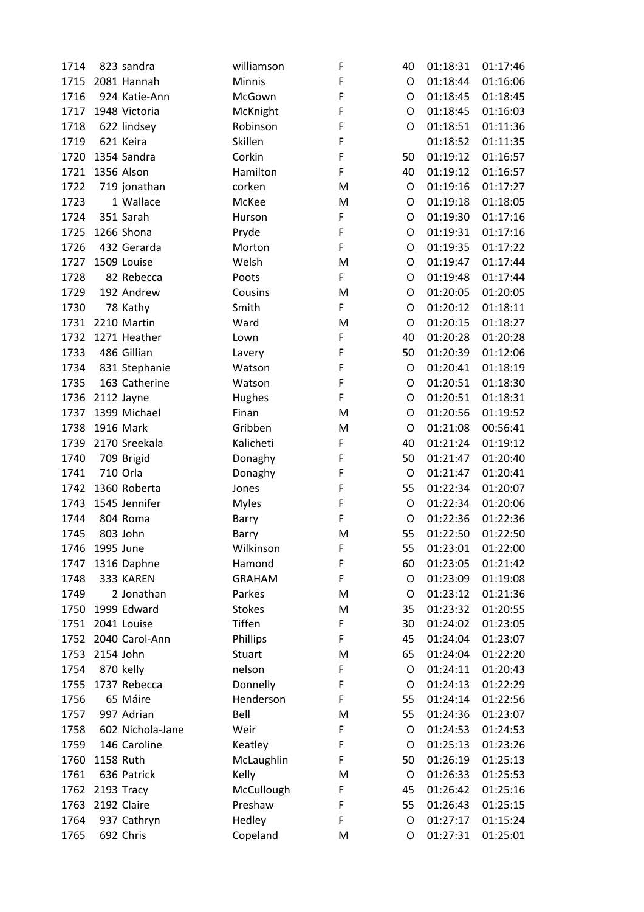| | | | | | | | |
|---|---|---|---|---|---|---|---|
| 1714 | 823 | sandra | williamson | F | 40 | 01:18:31 | 01:17:46 |
| 1715 | 2081 | Hannah | Minnis | F | O | 01:18:44 | 01:16:06 |
| 1716 | 924 | Katie-Ann | McGown | F | O | 01:18:45 | 01:18:45 |
| 1717 | 1948 | Victoria | McKnight | F | O | 01:18:45 | 01:16:03 |
| 1718 | 622 | lindsey | Robinson | F | O | 01:18:51 | 01:11:36 |
| 1719 | 621 | Keira | Skillen | F | | 01:18:52 | 01:11:35 |
| 1720 | 1354 | Sandra | Corkin | F | 50 | 01:19:12 | 01:16:57 |
| 1721 | 1356 | Alson | Hamilton | F | 40 | 01:19:12 | 01:16:57 |
| 1722 | 719 | jonathan | corken | M | O | 01:19:16 | 01:17:27 |
| 1723 | 1 | Wallace | McKee | M | O | 01:19:18 | 01:18:05 |
| 1724 | 351 | Sarah | Hurson | F | O | 01:19:30 | 01:17:16 |
| 1725 | 1266 | Shona | Pryde | F | O | 01:19:31 | 01:17:16 |
| 1726 | 432 | Gerarda | Morton | F | O | 01:19:35 | 01:17:22 |
| 1727 | 1509 | Louise | Welsh | M | O | 01:19:47 | 01:17:44 |
| 1728 | 82 | Rebecca | Poots | F | O | 01:19:48 | 01:17:44 |
| 1729 | 192 | Andrew | Cousins | M | O | 01:20:05 | 01:20:05 |
| 1730 | 78 | Kathy | Smith | F | O | 01:20:12 | 01:18:11 |
| 1731 | 2210 | Martin | Ward | M | O | 01:20:15 | 01:18:27 |
| 1732 | 1271 | Heather | Lown | F | 40 | 01:20:28 | 01:20:28 |
| 1733 | 486 | Gillian | Lavery | F | 50 | 01:20:39 | 01:12:06 |
| 1734 | 831 | Stephanie | Watson | F | O | 01:20:41 | 01:18:19 |
| 1735 | 163 | Catherine | Watson | F | O | 01:20:51 | 01:18:30 |
| 1736 | 2112 | Jayne | Hughes | F | O | 01:20:51 | 01:18:31 |
| 1737 | 1399 | Michael | Finan | M | O | 01:20:56 | 01:19:52 |
| 1738 | 1916 | Mark | Gribben | M | O | 01:21:08 | 00:56:41 |
| 1739 | 2170 | Sreekala | Kalicheti | F | 40 | 01:21:24 | 01:19:12 |
| 1740 | 709 | Brigid | Donaghy | F | 50 | 01:21:47 | 01:20:40 |
| 1741 | 710 | Orla | Donaghy | F | O | 01:21:47 | 01:20:41 |
| 1742 | 1360 | Roberta | Jones | F | 55 | 01:22:34 | 01:20:07 |
| 1743 | 1545 | Jennifer | Myles | F | O | 01:22:34 | 01:20:06 |
| 1744 | 804 | Roma | Barry | F | O | 01:22:36 | 01:22:36 |
| 1745 | 803 | John | Barry | M | 55 | 01:22:50 | 01:22:50 |
| 1746 | 1995 | June | Wilkinson | F | 55 | 01:23:01 | 01:22:00 |
| 1747 | 1316 | Daphne | Hamond | F | 60 | 01:23:05 | 01:21:42 |
| 1748 | 333 | KAREN | GRAHAM | F | O | 01:23:09 | 01:19:08 |
| 1749 | 2 | Jonathan | Parkes | M | O | 01:23:12 | 01:21:36 |
| 1750 | 1999 | Edward | Stokes | M | 35 | 01:23:32 | 01:20:55 |
| 1751 | 2041 | Louise | Tiffen | F | 30 | 01:24:02 | 01:23:05 |
| 1752 | 2040 | Carol-Ann | Phillips | F | 45 | 01:24:04 | 01:23:07 |
| 1753 | 2154 | John | Stuart | M | 65 | 01:24:04 | 01:22:20 |
| 1754 | 870 | kelly | nelson | F | O | 01:24:11 | 01:20:43 |
| 1755 | 1737 | Rebecca | Donnelly | F | O | 01:24:13 | 01:22:29 |
| 1756 | 65 | Máire | Henderson | F | 55 | 01:24:14 | 01:22:56 |
| 1757 | 997 | Adrian | Bell | M | 55 | 01:24:36 | 01:23:07 |
| 1758 | 602 | Nichola-Jane | Weir | F | O | 01:24:53 | 01:24:53 |
| 1759 | 146 | Caroline | Keatley | F | O | 01:25:13 | 01:23:26 |
| 1760 | 1158 | Ruth | McLaughlin | F | 50 | 01:26:19 | 01:25:13 |
| 1761 | 636 | Patrick | Kelly | M | O | 01:26:33 | 01:25:53 |
| 1762 | 2193 | Tracy | McCullough | F | 45 | 01:26:42 | 01:25:16 |
| 1763 | 2192 | Claire | Preshaw | F | 55 | 01:26:43 | 01:25:15 |
| 1764 | 937 | Cathryn | Hedley | F | O | 01:27:17 | 01:15:24 |
| 1765 | 692 | Chris | Copeland | M | O | 01:27:31 | 01:25:01 |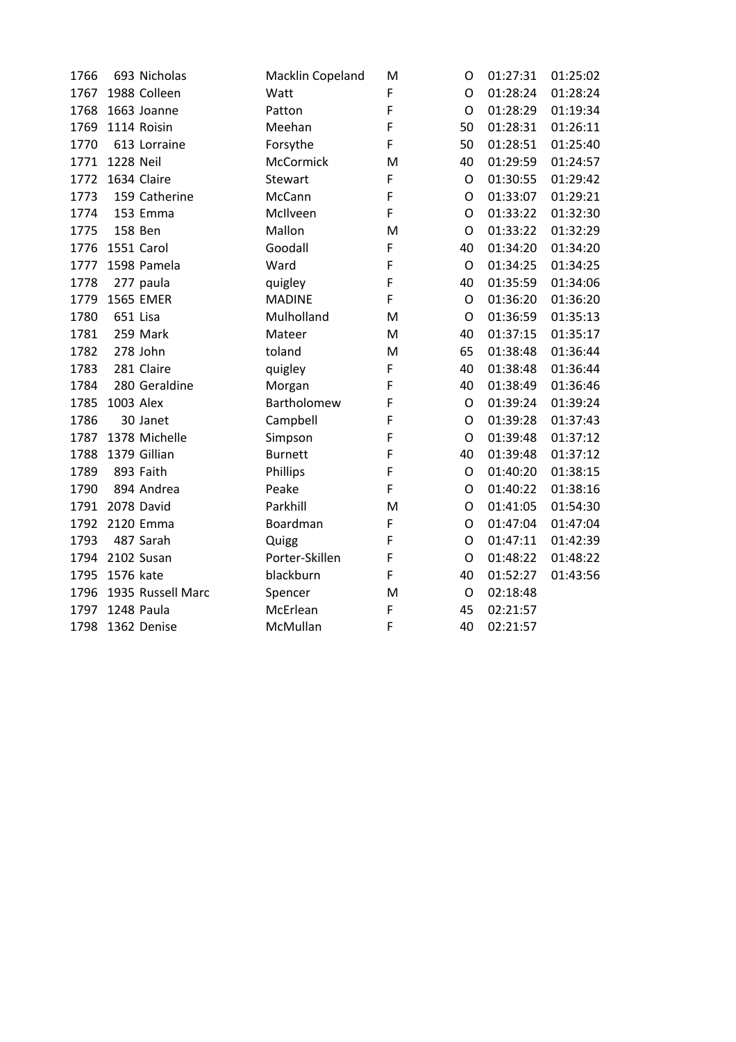| | | | | | | | |
|---|---|---|---|---|---|---|---|
| 1766 | 693 | Nicholas | Macklin Copeland | M | O | 01:27:31 | 01:25:02 |
| 1767 | 1988 | Colleen | Watt | F | O | 01:28:24 | 01:28:24 |
| 1768 | 1663 | Joanne | Patton | F | O | 01:28:29 | 01:19:34 |
| 1769 | 1114 | Roisin | Meehan | F | 50 | 01:28:31 | 01:26:11 |
| 1770 | 613 | Lorraine | Forsythe | F | 50 | 01:28:51 | 01:25:40 |
| 1771 | 1228 | Neil | McCormick | M | 40 | 01:29:59 | 01:24:57 |
| 1772 | 1634 | Claire | Stewart | F | O | 01:30:55 | 01:29:42 |
| 1773 | 159 | Catherine | McCann | F | O | 01:33:07 | 01:29:21 |
| 1774 | 153 | Emma | McIlveen | F | O | 01:33:22 | 01:32:30 |
| 1775 | 158 | Ben | Mallon | M | O | 01:33:22 | 01:32:29 |
| 1776 | 1551 | Carol | Goodall | F | 40 | 01:34:20 | 01:34:20 |
| 1777 | 1598 | Pamela | Ward | F | O | 01:34:25 | 01:34:25 |
| 1778 | 277 | paula | quigley | F | 40 | 01:35:59 | 01:34:06 |
| 1779 | 1565 | EMER | MADINE | F | O | 01:36:20 | 01:36:20 |
| 1780 | 651 | Lisa | Mulholland | M | O | 01:36:59 | 01:35:13 |
| 1781 | 259 | Mark | Mateer | M | 40 | 01:37:15 | 01:35:17 |
| 1782 | 278 | John | toland | M | 65 | 01:38:48 | 01:36:44 |
| 1783 | 281 | Claire | quigley | F | 40 | 01:38:48 | 01:36:44 |
| 1784 | 280 | Geraldine | Morgan | F | 40 | 01:38:49 | 01:36:46 |
| 1785 | 1003 | Alex | Bartholomew | F | O | 01:39:24 | 01:39:24 |
| 1786 | 30 | Janet | Campbell | F | O | 01:39:28 | 01:37:43 |
| 1787 | 1378 | Michelle | Simpson | F | O | 01:39:48 | 01:37:12 |
| 1788 | 1379 | Gillian | Burnett | F | 40 | 01:39:48 | 01:37:12 |
| 1789 | 893 | Faith | Phillips | F | O | 01:40:20 | 01:38:15 |
| 1790 | 894 | Andrea | Peake | F | O | 01:40:22 | 01:38:16 |
| 1791 | 2078 | David | Parkhill | M | O | 01:41:05 | 01:54:30 |
| 1792 | 2120 | Emma | Boardman | F | O | 01:47:04 | 01:47:04 |
| 1793 | 487 | Sarah | Quigg | F | O | 01:47:11 | 01:42:39 |
| 1794 | 2102 | Susan | Porter-Skillen | F | O | 01:48:22 | 01:48:22 |
| 1795 | 1576 | kate | blackburn | F | 40 | 01:52:27 | 01:43:56 |
| 1796 | 1935 | Russell Marc | Spencer | M | O | 02:18:48 | |
| 1797 | 1248 | Paula | McErlean | F | 45 | 02:21:57 | |
| 1798 | 1362 | Denise | McMullan | F | 40 | 02:21:57 | |